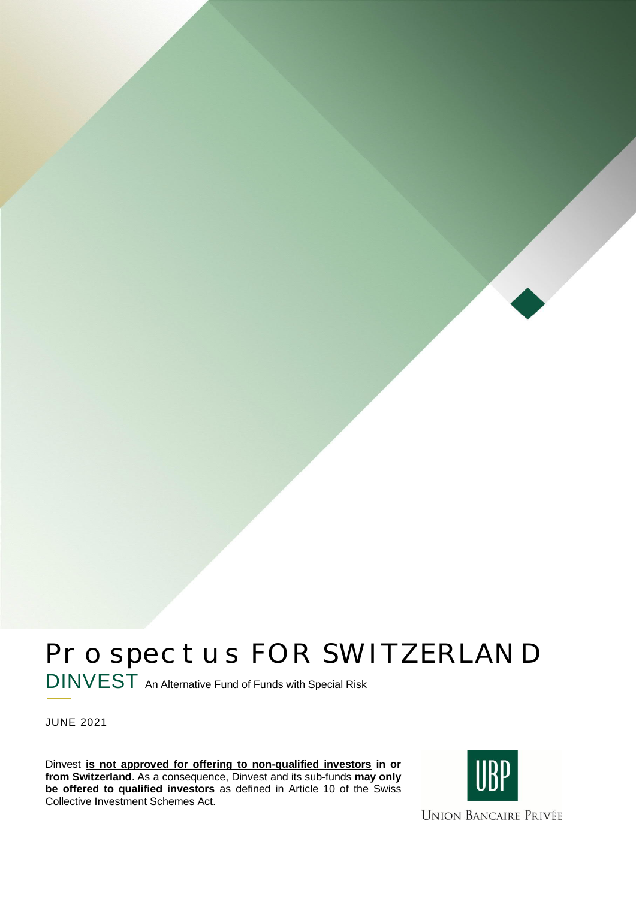# Prospectus FOR SWITZERLAND

## DINVEST An Alternative Fund of Funds with Special Risk

JUNE 2021

Dinvest **is not approved for offering to non-qualified investors in or from Switzerland**. As a consequence, Dinvest and its sub-funds **may only be offered to qualified investors** as defined in Article 10 of the Swiss Collective Investment Schemes Act.

UBP

UNION BANCAIRE PRIVÉE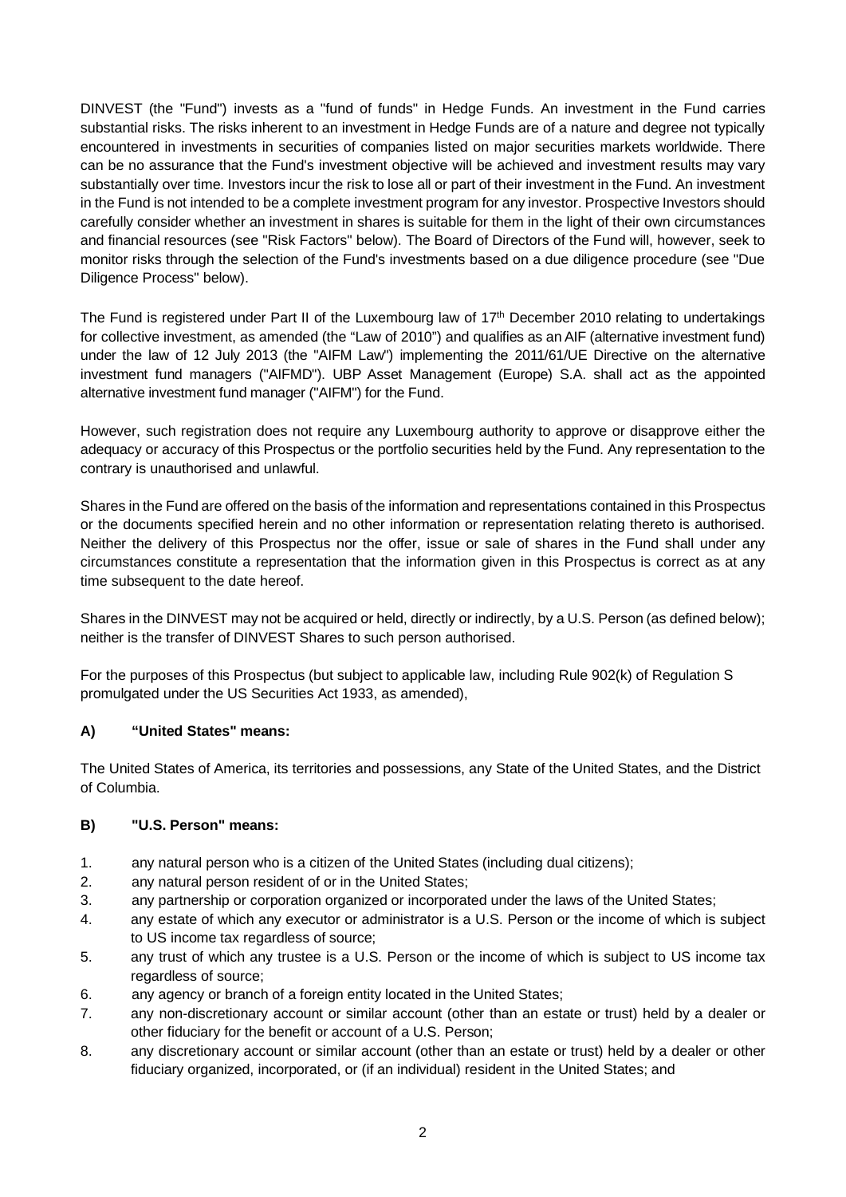DINVEST (the "Fund") invests as a "fund of funds" in Hedge Funds. An investment in the Fund carries substantial risks. The risks inherent to an investment in Hedge Funds are of a nature and degree not typically encountered in investments in securities of companies listed on major securities markets worldwide. There can be no assurance that the Fund's investment objective will be achieved and investment results may vary substantially over time. Investors incur the risk to lose all or part of their investment in the Fund. An investment in the Fund is not intended to be a complete investment program for any investor. Prospective Investors should carefully consider whether an investment in shares is suitable for them in the light of their own circumstances and financial resources (see "Risk Factors" below). The Board of Directors of the Fund will, however, seek to monitor risks through the selection of the Fund's investments based on a due diligence procedure (see "Due Diligence Process" below).

The Fund is registered under Part II of the Luxembourg law of 17th December 2010 relating to undertakings for collective investment, as amended (the "Law of 2010") and qualifies as an AIF (alternative investment fund) under the law of 12 July 2013 (the "AIFM Law") implementing the 2011/61/UE Directive on the alternative investment fund managers ("AIFMD"). UBP Asset Management (Europe) S.A. shall act as the appointed alternative investment fund manager ("AIFM") for the Fund.

However, such registration does not require any Luxembourg authority to approve or disapprove either the adequacy or accuracy of this Prospectus or the portfolio securities held by the Fund. Any representation to the contrary is unauthorised and unlawful.

Shares in the Fund are offered on the basis of the information and representations contained in this Prospectus or the documents specified herein and no other information or representation relating thereto is authorised. Neither the delivery of this Prospectus nor the offer, issue or sale of shares in the Fund shall under any circumstances constitute a representation that the information given in this Prospectus is correct as at any time subsequent to the date hereof.

Shares in the DINVEST may not be acquired or held, directly or indirectly, by a U.S. Person (as defined below); neither is the transfer of DINVEST Shares to such person authorised.

For the purposes of this Prospectus (but subject to applicable law, including Rule 902(k) of Regulation S promulgated under the US Securities Act 1933, as amended),

**A) "United States" means:**

The United States of America, its territories and possessions, any State of the United States, and the District of Columbia.

**B) "U.S. Person" means:**

1. any natural person who is a citizen of the United States (including dual citizens);
2. any natural person resident of or in the United States;
3. any partnership or corporation organized or incorporated under the laws of the United States;
4. any estate of which any executor or administrator is a U.S. Person or the income of which is subject to US income tax regardless of source;
5. any trust of which any trustee is a U.S. Person or the income of which is subject to US income tax regardless of source;
6. any agency or branch of a foreign entity located in the United States;
7. any non-discretionary account or similar account (other than an estate or trust) held by a dealer or other fiduciary for the benefit or account of a U.S. Person;
8. any discretionary account or similar account (other than an estate or trust) held by a dealer or other fiduciary organized, incorporated, or (if an individual) resident in the United States; and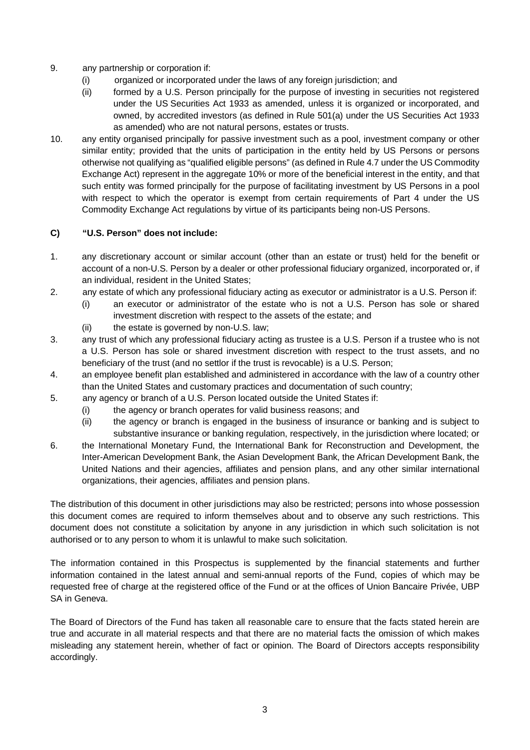9. any partnership or corporation if:
   (i) organized or incorporated under the laws of any foreign jurisdiction; and
   (ii) formed by a U.S. Person principally for the purpose of investing in securities not registered under the US Securities Act 1933 as amended, unless it is organized or incorporated, and owned, by accredited investors (as defined in Rule 501(a) under the US Securities Act 1933 as amended) who are not natural persons, estates or trusts.
10. any entity organised principally for passive investment such as a pool, investment company or other similar entity; provided that the units of participation in the entity held by US Persons or persons otherwise not qualifying as "qualified eligible persons" (as defined in Rule 4.7 under the US Commodity Exchange Act) represent in the aggregate 10% or more of the beneficial interest in the entity, and that such entity was formed principally for the purpose of facilitating investment by US Persons in a pool with respect to which the operator is exempt from certain requirements of Part 4 under the US Commodity Exchange Act regulations by virtue of its participants being non-US Persons.

**C) "U.S. Person" does not include:**

1. any discretionary account or similar account (other than an estate or trust) held for the benefit or account of a non-U.S. Person by a dealer or other professional fiduciary organized, incorporated or, if an individual, resident in the United States;
2. any estate of which any professional fiduciary acting as executor or administrator is a U.S. Person if:
   (i) an executor or administrator of the estate who is not a U.S. Person has sole or shared investment discretion with respect to the assets of the estate; and
   (ii) the estate is governed by non-U.S. law;
3. any trust of which any professional fiduciary acting as trustee is a U.S. Person if a trustee who is not a U.S. Person has sole or shared investment discretion with respect to the trust assets, and no beneficiary of the trust (and no settlor if the trust is revocable) is a U.S. Person;
4. an employee benefit plan established and administered in accordance with the law of a country other than the United States and customary practices and documentation of such country;
5. any agency or branch of a U.S. Person located outside the United States if:
   (i) the agency or branch operates for valid business reasons; and
   (ii) the agency or branch is engaged in the business of insurance or banking and is subject to substantive insurance or banking regulation, respectively, in the jurisdiction where located; or
6. the International Monetary Fund, the International Bank for Reconstruction and Development, the Inter-American Development Bank, the Asian Development Bank, the African Development Bank, the United Nations and their agencies, affiliates and pension plans, and any other similar international organizations, their agencies, affiliates and pension plans.

The distribution of this document in other jurisdictions may also be restricted; persons into whose possession this document comes are required to inform themselves about and to observe any such restrictions. This document does not constitute a solicitation by anyone in any jurisdiction in which such solicitation is not authorised or to any person to whom it is unlawful to make such solicitation.

The information contained in this Prospectus is supplemented by the financial statements and further information contained in the latest annual and semi-annual reports of the Fund, copies of which may be requested free of charge at the registered office of the Fund or at the offices of Union Bancaire Privée, UBP SA in Geneva.

The Board of Directors of the Fund has taken all reasonable care to ensure that the facts stated herein are true and accurate in all material respects and that there are no material facts the omission of which makes misleading any statement herein, whether of fact or opinion. The Board of Directors accepts responsibility accordingly.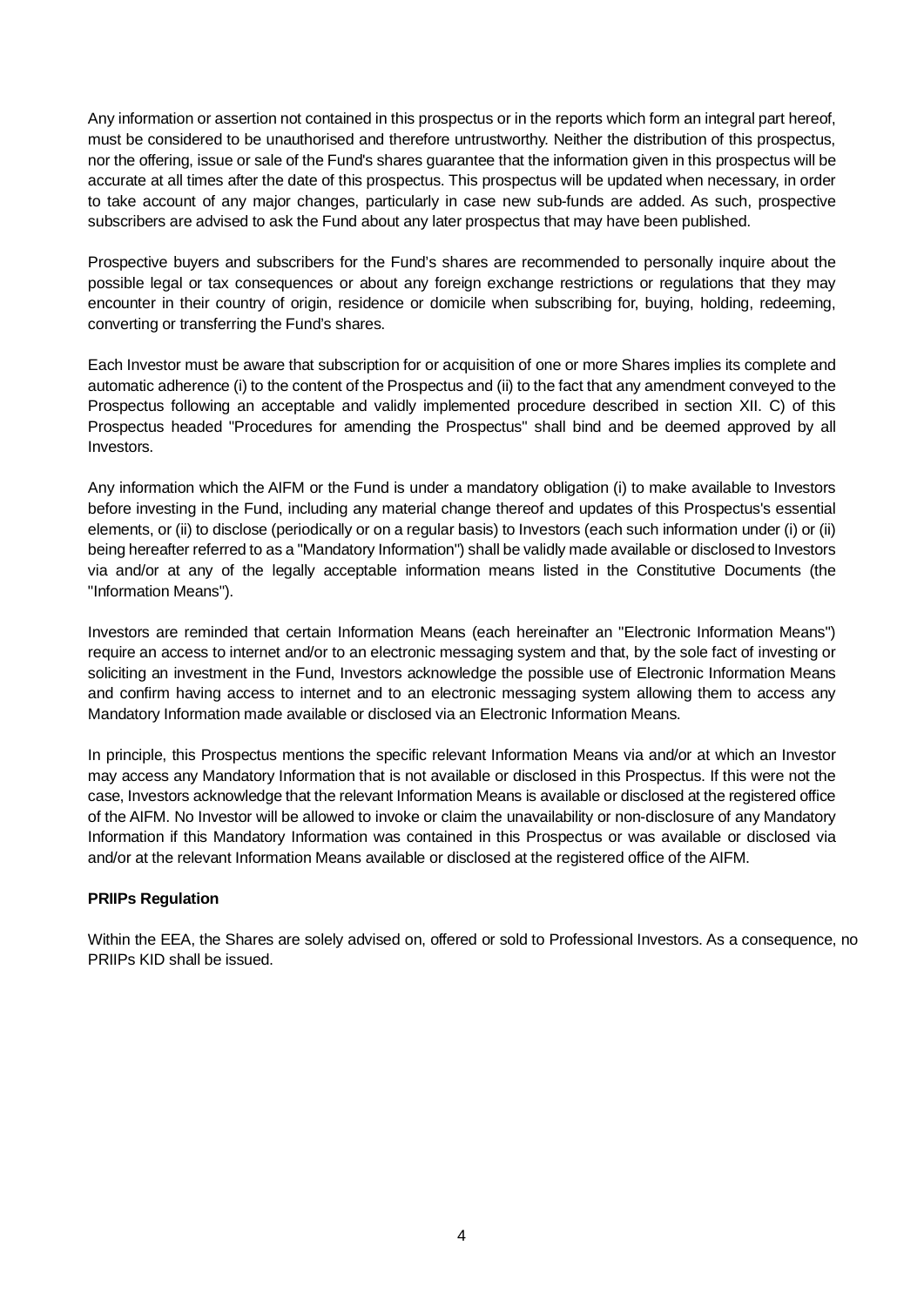Any information or assertion not contained in this prospectus or in the reports which form an integral part hereof, must be considered to be unauthorised and therefore untrustworthy. Neither the distribution of this prospectus, nor the offering, issue or sale of the Fund's shares guarantee that the information given in this prospectus will be accurate at all times after the date of this prospectus. This prospectus will be updated when necessary, in order to take account of any major changes, particularly in case new sub-funds are added. As such, prospective subscribers are advised to ask the Fund about any later prospectus that may have been published.

Prospective buyers and subscribers for the Fund's shares are recommended to personally inquire about the possible legal or tax consequences or about any foreign exchange restrictions or regulations that they may encounter in their country of origin, residence or domicile when subscribing for, buying, holding, redeeming, converting or transferring the Fund's shares.

Each Investor must be aware that subscription for or acquisition of one or more Shares implies its complete and automatic adherence (i) to the content of the Prospectus and (ii) to the fact that any amendment conveyed to the Prospectus following an acceptable and validly implemented procedure described in section XII. C) of this Prospectus headed "Procedures for amending the Prospectus" shall bind and be deemed approved by all Investors.

Any information which the AIFM or the Fund is under a mandatory obligation (i) to make available to Investors before investing in the Fund, including any material change thereof and updates of this Prospectus's essential elements, or (ii) to disclose (periodically or on a regular basis) to Investors (each such information under (i) or (ii) being hereafter referred to as a "Mandatory Information") shall be validly made available or disclosed to Investors via and/or at any of the legally acceptable information means listed in the Constitutive Documents (the "Information Means").

Investors are reminded that certain Information Means (each hereinafter an "Electronic Information Means") require an access to internet and/or to an electronic messaging system and that, by the sole fact of investing or soliciting an investment in the Fund, Investors acknowledge the possible use of Electronic Information Means and confirm having access to internet and to an electronic messaging system allowing them to access any Mandatory Information made available or disclosed via an Electronic Information Means.

In principle, this Prospectus mentions the specific relevant Information Means via and/or at which an Investor may access any Mandatory Information that is not available or disclosed in this Prospectus. If this were not the case, Investors acknowledge that the relevant Information Means is available or disclosed at the registered office of the AIFM. No Investor will be allowed to invoke or claim the unavailability or non-disclosure of any Mandatory Information if this Mandatory Information was contained in this Prospectus or was available or disclosed via and/or at the relevant Information Means available or disclosed at the registered office of the AIFM.

**PRIIPs Regulation**

Within the EEA, the Shares are solely advised on, offered or sold to Professional Investors. As a consequence, no PRIIPs KID shall be issued.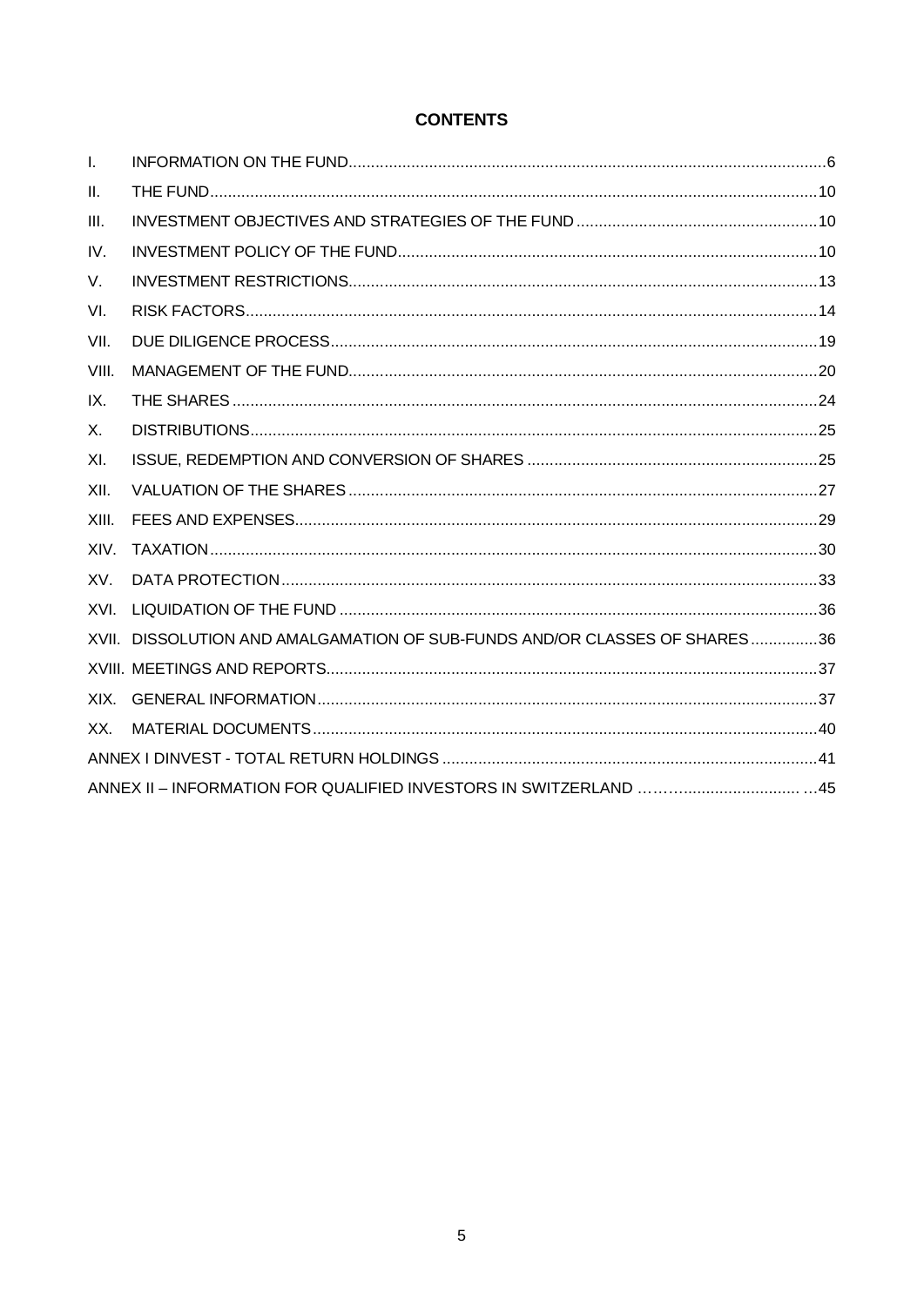# CONTENTS

| | | |
|---|---|---|
| I. | INFORMATION ON THE FUND | 6 |
| II. | THE FUND | 10 |
| III. | INVESTMENT OBJECTIVES AND STRATEGIES OF THE FUND | 10 |
| IV. | INVESTMENT POLICY OF THE FUND | 10 |
| V. | INVESTMENT RESTRICTIONS | 13 |
| VI. | RISK FACTORS | 14 |
| VII. | DUE DILIGENCE PROCESS | 19 |
| VIII. | MANAGEMENT OF THE FUND | 20 |
| IX. | THE SHARES | 24 |
| X. | DISTRIBUTIONS | 25 |
| XI. | ISSUE, REDEMPTION AND CONVERSION OF SHARES | 25 |
| XII. | VALUATION OF THE SHARES | 27 |
| XIII. | FEES AND EXPENSES | 29 |
| XIV. | TAXATION | 30 |
| XV. | DATA PROTECTION | 33 |
| XVI. | LIQUIDATION OF THE FUND | 36 |
| XVII. | DISSOLUTION AND AMALGAMATION OF SUB-FUNDS AND/OR CLASSES OF SHARES | 36 |
| XVIII. | MEETINGS AND REPORTS | 37 |
| XIX. | GENERAL INFORMATION | 37 |
| XX. | MATERIAL DOCUMENTS | 40 |
| | ANNEX I DINVEST - TOTAL RETURN HOLDINGS | 41 |
| | ANNEX II – INFORMATION FOR QUALIFIED INVESTORS IN SWITZERLAND | 45 |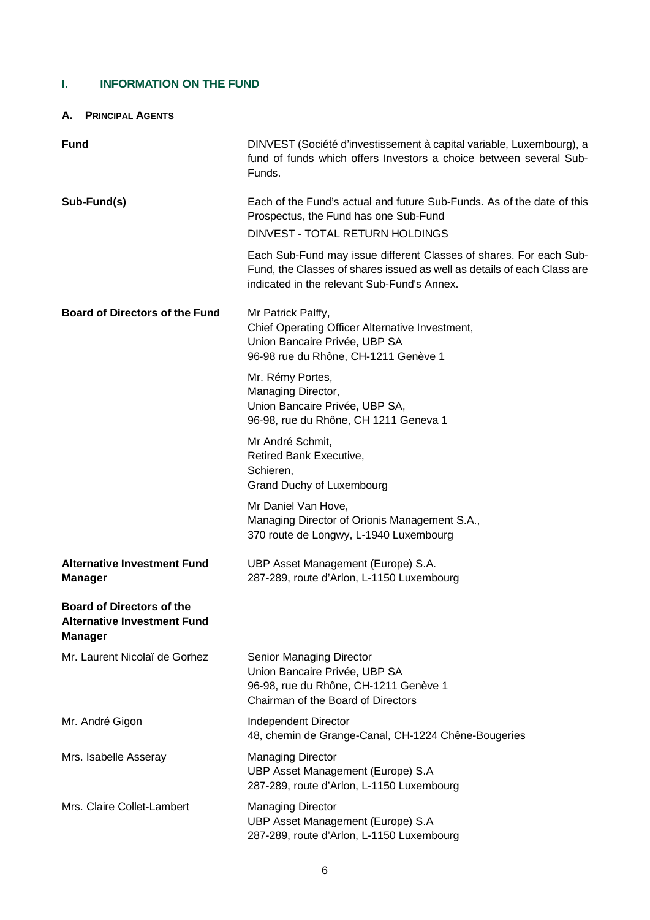## I. INFORMATION ON THE FUND

### A. PRINCIPAL AGENTS

**Fund**

DINVEST (Société d'investissement à capital variable, Luxembourg), a fund of funds which offers Investors a choice between several Sub-Funds.

**Sub-Fund(s)**

Each of the Fund's actual and future Sub-Funds. As of the date of this Prospectus, the Fund has one Sub-Fund

DINVEST - TOTAL RETURN HOLDINGS

Each Sub-Fund may issue different Classes of shares. For each Sub-Fund, the Classes of shares issued as well as details of each Class are indicated in the relevant Sub-Fund's Annex.

**Board of Directors of the Fund**

Mr Patrick Palffy,
Chief Operating Officer Alternative Investment,
Union Bancaire Privée, UBP SA
96-98 rue du Rhône, CH-1211 Genève 1

Mr. Rémy Portes,
Managing Director,
Union Bancaire Privée, UBP SA,
96-98, rue du Rhône, CH 1211 Geneva 1

Mr André Schmit,
Retired Bank Executive,
Schieren,
Grand Duchy of Luxembourg

Mr Daniel Van Hove,
Managing Director of Orionis Management S.A.,
370 route de Longwy, L-1940 Luxembourg

**Alternative Investment Fund Manager**

UBP Asset Management (Europe) S.A.
287-289, route d'Arlon, L-1150 Luxembourg

**Board of Directors of the Alternative Investment Fund Manager**

Mr. Laurent Nicolaï de Gorhez

Senior Managing Director
Union Bancaire Privée, UBP SA
96-98, rue du Rhône, CH-1211 Genève 1
Chairman of the Board of Directors

Mr. André Gigon

Independent Director
48, chemin de Grange-Canal, CH-1224 Chêne-Bougeries

Mrs. Isabelle Asseray

Managing Director
UBP Asset Management (Europe) S.A
287-289, route d'Arlon, L-1150 Luxembourg

Mrs. Claire Collet-Lambert

Managing Director
UBP Asset Management (Europe) S.A
287-289, route d'Arlon, L-1150 Luxembourg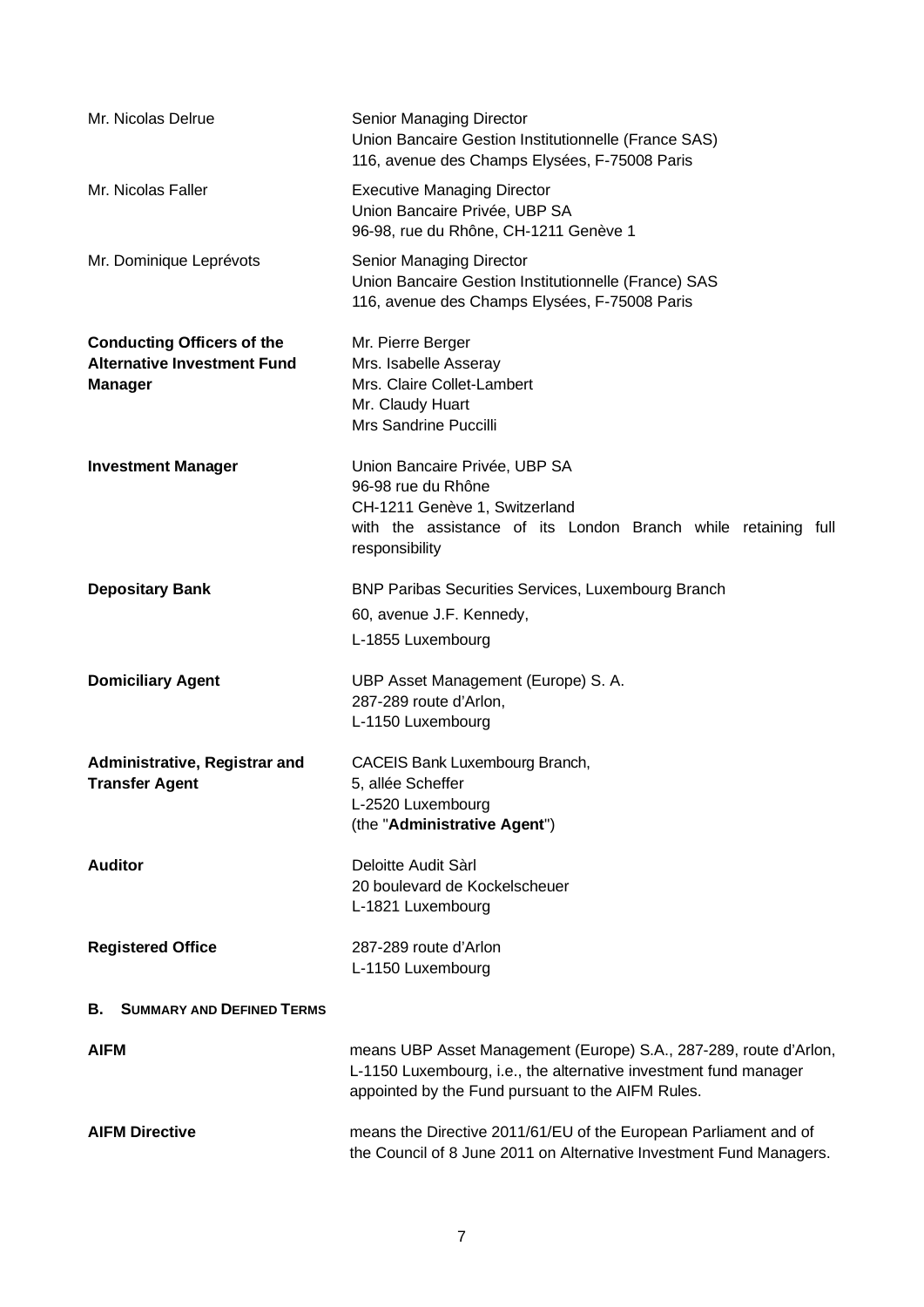| | |
|---|---|
| Mr. Nicolas Delrue | Senior Managing Director<br>Union Bancaire Gestion Institutionnelle (France SAS)<br>116, avenue des Champs Elysées, F-75008 Paris |
| Mr. Nicolas Faller | Executive Managing Director<br>Union Bancaire Privée, UBP SA<br>96-98, rue du Rhône, CH-1211 Genève 1 |
| Mr. Dominique Leprévots | Senior Managing Director<br>Union Bancaire Gestion Institutionnelle (France) SAS<br>116, avenue des Champs Elysées, F-75008 Paris |
| **Conducting Officers of the Alternative Investment Fund Manager** | Mr. Pierre Berger<br>Mrs. Isabelle Asseray<br>Mrs. Claire Collet-Lambert<br>Mr. Claudy Huart<br>Mrs Sandrine Puccilli |
| **Investment Manager** | Union Bancaire Privée, UBP SA<br>96-98 rue du Rhône<br>CH-1211 Genève 1, Switzerland<br>with the assistance of its London Branch while retaining full responsibility |
| **Depositary Bank** | BNP Paribas Securities Services, Luxembourg Branch<br>60, avenue J.F. Kennedy,<br>L-1855 Luxembourg |
| **Domiciliary Agent** | UBP Asset Management (Europe) S. A.<br>287-289 route d'Arlon,<br>L-1150 Luxembourg |
| **Administrative, Registrar and Transfer Agent** | CACEIS Bank Luxembourg Branch,<br>5, allée Scheffer<br>L-2520 Luxembourg<br>(the "**Administrative Agent**") |
| **Auditor** | Deloitte Audit Sàrl<br>20 boulevard de Kockelscheuer<br>L-1821 Luxembourg |
| **Registered Office** | 287-289 route d'Arlon<br>L-1150 Luxembourg |

## B. SUMMARY AND DEFINED TERMS

| | |
|---|---|
| **AIFM** | means UBP Asset Management (Europe) S.A., 287-289, route d'Arlon, L-1150 Luxembourg, i.e., the alternative investment fund manager appointed by the Fund pursuant to the AIFM Rules. |
| **AIFM Directive** | means the Directive 2011/61/EU of the European Parliament and of the Council of 8 June 2011 on Alternative Investment Fund Managers. |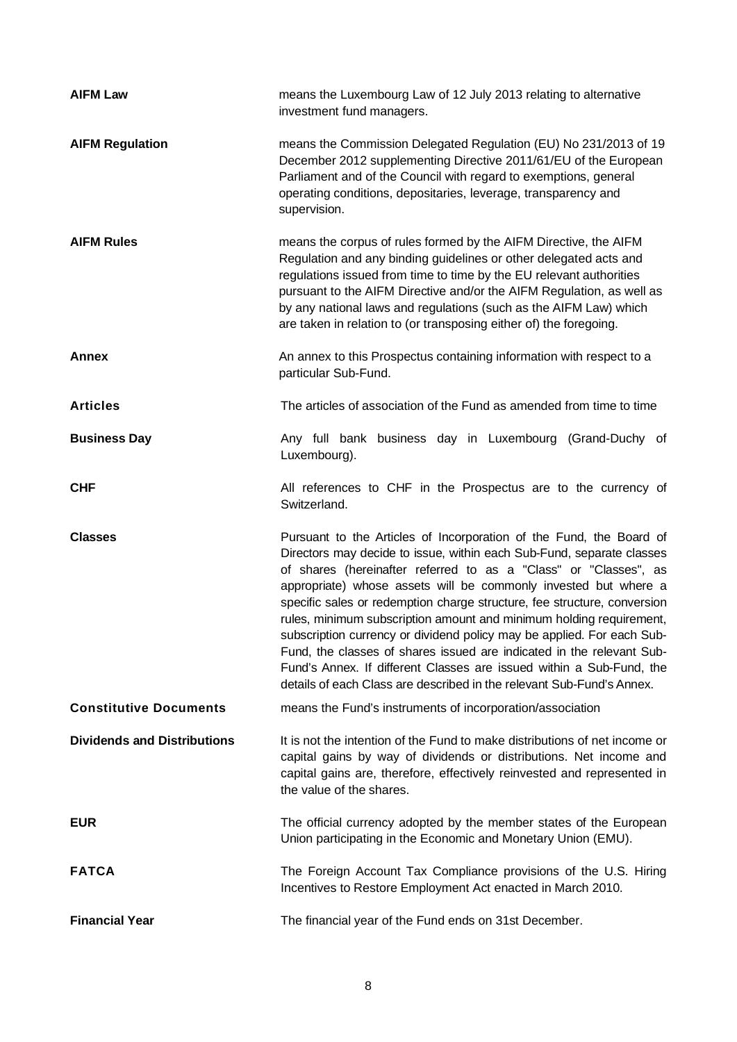| | |
|---|---|
| **AIFM Law** | means the Luxembourg Law of 12 July 2013 relating to alternative investment fund managers. |
| **AIFM Regulation** | means the Commission Delegated Regulation (EU) No 231/2013 of 19 December 2012 supplementing Directive 2011/61/EU of the European Parliament and of the Council with regard to exemptions, general operating conditions, depositaries, leverage, transparency and supervision. |
| **AIFM Rules** | means the corpus of rules formed by the AIFM Directive, the AIFM Regulation and any binding guidelines or other delegated acts and regulations issued from time to time by the EU relevant authorities pursuant to the AIFM Directive and/or the AIFM Regulation, as well as by any national laws and regulations (such as the AIFM Law) which are taken in relation to (or transposing either of) the foregoing. |
| **Annex** | An annex to this Prospectus containing information with respect to a particular Sub-Fund. |
| **Articles** | The articles of association of the Fund as amended from time to time |
| **Business Day** | Any full bank business day in Luxembourg (Grand-Duchy of Luxembourg). |
| **CHF** | All references to CHF in the Prospectus are to the currency of Switzerland. |
| **Classes** | Pursuant to the Articles of Incorporation of the Fund, the Board of Directors may decide to issue, within each Sub-Fund, separate classes of shares (hereinafter referred to as a "Class" or "Classes", as appropriate) whose assets will be commonly invested but where a specific sales or redemption charge structure, fee structure, conversion rules, minimum subscription amount and minimum holding requirement, subscription currency or dividend policy may be applied. For each Sub-Fund, the classes of shares issued are indicated in the relevant Sub-Fund's Annex. If different Classes are issued within a Sub-Fund, the details of each Class are described in the relevant Sub-Fund's Annex. |
| **Constitutive Documents** | means the Fund's instruments of incorporation/association |
| **Dividends and Distributions** | It is not the intention of the Fund to make distributions of net income or capital gains by way of dividends or distributions. Net income and capital gains are, therefore, effectively reinvested and represented in the value of the shares. |
| **EUR** | The official currency adopted by the member states of the European Union participating in the Economic and Monetary Union (EMU). |
| **FATCA** | The Foreign Account Tax Compliance provisions of the U.S. Hiring Incentives to Restore Employment Act enacted in March 2010. |
| **Financial Year** | The financial year of the Fund ends on 31st December. |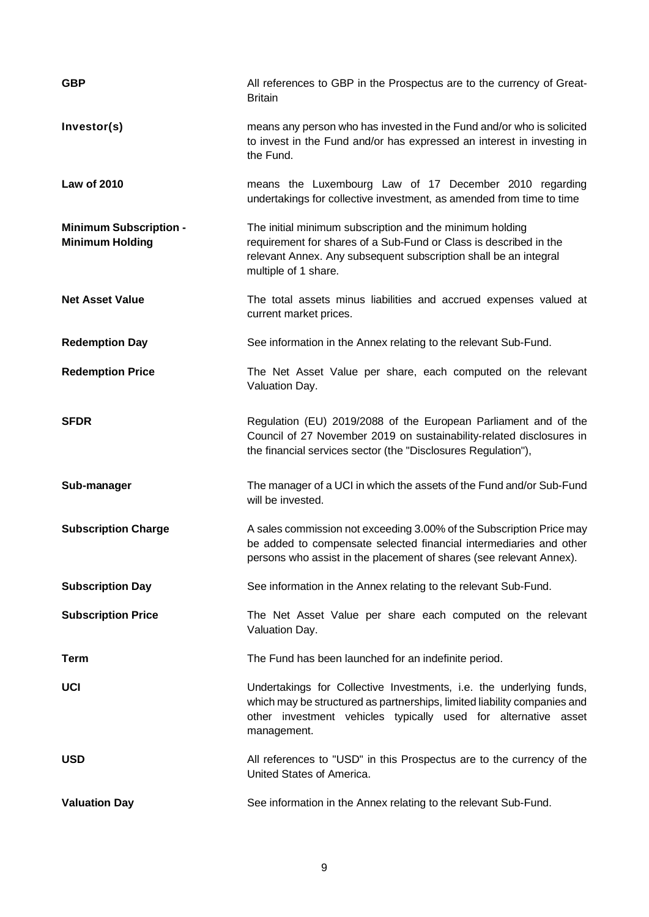**GBP** All references to GBP in the Prospectus are to the currency of Great-Britain

**Investor(s)** means any person who has invested in the Fund and/or who is solicited to invest in the Fund and/or has expressed an interest in investing in the Fund.

**Law of 2010** means the Luxembourg Law of 17 December 2010 regarding undertakings for collective investment, as amended from time to time

**Minimum Subscription - Minimum Holding** The initial minimum subscription and the minimum holding requirement for shares of a Sub-Fund or Class is described in the relevant Annex. Any subsequent subscription shall be an integral multiple of 1 share.

**Net Asset Value** The total assets minus liabilities and accrued expenses valued at current market prices.

**Redemption Day** See information in the Annex relating to the relevant Sub-Fund.

**Redemption Price** The Net Asset Value per share, each computed on the relevant Valuation Day.

**SFDR** Regulation (EU) 2019/2088 of the European Parliament and of the Council of 27 November 2019 on sustainability-related disclosures in the financial services sector (the "Disclosures Regulation"),

**Sub-manager** The manager of a UCI in which the assets of the Fund and/or Sub-Fund will be invested.

**Subscription Charge** A sales commission not exceeding 3.00% of the Subscription Price may be added to compensate selected financial intermediaries and other persons who assist in the placement of shares (see relevant Annex).

**Subscription Day** See information in the Annex relating to the relevant Sub-Fund.

**Subscription Price** The Net Asset Value per share each computed on the relevant Valuation Day.

**Term** The Fund has been launched for an indefinite period.

**UCI** Undertakings for Collective Investments, i.e. the underlying funds, which may be structured as partnerships, limited liability companies and other investment vehicles typically used for alternative asset management.

**USD** All references to "USD" in this Prospectus are to the currency of the United States of America.

**Valuation Day** See information in the Annex relating to the relevant Sub-Fund.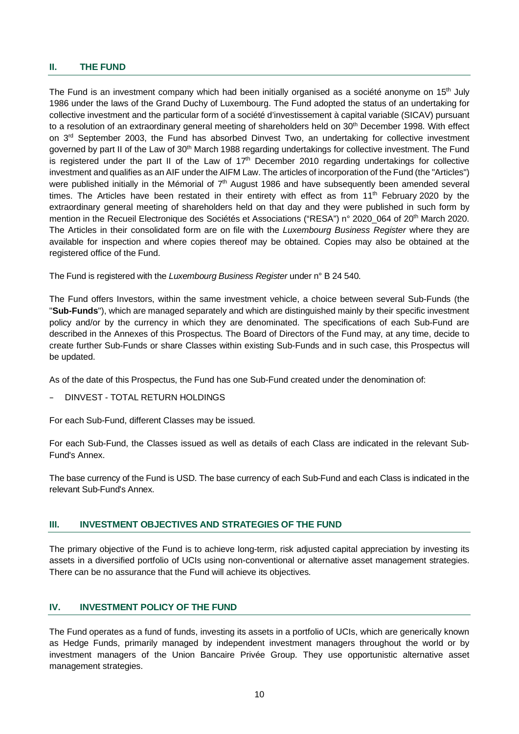## II. THE FUND

The Fund is an investment company which had been initially organised as a société anonyme on 15th July 1986 under the laws of the Grand Duchy of Luxembourg. The Fund adopted the status of an undertaking for collective investment and the particular form of a société d'investissement à capital variable (SICAV) pursuant to a resolution of an extraordinary general meeting of shareholders held on 30th December 1998. With effect on 3rd September 2003, the Fund has absorbed Dinvest Two, an undertaking for collective investment governed by part II of the Law of 30th March 1988 regarding undertakings for collective investment. The Fund is registered under the part II of the Law of 17th December 2010 regarding undertakings for collective investment and qualifies as an AIF under the AIFM Law. The articles of incorporation of the Fund (the "Articles") were published initially in the Mémorial of 7th August 1986 and have subsequently been amended several times. The Articles have been restated in their entirety with effect as from 11th February 2020 by the extraordinary general meeting of shareholders held on that day and they were published in such form by mention in the Recueil Electronique des Sociétés et Associations ("RESA") n° 2020_064 of 20th March 2020. The Articles in their consolidated form are on file with the *Luxembourg Business Register* where they are available for inspection and where copies thereof may be obtained. Copies may also be obtained at the registered office of the Fund.

The Fund is registered with the *Luxembourg Business Register* under n° B 24 540.

The Fund offers Investors, within the same investment vehicle, a choice between several Sub-Funds (the "**Sub-Funds**"), which are managed separately and which are distinguished mainly by their specific investment policy and/or by the currency in which they are denominated. The specifications of each Sub-Fund are described in the Annexes of this Prospectus. The Board of Directors of the Fund may, at any time, decide to create further Sub-Funds or share Classes within existing Sub-Funds and in such case, this Prospectus will be updated.

As of the date of this Prospectus, the Fund has one Sub-Fund created under the denomination of:

- DINVEST - TOTAL RETURN HOLDINGS

For each Sub-Fund, different Classes may be issued.

For each Sub-Fund, the Classes issued as well as details of each Class are indicated in the relevant Sub-Fund's Annex.

The base currency of the Fund is USD. The base currency of each Sub-Fund and each Class is indicated in the relevant Sub-Fund's Annex.

## III. INVESTMENT OBJECTIVES AND STRATEGIES OF THE FUND

The primary objective of the Fund is to achieve long-term, risk adjusted capital appreciation by investing its assets in a diversified portfolio of UCIs using non-conventional or alternative asset management strategies. There can be no assurance that the Fund will achieve its objectives.

## IV. INVESTMENT POLICY OF THE FUND

The Fund operates as a fund of funds, investing its assets in a portfolio of UCIs, which are generically known as Hedge Funds, primarily managed by independent investment managers throughout the world or by investment managers of the Union Bancaire Privée Group. They use opportunistic alternative asset management strategies.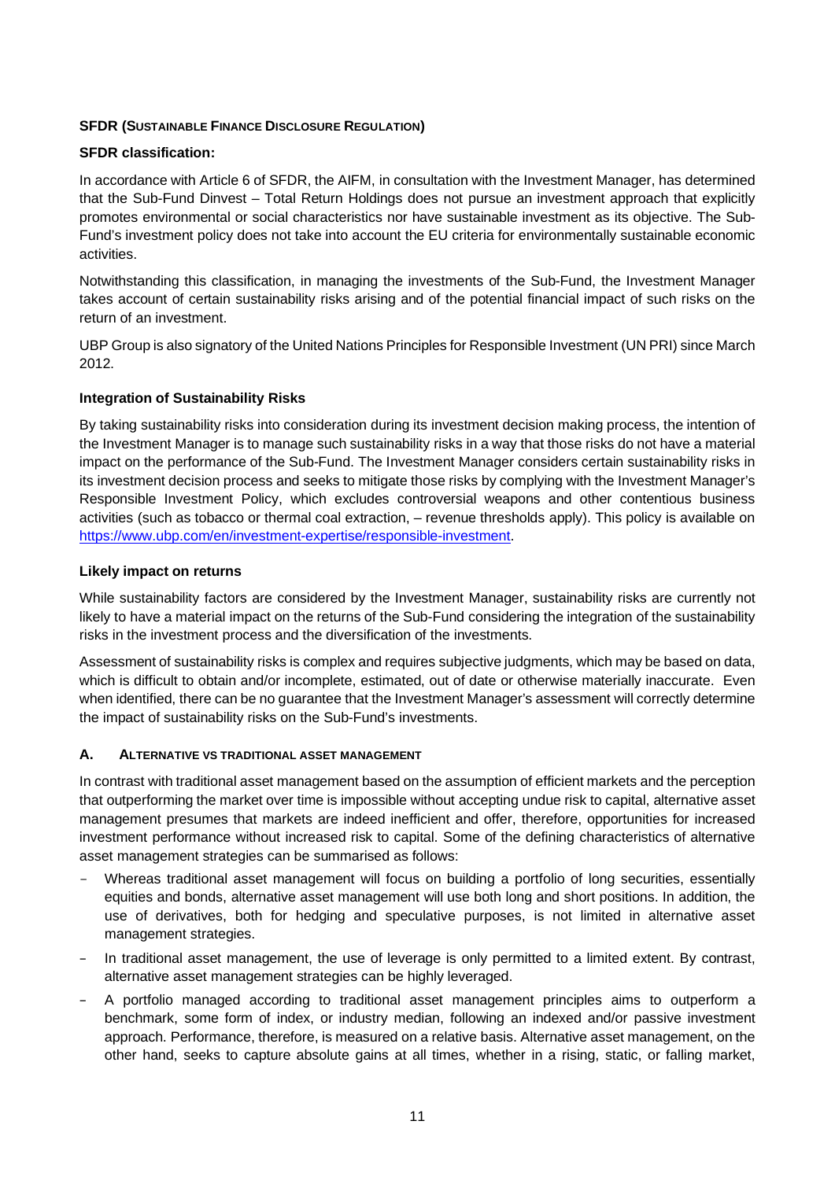**SFDR (SUSTAINABLE FINANCE DISCLOSURE REGULATION)**

**SFDR classification:**

In accordance with Article 6 of SFDR, the AIFM, in consultation with the Investment Manager, has determined that the Sub-Fund Dinvest – Total Return Holdings does not pursue an investment approach that explicitly promotes environmental or social characteristics nor have sustainable investment as its objective. The Sub-Fund's investment policy does not take into account the EU criteria for environmentally sustainable economic activities.

Notwithstanding this classification, in managing the investments of the Sub-Fund, the Investment Manager takes account of certain sustainability risks arising and of the potential financial impact of such risks on the return of an investment.

UBP Group is also signatory of the United Nations Principles for Responsible Investment (UN PRI) since March 2012.

**Integration of Sustainability Risks**

By taking sustainability risks into consideration during its investment decision making process, the intention of the Investment Manager is to manage such sustainability risks in a way that those risks do not have a material impact on the performance of the Sub-Fund. The Investment Manager considers certain sustainability risks in its investment decision process and seeks to mitigate those risks by complying with the Investment Manager's Responsible Investment Policy, which excludes controversial weapons and other contentious business activities (such as tobacco or thermal coal extraction, – revenue thresholds apply). This policy is available on https://www.ubp.com/en/investment-expertise/responsible-investment.

**Likely impact on returns**

While sustainability factors are considered by the Investment Manager, sustainability risks are currently not likely to have a material impact on the returns of the Sub-Fund considering the integration of the sustainability risks in the investment process and the diversification of the investments.

Assessment of sustainability risks is complex and requires subjective judgments, which may be based on data, which is difficult to obtain and/or incomplete, estimated, out of date or otherwise materially inaccurate. Even when identified, there can be no guarantee that the Investment Manager's assessment will correctly determine the impact of sustainability risks on the Sub-Fund's investments.

## A. ALTERNATIVE VS TRADITIONAL ASSET MANAGEMENT

In contrast with traditional asset management based on the assumption of efficient markets and the perception that outperforming the market over time is impossible without accepting undue risk to capital, alternative asset management presumes that markets are indeed inefficient and offer, therefore, opportunities for increased investment performance without increased risk to capital. Some of the defining characteristics of alternative asset management strategies can be summarised as follows:

- Whereas traditional asset management will focus on building a portfolio of long securities, essentially equities and bonds, alternative asset management will use both long and short positions. In addition, the use of derivatives, both for hedging and speculative purposes, is not limited in alternative asset management strategies.
- In traditional asset management, the use of leverage is only permitted to a limited extent. By contrast, alternative asset management strategies can be highly leveraged.
- A portfolio managed according to traditional asset management principles aims to outperform a benchmark, some form of index, or industry median, following an indexed and/or passive investment approach. Performance, therefore, is measured on a relative basis. Alternative asset management, on the other hand, seeks to capture absolute gains at all times, whether in a rising, static, or falling market,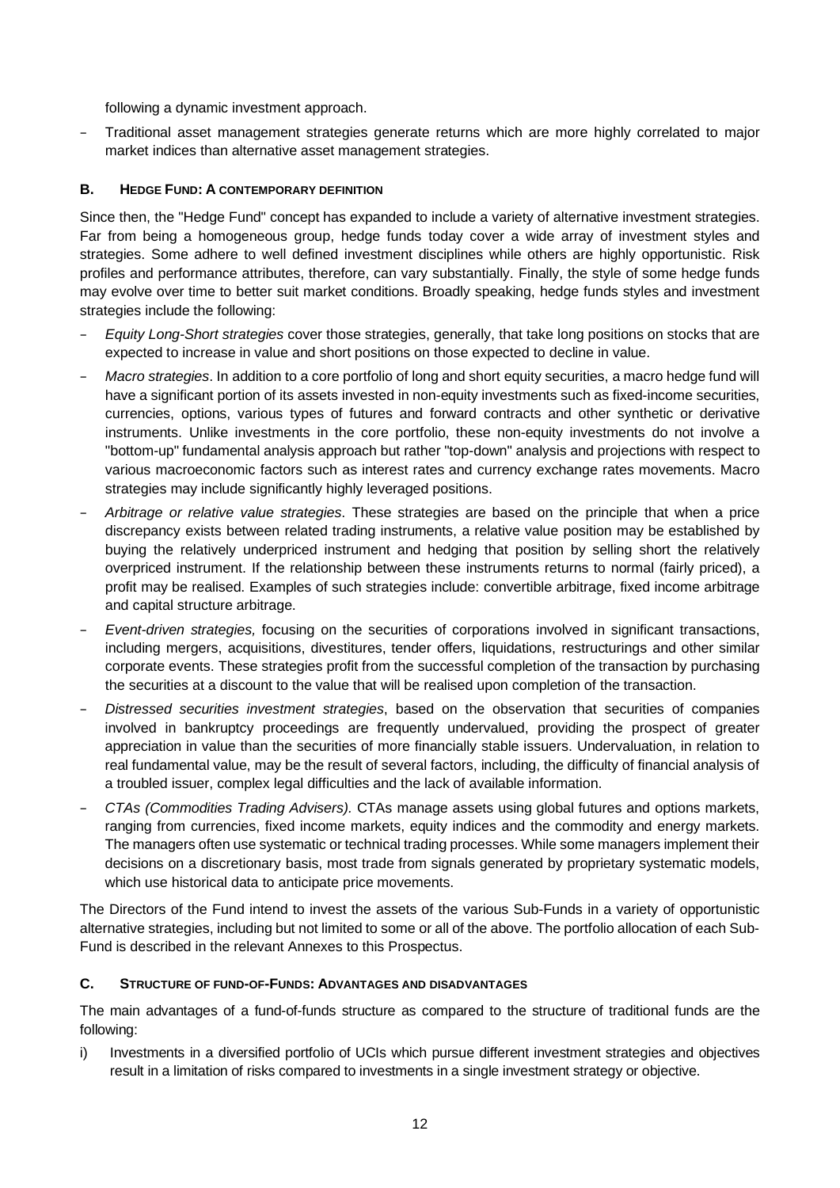following a dynamic investment approach.

- Traditional asset management strategies generate returns which are more highly correlated to major market indices than alternative asset management strategies.

### B. HEDGE FUND: A CONTEMPORARY DEFINITION

Since then, the "Hedge Fund" concept has expanded to include a variety of alternative investment strategies. Far from being a homogeneous group, hedge funds today cover a wide array of investment styles and strategies. Some adhere to well defined investment disciplines while others are highly opportunistic. Risk profiles and performance attributes, therefore, can vary substantially. Finally, the style of some hedge funds may evolve over time to better suit market conditions. Broadly speaking, hedge funds styles and investment strategies include the following:

- *Equity Long-Short strategies* cover those strategies, generally, that take long positions on stocks that are expected to increase in value and short positions on those expected to decline in value.
- *Macro strategies*. In addition to a core portfolio of long and short equity securities, a macro hedge fund will have a significant portion of its assets invested in non-equity investments such as fixed-income securities, currencies, options, various types of futures and forward contracts and other synthetic or derivative instruments. Unlike investments in the core portfolio, these non-equity investments do not involve a "bottom-up" fundamental analysis approach but rather "top-down" analysis and projections with respect to various macroeconomic factors such as interest rates and currency exchange rates movements. Macro strategies may include significantly highly leveraged positions.
- *Arbitrage or relative value strategies*. These strategies are based on the principle that when a price discrepancy exists between related trading instruments, a relative value position may be established by buying the relatively underpriced instrument and hedging that position by selling short the relatively overpriced instrument. If the relationship between these instruments returns to normal (fairly priced), a profit may be realised. Examples of such strategies include: convertible arbitrage, fixed income arbitrage and capital structure arbitrage.
- *Event-driven strategies,* focusing on the securities of corporations involved in significant transactions, including mergers, acquisitions, divestitures, tender offers, liquidations, restructurings and other similar corporate events. These strategies profit from the successful completion of the transaction by purchasing the securities at a discount to the value that will be realised upon completion of the transaction.
- *Distressed securities investment strategies*, based on the observation that securities of companies involved in bankruptcy proceedings are frequently undervalued, providing the prospect of greater appreciation in value than the securities of more financially stable issuers. Undervaluation, in relation to real fundamental value, may be the result of several factors, including, the difficulty of financial analysis of a troubled issuer, complex legal difficulties and the lack of available information.
- *CTAs (Commodities Trading Advisers).* CTAs manage assets using global futures and options markets, ranging from currencies, fixed income markets, equity indices and the commodity and energy markets. The managers often use systematic or technical trading processes. While some managers implement their decisions on a discretionary basis, most trade from signals generated by proprietary systematic models, which use historical data to anticipate price movements.

The Directors of the Fund intend to invest the assets of the various Sub-Funds in a variety of opportunistic alternative strategies, including but not limited to some or all of the above. The portfolio allocation of each Sub-Fund is described in the relevant Annexes to this Prospectus.

### C. STRUCTURE OF FUND-OF-FUNDS: ADVANTAGES AND DISADVANTAGES

The main advantages of a fund-of-funds structure as compared to the structure of traditional funds are the following:

i) Investments in a diversified portfolio of UCIs which pursue different investment strategies and objectives result in a limitation of risks compared to investments in a single investment strategy or objective.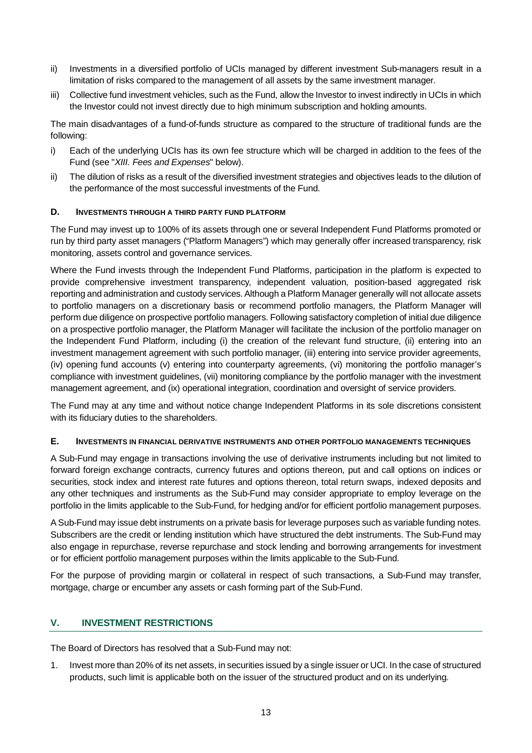ii) Investments in a diversified portfolio of UCIs managed by different investment Sub-managers result in a limitation of risks compared to the management of all assets by the same investment manager.

iii) Collective fund investment vehicles, such as the Fund, allow the Investor to invest indirectly in UCIs in which the Investor could not invest directly due to high minimum subscription and holding amounts.

The main disadvantages of a fund-of-funds structure as compared to the structure of traditional funds are the following:

i) Each of the underlying UCIs has its own fee structure which will be charged in addition to the fees of the Fund (see "*XIII. Fees and Expenses*" below).

ii) The dilution of risks as a result of the diversified investment strategies and objectives leads to the dilution of the performance of the most successful investments of the Fund.

### D. INVESTMENTS THROUGH A THIRD PARTY FUND PLATFORM

The Fund may invest up to 100% of its assets through one or several Independent Fund Platforms promoted or run by third party asset managers ("Platform Managers") which may generally offer increased transparency, risk monitoring, assets control and governance services.

Where the Fund invests through the Independent Fund Platforms, participation in the platform is expected to provide comprehensive investment transparency, independent valuation, position-based aggregated risk reporting and administration and custody services. Although a Platform Manager generally will not allocate assets to portfolio managers on a discretionary basis or recommend portfolio managers, the Platform Manager will perform due diligence on prospective portfolio managers. Following satisfactory completion of initial due diligence on a prospective portfolio manager, the Platform Manager will facilitate the inclusion of the portfolio manager on the Independent Fund Platform, including (i) the creation of the relevant fund structure, (ii) entering into an investment management agreement with such portfolio manager, (iii) entering into service provider agreements, (iv) opening fund accounts (v) entering into counterparty agreements, (vi) monitoring the portfolio manager's compliance with investment guidelines, (vii) monitoring compliance by the portfolio manager with the investment management agreement, and (ix) operational integration, coordination and oversight of service providers.

The Fund may at any time and without notice change Independent Platforms in its sole discretions consistent with its fiduciary duties to the shareholders.

### E. INVESTMENTS IN FINANCIAL DERIVATIVE INSTRUMENTS AND OTHER PORTFOLIO MANAGEMENTS TECHNIQUES

A Sub-Fund may engage in transactions involving the use of derivative instruments including but not limited to forward foreign exchange contracts, currency futures and options thereon, put and call options on indices or securities, stock index and interest rate futures and options thereon, total return swaps, indexed deposits and any other techniques and instruments as the Sub-Fund may consider appropriate to employ leverage on the portfolio in the limits applicable to the Sub-Fund, for hedging and/or for efficient portfolio management purposes.

A Sub-Fund may issue debt instruments on a private basis for leverage purposes such as variable funding notes. Subscribers are the credit or lending institution which have structured the debt instruments. The Sub-Fund may also engage in repurchase, reverse repurchase and stock lending and borrowing arrangements for investment or for efficient portfolio management purposes within the limits applicable to the Sub-Fund.

For the purpose of providing margin or collateral in respect of such transactions, a Sub-Fund may transfer, mortgage, charge or encumber any assets or cash forming part of the Sub-Fund.

## V. INVESTMENT RESTRICTIONS

The Board of Directors has resolved that a Sub-Fund may not:

1. Invest more than 20% of its net assets, in securities issued by a single issuer or UCI. In the case of structured products, such limit is applicable both on the issuer of the structured product and on its underlying.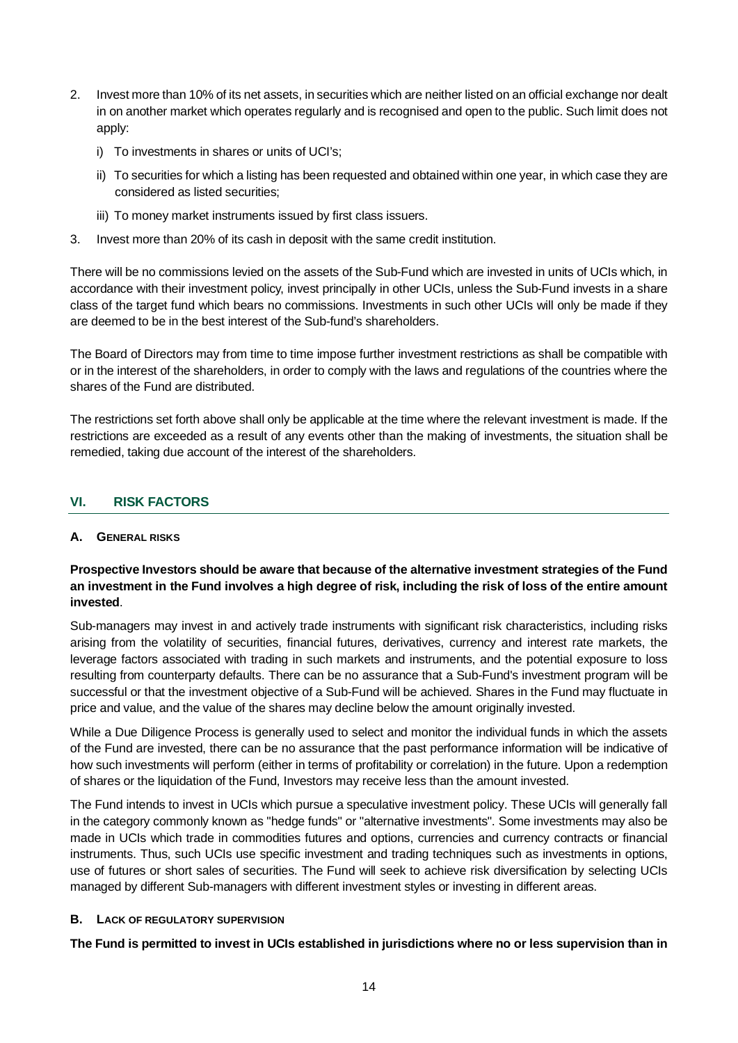2. Invest more than 10% of its net assets, in securities which are neither listed on an official exchange nor dealt in on another market which operates regularly and is recognised and open to the public. Such limit does not apply:

   i) To investments in shares or units of UCI's;

   ii) To securities for which a listing has been requested and obtained within one year, in which case they are considered as listed securities;

   iii) To money market instruments issued by first class issuers.

3. Invest more than 20% of its cash in deposit with the same credit institution.

There will be no commissions levied on the assets of the Sub-Fund which are invested in units of UCIs which, in accordance with their investment policy, invest principally in other UCIs, unless the Sub-Fund invests in a share class of the target fund which bears no commissions. Investments in such other UCIs will only be made if they are deemed to be in the best interest of the Sub-fund's shareholders.

The Board of Directors may from time to time impose further investment restrictions as shall be compatible with or in the interest of the shareholders, in order to comply with the laws and regulations of the countries where the shares of the Fund are distributed.

The restrictions set forth above shall only be applicable at the time where the relevant investment is made. If the restrictions are exceeded as a result of any events other than the making of investments, the situation shall be remedied, taking due account of the interest of the shareholders.

## VI. RISK FACTORS

### A. General risks

**Prospective Investors should be aware that because of the alternative investment strategies of the Fund an investment in the Fund involves a high degree of risk, including the risk of loss of the entire amount invested**.

Sub-managers may invest in and actively trade instruments with significant risk characteristics, including risks arising from the volatility of securities, financial futures, derivatives, currency and interest rate markets, the leverage factors associated with trading in such markets and instruments, and the potential exposure to loss resulting from counterparty defaults. There can be no assurance that a Sub-Fund's investment program will be successful or that the investment objective of a Sub-Fund will be achieved. Shares in the Fund may fluctuate in price and value, and the value of the shares may decline below the amount originally invested.

While a Due Diligence Process is generally used to select and monitor the individual funds in which the assets of the Fund are invested, there can be no assurance that the past performance information will be indicative of how such investments will perform (either in terms of profitability or correlation) in the future. Upon a redemption of shares or the liquidation of the Fund, Investors may receive less than the amount invested.

The Fund intends to invest in UCIs which pursue a speculative investment policy. These UCIs will generally fall in the category commonly known as "hedge funds" or "alternative investments". Some investments may also be made in UCIs which trade in commodities futures and options, currencies and currency contracts or financial instruments. Thus, such UCIs use specific investment and trading techniques such as investments in options, use of futures or short sales of securities. The Fund will seek to achieve risk diversification by selecting UCIs managed by different Sub-managers with different investment styles or investing in different areas.

### B. Lack of regulatory supervision

**The Fund is permitted to invest in UCIs established in jurisdictions where no or less supervision than in**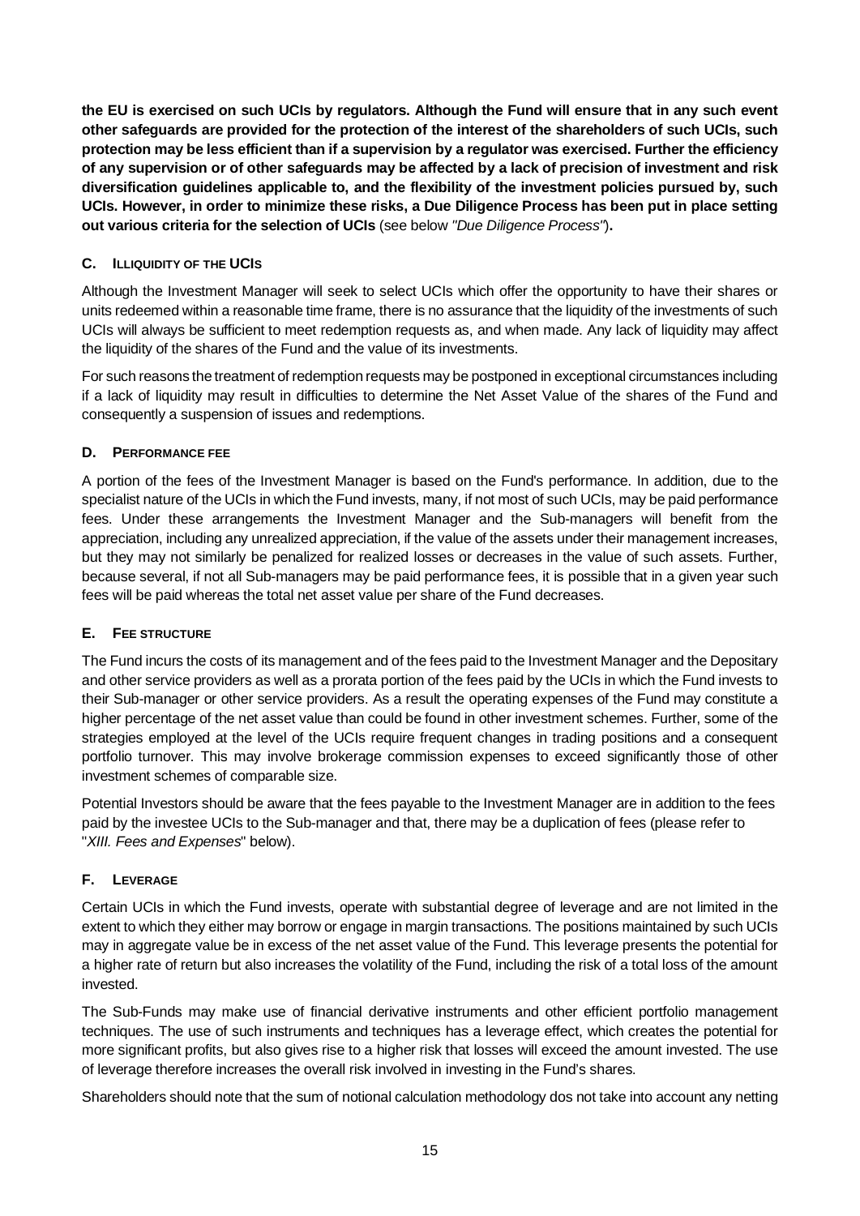**the EU is exercised on such UCIs by regulators. Although the Fund will ensure that in any such event other safeguards are provided for the protection of the interest of the shareholders of such UCIs, such protection may be less efficient than if a supervision by a regulator was exercised. Further the efficiency of any supervision or of other safeguards may be affected by a lack of precision of investment and risk diversification guidelines applicable to, and the flexibility of the investment policies pursued by, such UCIs. However, in order to minimize these risks, a Due Diligence Process has been put in place setting out various criteria for the selection of UCIs** (see below *"Due Diligence Process"*)**.**

### C. ILLIQUIDITY OF THE UCIS

Although the Investment Manager will seek to select UCIs which offer the opportunity to have their shares or units redeemed within a reasonable time frame, there is no assurance that the liquidity of the investments of such UCIs will always be sufficient to meet redemption requests as, and when made. Any lack of liquidity may affect the liquidity of the shares of the Fund and the value of its investments.

For such reasons the treatment of redemption requests may be postponed in exceptional circumstances including if a lack of liquidity may result in difficulties to determine the Net Asset Value of the shares of the Fund and consequently a suspension of issues and redemptions.

### D. PERFORMANCE FEE

A portion of the fees of the Investment Manager is based on the Fund's performance. In addition, due to the specialist nature of the UCIs in which the Fund invests, many, if not most of such UCIs, may be paid performance fees. Under these arrangements the Investment Manager and the Sub-managers will benefit from the appreciation, including any unrealized appreciation, if the value of the assets under their management increases, but they may not similarly be penalized for realized losses or decreases in the value of such assets. Further, because several, if not all Sub-managers may be paid performance fees, it is possible that in a given year such fees will be paid whereas the total net asset value per share of the Fund decreases.

### E. FEE STRUCTURE

The Fund incurs the costs of its management and of the fees paid to the Investment Manager and the Depositary and other service providers as well as a prorata portion of the fees paid by the UCIs in which the Fund invests to their Sub-manager or other service providers. As a result the operating expenses of the Fund may constitute a higher percentage of the net asset value than could be found in other investment schemes. Further, some of the strategies employed at the level of the UCIs require frequent changes in trading positions and a consequent portfolio turnover. This may involve brokerage commission expenses to exceed significantly those of other investment schemes of comparable size.

Potential Investors should be aware that the fees payable to the Investment Manager are in addition to the fees paid by the investee UCIs to the Sub-manager and that, there may be a duplication of fees (please refer to "*XIII. Fees and Expenses*" below).

### F. LEVERAGE

Certain UCIs in which the Fund invests, operate with substantial degree of leverage and are not limited in the extent to which they either may borrow or engage in margin transactions. The positions maintained by such UCIs may in aggregate value be in excess of the net asset value of the Fund. This leverage presents the potential for a higher rate of return but also increases the volatility of the Fund, including the risk of a total loss of the amount invested.

The Sub-Funds may make use of financial derivative instruments and other efficient portfolio management techniques. The use of such instruments and techniques has a leverage effect, which creates the potential for more significant profits, but also gives rise to a higher risk that losses will exceed the amount invested. The use of leverage therefore increases the overall risk involved in investing in the Fund's shares.

Shareholders should note that the sum of notional calculation methodology dos not take into account any netting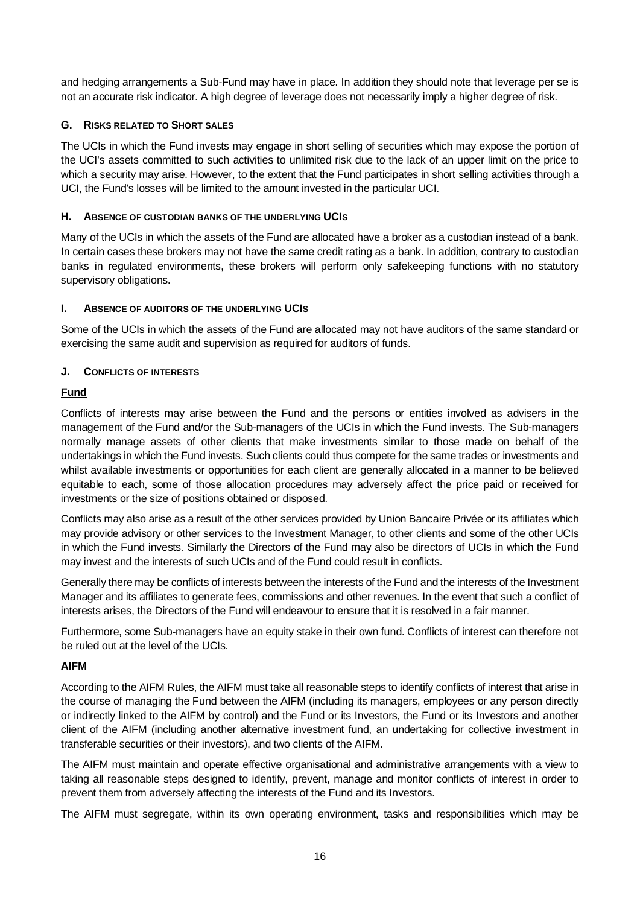and hedging arrangements a Sub-Fund may have in place. In addition they should note that leverage per se is not an accurate risk indicator. A high degree of leverage does not necessarily imply a higher degree of risk.

### G. Risks related to Short sales

The UCIs in which the Fund invests may engage in short selling of securities which may expose the portion of the UCI's assets committed to such activities to unlimited risk due to the lack of an upper limit on the price to which a security may arise. However, to the extent that the Fund participates in short selling activities through a UCI, the Fund's losses will be limited to the amount invested in the particular UCI.

### H. Absence of custodian banks of the underlying UCIs

Many of the UCIs in which the assets of the Fund are allocated have a broker as a custodian instead of a bank. In certain cases these brokers may not have the same credit rating as a bank. In addition, contrary to custodian banks in regulated environments, these brokers will perform only safekeeping functions with no statutory supervisory obligations.

### I. Absence of auditors of the underlying UCIs

Some of the UCIs in which the assets of the Fund are allocated may not have auditors of the same standard or exercising the same audit and supervision as required for auditors of funds.

### J. Conflicts of interests

**Fund**

Conflicts of interests may arise between the Fund and the persons or entities involved as advisers in the management of the Fund and/or the Sub-managers of the UCIs in which the Fund invests. The Sub-managers normally manage assets of other clients that make investments similar to those made on behalf of the undertakings in which the Fund invests. Such clients could thus compete for the same trades or investments and whilst available investments or opportunities for each client are generally allocated in a manner to be believed equitable to each, some of those allocation procedures may adversely affect the price paid or received for investments or the size of positions obtained or disposed.

Conflicts may also arise as a result of the other services provided by Union Bancaire Privée or its affiliates which may provide advisory or other services to the Investment Manager, to other clients and some of the other UCIs in which the Fund invests. Similarly the Directors of the Fund may also be directors of UCIs in which the Fund may invest and the interests of such UCIs and of the Fund could result in conflicts.

Generally there may be conflicts of interests between the interests of the Fund and the interests of the Investment Manager and its affiliates to generate fees, commissions and other revenues. In the event that such a conflict of interests arises, the Directors of the Fund will endeavour to ensure that it is resolved in a fair manner.

Furthermore, some Sub-managers have an equity stake in their own fund. Conflicts of interest can therefore not be ruled out at the level of the UCIs.

**AIFM**

According to the AIFM Rules, the AIFM must take all reasonable steps to identify conflicts of interest that arise in the course of managing the Fund between the AIFM (including its managers, employees or any person directly or indirectly linked to the AIFM by control) and the Fund or its Investors, the Fund or its Investors and another client of the AIFM (including another alternative investment fund, an undertaking for collective investment in transferable securities or their investors), and two clients of the AIFM.

The AIFM must maintain and operate effective organisational and administrative arrangements with a view to taking all reasonable steps designed to identify, prevent, manage and monitor conflicts of interest in order to prevent them from adversely affecting the interests of the Fund and its Investors.

The AIFM must segregate, within its own operating environment, tasks and responsibilities which may be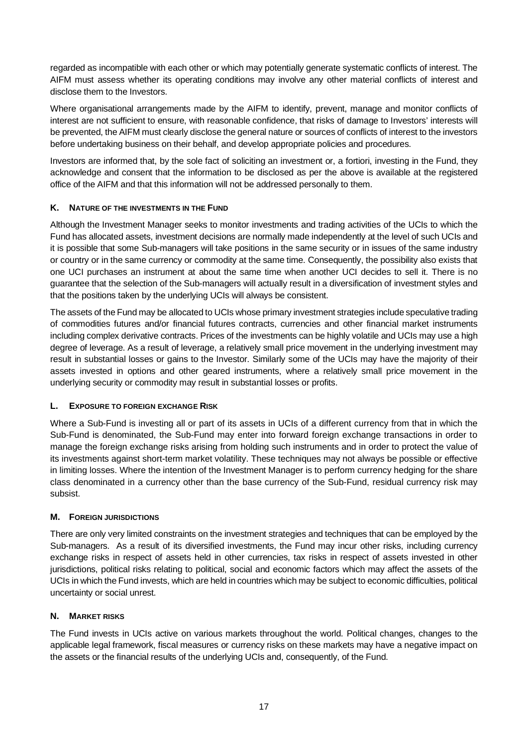regarded as incompatible with each other or which may potentially generate systematic conflicts of interest. The AIFM must assess whether its operating conditions may involve any other material conflicts of interest and disclose them to the Investors.

Where organisational arrangements made by the AIFM to identify, prevent, manage and monitor conflicts of interest are not sufficient to ensure, with reasonable confidence, that risks of damage to Investors' interests will be prevented, the AIFM must clearly disclose the general nature or sources of conflicts of interest to the investors before undertaking business on their behalf, and develop appropriate policies and procedures.

Investors are informed that, by the sole fact of soliciting an investment or, a fortiori, investing in the Fund, they acknowledge and consent that the information to be disclosed as per the above is available at the registered office of the AIFM and that this information will not be addressed personally to them.

### K. NATURE OF THE INVESTMENTS IN THE FUND

Although the Investment Manager seeks to monitor investments and trading activities of the UCIs to which the Fund has allocated assets, investment decisions are normally made independently at the level of such UCIs and it is possible that some Sub-managers will take positions in the same security or in issues of the same industry or country or in the same currency or commodity at the same time. Consequently, the possibility also exists that one UCI purchases an instrument at about the same time when another UCI decides to sell it. There is no guarantee that the selection of the Sub-managers will actually result in a diversification of investment styles and that the positions taken by the underlying UCIs will always be consistent.

The assets of the Fund may be allocated to UCIs whose primary investment strategies include speculative trading of commodities futures and/or financial futures contracts, currencies and other financial market instruments including complex derivative contracts. Prices of the investments can be highly volatile and UCIs may use a high degree of leverage. As a result of leverage, a relatively small price movement in the underlying investment may result in substantial losses or gains to the Investor. Similarly some of the UCIs may have the majority of their assets invested in options and other geared instruments, where a relatively small price movement in the underlying security or commodity may result in substantial losses or profits.

### L. EXPOSURE TO FOREIGN EXCHANGE RISK

Where a Sub-Fund is investing all or part of its assets in UCIs of a different currency from that in which the Sub-Fund is denominated, the Sub-Fund may enter into forward foreign exchange transactions in order to manage the foreign exchange risks arising from holding such instruments and in order to protect the value of its investments against short-term market volatility. These techniques may not always be possible or effective in limiting losses. Where the intention of the Investment Manager is to perform currency hedging for the share class denominated in a currency other than the base currency of the Sub-Fund, residual currency risk may subsist.

### M. FOREIGN JURISDICTIONS

There are only very limited constraints on the investment strategies and techniques that can be employed by the Sub-managers. As a result of its diversified investments, the Fund may incur other risks, including currency exchange risks in respect of assets held in other currencies, tax risks in respect of assets invested in other jurisdictions, political risks relating to political, social and economic factors which may affect the assets of the UCIs in which the Fund invests, which are held in countries which may be subject to economic difficulties, political uncertainty or social unrest.

### N. MARKET RISKS

The Fund invests in UCIs active on various markets throughout the world. Political changes, changes to the applicable legal framework, fiscal measures or currency risks on these markets may have a negative impact on the assets or the financial results of the underlying UCIs and, consequently, of the Fund.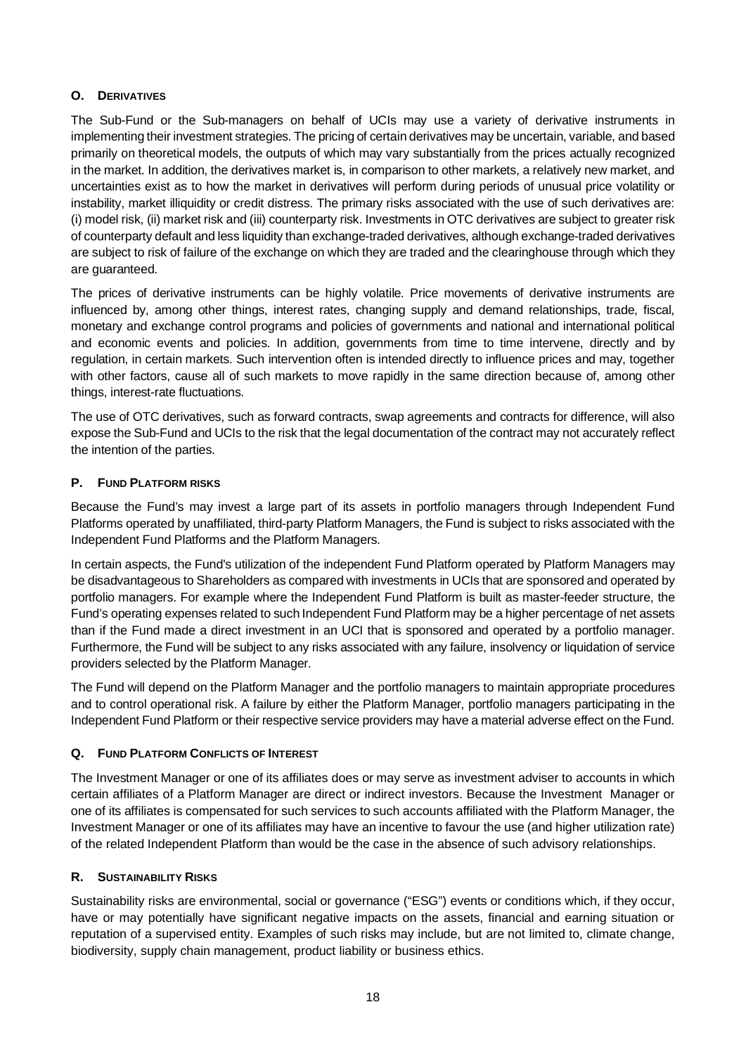### O. Derivatives

The Sub-Fund or the Sub-managers on behalf of UCIs may use a variety of derivative instruments in implementing their investment strategies. The pricing of certain derivatives may be uncertain, variable, and based primarily on theoretical models, the outputs of which may vary substantially from the prices actually recognized in the market. In addition, the derivatives market is, in comparison to other markets, a relatively new market, and uncertainties exist as to how the market in derivatives will perform during periods of unusual price volatility or instability, market illiquidity or credit distress. The primary risks associated with the use of such derivatives are: (i) model risk, (ii) market risk and (iii) counterparty risk. Investments in OTC derivatives are subject to greater risk of counterparty default and less liquidity than exchange-traded derivatives, although exchange-traded derivatives are subject to risk of failure of the exchange on which they are traded and the clearinghouse through which they are guaranteed.

The prices of derivative instruments can be highly volatile. Price movements of derivative instruments are influenced by, among other things, interest rates, changing supply and demand relationships, trade, fiscal, monetary and exchange control programs and policies of governments and national and international political and economic events and policies. In addition, governments from time to time intervene, directly and by regulation, in certain markets. Such intervention often is intended directly to influence prices and may, together with other factors, cause all of such markets to move rapidly in the same direction because of, among other things, interest-rate fluctuations.

The use of OTC derivatives, such as forward contracts, swap agreements and contracts for difference, will also expose the Sub-Fund and UCIs to the risk that the legal documentation of the contract may not accurately reflect the intention of the parties.

### P. Fund Platform risks

Because the Fund's may invest a large part of its assets in portfolio managers through Independent Fund Platforms operated by unaffiliated, third-party Platform Managers, the Fund is subject to risks associated with the Independent Fund Platforms and the Platform Managers.

In certain aspects, the Fund's utilization of the independent Fund Platform operated by Platform Managers may be disadvantageous to Shareholders as compared with investments in UCIs that are sponsored and operated by portfolio managers. For example where the Independent Fund Platform is built as master-feeder structure, the Fund's operating expenses related to such Independent Fund Platform may be a higher percentage of net assets than if the Fund made a direct investment in an UCI that is sponsored and operated by a portfolio manager. Furthermore, the Fund will be subject to any risks associated with any failure, insolvency or liquidation of service providers selected by the Platform Manager.

The Fund will depend on the Platform Manager and the portfolio managers to maintain appropriate procedures and to control operational risk. A failure by either the Platform Manager, portfolio managers participating in the Independent Fund Platform or their respective service providers may have a material adverse effect on the Fund.

### Q. Fund Platform Conflicts of Interest

The Investment Manager or one of its affiliates does or may serve as investment adviser to accounts in which certain affiliates of a Platform Manager are direct or indirect investors. Because the Investment Manager or one of its affiliates is compensated for such services to such accounts affiliated with the Platform Manager, the Investment Manager or one of its affiliates may have an incentive to favour the use (and higher utilization rate) of the related Independent Platform than would be the case in the absence of such advisory relationships.

### R. Sustainability Risks

Sustainability risks are environmental, social or governance ("ESG") events or conditions which, if they occur, have or may potentially have significant negative impacts on the assets, financial and earning situation or reputation of a supervised entity. Examples of such risks may include, but are not limited to, climate change, biodiversity, supply chain management, product liability or business ethics.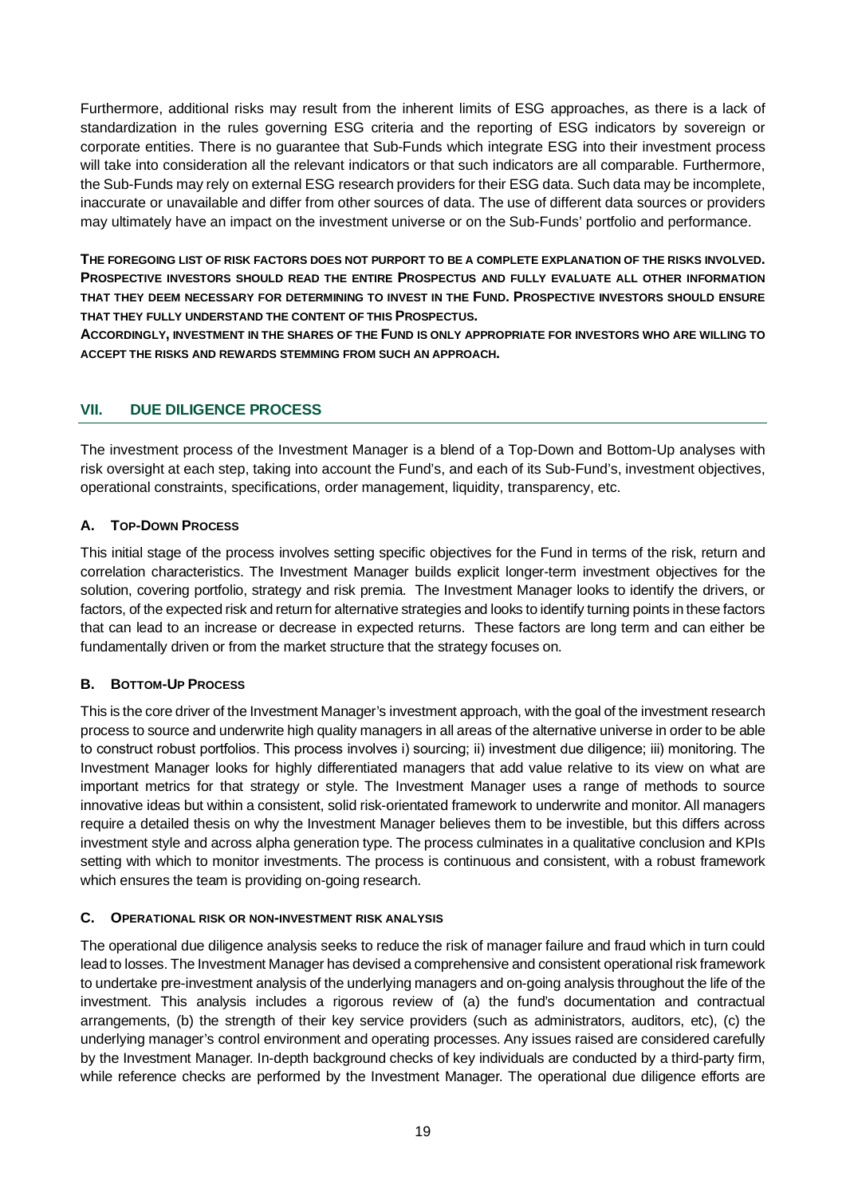Furthermore, additional risks may result from the inherent limits of ESG approaches, as there is a lack of standardization in the rules governing ESG criteria and the reporting of ESG indicators by sovereign or corporate entities. There is no guarantee that Sub-Funds which integrate ESG into their investment process will take into consideration all the relevant indicators or that such indicators are all comparable. Furthermore, the Sub-Funds may rely on external ESG research providers for their ESG data. Such data may be incomplete, inaccurate or unavailable and differ from other sources of data. The use of different data sources or providers may ultimately have an impact on the investment universe or on the Sub-Funds' portfolio and performance.

**THE FOREGOING LIST OF RISK FACTORS DOES NOT PURPORT TO BE A COMPLETE EXPLANATION OF THE RISKS INVOLVED. PROSPECTIVE INVESTORS SHOULD READ THE ENTIRE PROSPECTUS AND FULLY EVALUATE ALL OTHER INFORMATION THAT THEY DEEM NECESSARY FOR DETERMINING TO INVEST IN THE FUND. PROSPECTIVE INVESTORS SHOULD ENSURE THAT THEY FULLY UNDERSTAND THE CONTENT OF THIS PROSPECTUS.**

**ACCORDINGLY, INVESTMENT IN THE SHARES OF THE FUND IS ONLY APPROPRIATE FOR INVESTORS WHO ARE WILLING TO ACCEPT THE RISKS AND REWARDS STEMMING FROM SUCH AN APPROACH.**

## VII. DUE DILIGENCE PROCESS

The investment process of the Investment Manager is a blend of a Top-Down and Bottom-Up analyses with risk oversight at each step, taking into account the Fund's, and each of its Sub-Fund's, investment objectives, operational constraints, specifications, order management, liquidity, transparency, etc.

### A. TOP-DOWN PROCESS

This initial stage of the process involves setting specific objectives for the Fund in terms of the risk, return and correlation characteristics. The Investment Manager builds explicit longer-term investment objectives for the solution, covering portfolio, strategy and risk premia. The Investment Manager looks to identify the drivers, or factors, of the expected risk and return for alternative strategies and looks to identify turning points in these factors that can lead to an increase or decrease in expected returns. These factors are long term and can either be fundamentally driven or from the market structure that the strategy focuses on.

### B. BOTTOM-UP PROCESS

This is the core driver of the Investment Manager's investment approach, with the goal of the investment research process to source and underwrite high quality managers in all areas of the alternative universe in order to be able to construct robust portfolios. This process involves i) sourcing; ii) investment due diligence; iii) monitoring. The Investment Manager looks for highly differentiated managers that add value relative to its view on what are important metrics for that strategy or style. The Investment Manager uses a range of methods to source innovative ideas but within a consistent, solid risk-orientated framework to underwrite and monitor. All managers require a detailed thesis on why the Investment Manager believes them to be investible, but this differs across investment style and across alpha generation type. The process culminates in a qualitative conclusion and KPIs setting with which to monitor investments. The process is continuous and consistent, with a robust framework which ensures the team is providing on-going research.

### C. OPERATIONAL RISK OR NON-INVESTMENT RISK ANALYSIS

The operational due diligence analysis seeks to reduce the risk of manager failure and fraud which in turn could lead to losses. The Investment Manager has devised a comprehensive and consistent operational risk framework to undertake pre-investment analysis of the underlying managers and on-going analysis throughout the life of the investment. This analysis includes a rigorous review of (a) the fund's documentation and contractual arrangements, (b) the strength of their key service providers (such as administrators, auditors, etc), (c) the underlying manager's control environment and operating processes. Any issues raised are considered carefully by the Investment Manager. In-depth background checks of key individuals are conducted by a third-party firm, while reference checks are performed by the Investment Manager. The operational due diligence efforts are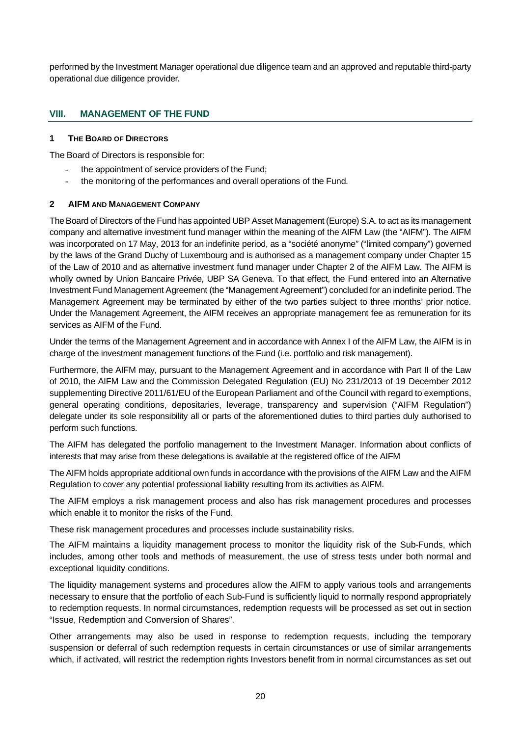performed by the Investment Manager operational due diligence team and an approved and reputable third-party operational due diligence provider.

## VIII. MANAGEMENT OF THE FUND

### 1 THE BOARD OF DIRECTORS

The Board of Directors is responsible for:

- the appointment of service providers of the Fund;
- the monitoring of the performances and overall operations of the Fund.

### 2 AIFM AND MANAGEMENT COMPANY

The Board of Directors of the Fund has appointed UBP Asset Management (Europe) S.A. to act as its management company and alternative investment fund manager within the meaning of the AIFM Law (the "AIFM"). The AIFM was incorporated on 17 May, 2013 for an indefinite period, as a "société anonyme" ("limited company") governed by the laws of the Grand Duchy of Luxembourg and is authorised as a management company under Chapter 15 of the Law of 2010 and as alternative investment fund manager under Chapter 2 of the AIFM Law. The AIFM is wholly owned by Union Bancaire Privée, UBP SA Geneva. To that effect, the Fund entered into an Alternative Investment Fund Management Agreement (the "Management Agreement") concluded for an indefinite period. The Management Agreement may be terminated by either of the two parties subject to three months' prior notice. Under the Management Agreement, the AIFM receives an appropriate management fee as remuneration for its services as AIFM of the Fund.

Under the terms of the Management Agreement and in accordance with Annex I of the AIFM Law, the AIFM is in charge of the investment management functions of the Fund (i.e. portfolio and risk management).

Furthermore, the AIFM may, pursuant to the Management Agreement and in accordance with Part II of the Law of 2010, the AIFM Law and the Commission Delegated Regulation (EU) No 231/2013 of 19 December 2012 supplementing Directive 2011/61/EU of the European Parliament and of the Council with regard to exemptions, general operating conditions, depositaries, leverage, transparency and supervision ("AIFM Regulation") delegate under its sole responsibility all or parts of the aforementioned duties to third parties duly authorised to perform such functions.

The AIFM has delegated the portfolio management to the Investment Manager. Information about conflicts of interests that may arise from these delegations is available at the registered office of the AIFM

The AIFM holds appropriate additional own funds in accordance with the provisions of the AIFM Law and the AIFM Regulation to cover any potential professional liability resulting from its activities as AIFM.

The AIFM employs a risk management process and also has risk management procedures and processes which enable it to monitor the risks of the Fund.

These risk management procedures and processes include sustainability risks.

The AIFM maintains a liquidity management process to monitor the liquidity risk of the Sub-Funds, which includes, among other tools and methods of measurement, the use of stress tests under both normal and exceptional liquidity conditions.

The liquidity management systems and procedures allow the AIFM to apply various tools and arrangements necessary to ensure that the portfolio of each Sub-Fund is sufficiently liquid to normally respond appropriately to redemption requests. In normal circumstances, redemption requests will be processed as set out in section "Issue, Redemption and Conversion of Shares".

Other arrangements may also be used in response to redemption requests, including the temporary suspension or deferral of such redemption requests in certain circumstances or use of similar arrangements which, if activated, will restrict the redemption rights Investors benefit from in normal circumstances as set out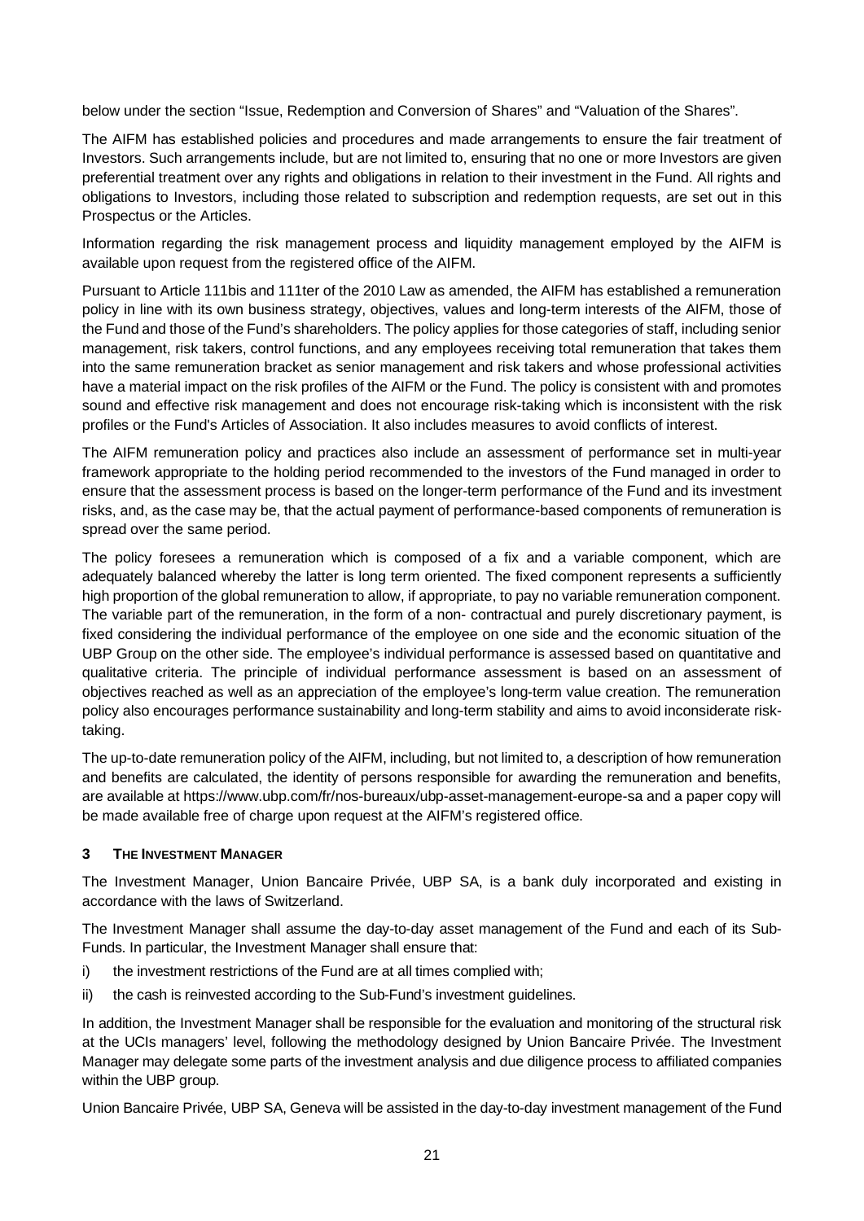below under the section "Issue, Redemption and Conversion of Shares" and "Valuation of the Shares".

The AIFM has established policies and procedures and made arrangements to ensure the fair treatment of Investors. Such arrangements include, but are not limited to, ensuring that no one or more Investors are given preferential treatment over any rights and obligations in relation to their investment in the Fund. All rights and obligations to Investors, including those related to subscription and redemption requests, are set out in this Prospectus or the Articles.

Information regarding the risk management process and liquidity management employed by the AIFM is available upon request from the registered office of the AIFM.

Pursuant to Article 111bis and 111ter of the 2010 Law as amended, the AIFM has established a remuneration policy in line with its own business strategy, objectives, values and long-term interests of the AIFM, those of the Fund and those of the Fund's shareholders. The policy applies for those categories of staff, including senior management, risk takers, control functions, and any employees receiving total remuneration that takes them into the same remuneration bracket as senior management and risk takers and whose professional activities have a material impact on the risk profiles of the AIFM or the Fund. The policy is consistent with and promotes sound and effective risk management and does not encourage risk-taking which is inconsistent with the risk profiles or the Fund's Articles of Association. It also includes measures to avoid conflicts of interest.

The AIFM remuneration policy and practices also include an assessment of performance set in multi-year framework appropriate to the holding period recommended to the investors of the Fund managed in order to ensure that the assessment process is based on the longer-term performance of the Fund and its investment risks, and, as the case may be, that the actual payment of performance-based components of remuneration is spread over the same period.

The policy foresees a remuneration which is composed of a fix and a variable component, which are adequately balanced whereby the latter is long term oriented. The fixed component represents a sufficiently high proportion of the global remuneration to allow, if appropriate, to pay no variable remuneration component. The variable part of the remuneration, in the form of a non- contractual and purely discretionary payment, is fixed considering the individual performance of the employee on one side and the economic situation of the UBP Group on the other side. The employee's individual performance is assessed based on quantitative and qualitative criteria. The principle of individual performance assessment is based on an assessment of objectives reached as well as an appreciation of the employee's long-term value creation. The remuneration policy also encourages performance sustainability and long-term stability and aims to avoid inconsiderate risk-taking.

The up-to-date remuneration policy of the AIFM, including, but not limited to, a description of how remuneration and benefits are calculated, the identity of persons responsible for awarding the remuneration and benefits, are available at https://www.ubp.com/fr/nos-bureaux/ubp-asset-management-europe-sa and a paper copy will be made available free of charge upon request at the AIFM's registered office.

## 3 THE INVESTMENT MANAGER

The Investment Manager, Union Bancaire Privée, UBP SA, is a bank duly incorporated and existing in accordance with the laws of Switzerland.

The Investment Manager shall assume the day-to-day asset management of the Fund and each of its Sub-Funds. In particular, the Investment Manager shall ensure that:

i) the investment restrictions of the Fund are at all times complied with;

ii) the cash is reinvested according to the Sub-Fund's investment guidelines.

In addition, the Investment Manager shall be responsible for the evaluation and monitoring of the structural risk at the UCIs managers' level, following the methodology designed by Union Bancaire Privée. The Investment Manager may delegate some parts of the investment analysis and due diligence process to affiliated companies within the UBP group.

Union Bancaire Privée, UBP SA, Geneva will be assisted in the day-to-day investment management of the Fund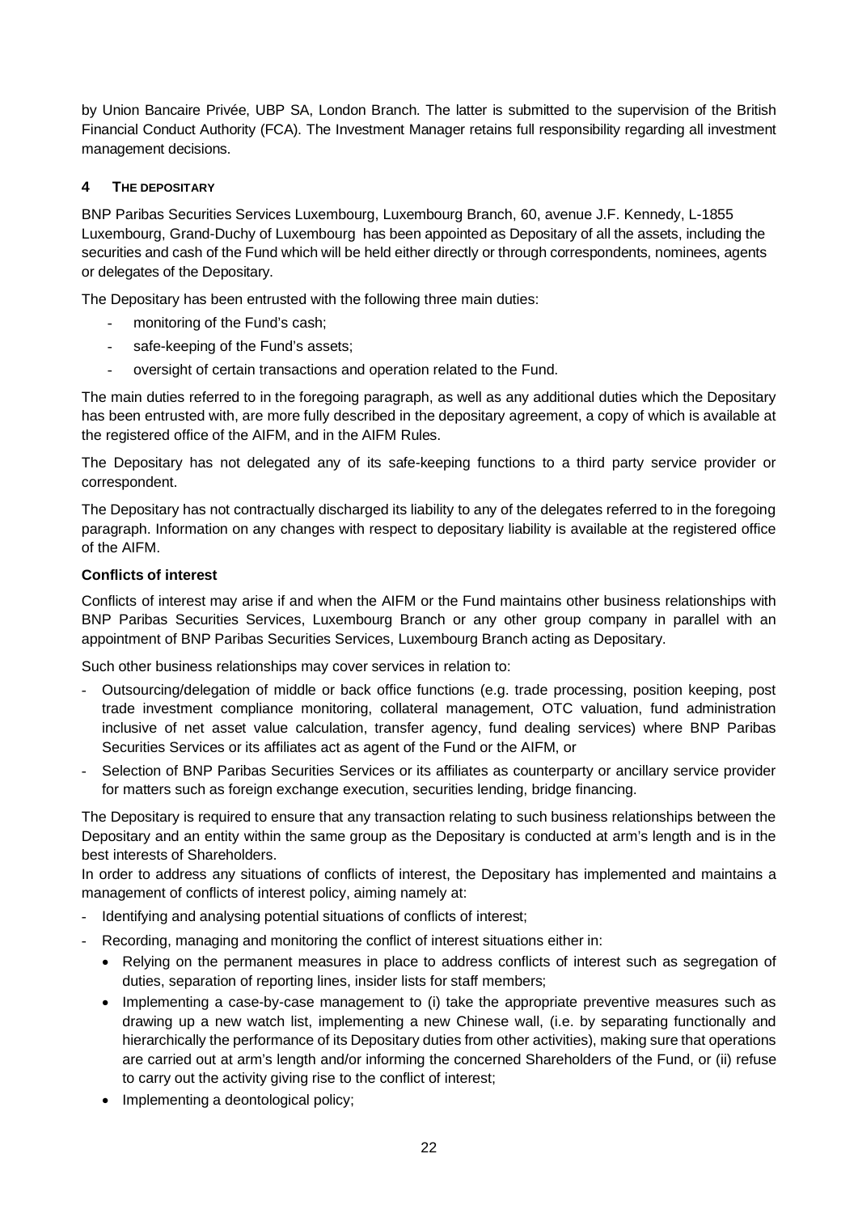by Union Bancaire Privée, UBP SA, London Branch. The latter is submitted to the supervision of the British Financial Conduct Authority (FCA). The Investment Manager retains full responsibility regarding all investment management decisions.

## 4 THE DEPOSITARY

BNP Paribas Securities Services Luxembourg, Luxembourg Branch, 60, avenue J.F. Kennedy, L-1855 Luxembourg, Grand-Duchy of Luxembourg has been appointed as Depositary of all the assets, including the securities and cash of the Fund which will be held either directly or through correspondents, nominees, agents or delegates of the Depositary.

The Depositary has been entrusted with the following three main duties:

- monitoring of the Fund's cash;
- safe-keeping of the Fund's assets;
- oversight of certain transactions and operation related to the Fund.

The main duties referred to in the foregoing paragraph, as well as any additional duties which the Depositary has been entrusted with, are more fully described in the depositary agreement, a copy of which is available at the registered office of the AIFM, and in the AIFM Rules.

The Depositary has not delegated any of its safe-keeping functions to a third party service provider or correspondent.

The Depositary has not contractually discharged its liability to any of the delegates referred to in the foregoing paragraph. Information on any changes with respect to depositary liability is available at the registered office of the AIFM.

**Conflicts of interest**

Conflicts of interest may arise if and when the AIFM or the Fund maintains other business relationships with BNP Paribas Securities Services, Luxembourg Branch or any other group company in parallel with an appointment of BNP Paribas Securities Services, Luxembourg Branch acting as Depositary.

Such other business relationships may cover services in relation to:

- Outsourcing/delegation of middle or back office functions (e.g. trade processing, position keeping, post trade investment compliance monitoring, collateral management, OTC valuation, fund administration inclusive of net asset value calculation, transfer agency, fund dealing services) where BNP Paribas Securities Services or its affiliates act as agent of the Fund or the AIFM, or
- Selection of BNP Paribas Securities Services or its affiliates as counterparty or ancillary service provider for matters such as foreign exchange execution, securities lending, bridge financing.

The Depositary is required to ensure that any transaction relating to such business relationships between the Depositary and an entity within the same group as the Depositary is conducted at arm's length and is in the best interests of Shareholders.

In order to address any situations of conflicts of interest, the Depositary has implemented and maintains a management of conflicts of interest policy, aiming namely at:

- Identifying and analysing potential situations of conflicts of interest;
- Recording, managing and monitoring the conflict of interest situations either in:
  - Relying on the permanent measures in place to address conflicts of interest such as segregation of duties, separation of reporting lines, insider lists for staff members;
  - Implementing a case-by-case management to (i) take the appropriate preventive measures such as drawing up a new watch list, implementing a new Chinese wall, (i.e. by separating functionally and hierarchically the performance of its Depositary duties from other activities), making sure that operations are carried out at arm's length and/or informing the concerned Shareholders of the Fund, or (ii) refuse to carry out the activity giving rise to the conflict of interest;
  - Implementing a deontological policy;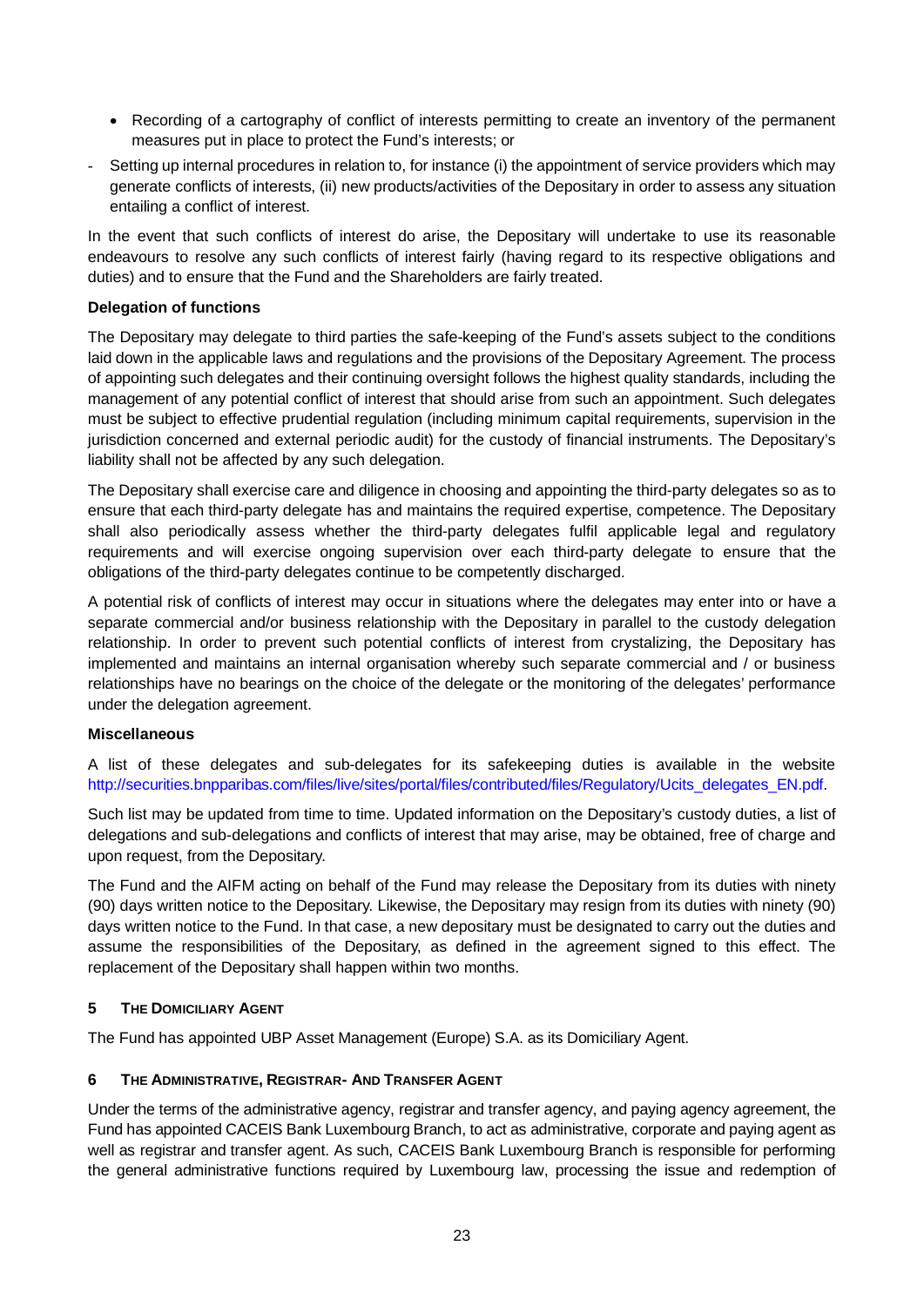- Recording of a cartography of conflict of interests permitting to create an inventory of the permanent measures put in place to protect the Fund's interests; or

- Setting up internal procedures in relation to, for instance (i) the appointment of service providers which may generate conflicts of interests, (ii) new products/activities of the Depositary in order to assess any situation entailing a conflict of interest.

In the event that such conflicts of interest do arise, the Depositary will undertake to use its reasonable endeavours to resolve any such conflicts of interest fairly (having regard to its respective obligations and duties) and to ensure that the Fund and the Shareholders are fairly treated.

**Delegation of functions**

The Depositary may delegate to third parties the safe-keeping of the Fund's assets subject to the conditions laid down in the applicable laws and regulations and the provisions of the Depositary Agreement. The process of appointing such delegates and their continuing oversight follows the highest quality standards, including the management of any potential conflict of interest that should arise from such an appointment. Such delegates must be subject to effective prudential regulation (including minimum capital requirements, supervision in the jurisdiction concerned and external periodic audit) for the custody of financial instruments. The Depositary's liability shall not be affected by any such delegation.

The Depositary shall exercise care and diligence in choosing and appointing the third-party delegates so as to ensure that each third-party delegate has and maintains the required expertise, competence. The Depositary shall also periodically assess whether the third-party delegates fulfil applicable legal and regulatory requirements and will exercise ongoing supervision over each third-party delegate to ensure that the obligations of the third-party delegates continue to be competently discharged.

A potential risk of conflicts of interest may occur in situations where the delegates may enter into or have a separate commercial and/or business relationship with the Depositary in parallel to the custody delegation relationship. In order to prevent such potential conflicts of interest from crystalizing, the Depositary has implemented and maintains an internal organisation whereby such separate commercial and / or business relationships have no bearings on the choice of the delegate or the monitoring of the delegates' performance under the delegation agreement.

**Miscellaneous**

A list of these delegates and sub-delegates for its safekeeping duties is available in the website http://securities.bnpparibas.com/files/live/sites/portal/files/contributed/files/Regulatory/Ucits_delegates_EN.pdf.

Such list may be updated from time to time. Updated information on the Depositary's custody duties, a list of delegations and sub-delegations and conflicts of interest that may arise, may be obtained, free of charge and upon request, from the Depositary.

The Fund and the AIFM acting on behalf of the Fund may release the Depositary from its duties with ninety (90) days written notice to the Depositary. Likewise, the Depositary may resign from its duties with ninety (90) days written notice to the Fund. In that case, a new depositary must be designated to carry out the duties and assume the responsibilities of the Depositary, as defined in the agreement signed to this effect. The replacement of the Depositary shall happen within two months.

## 5 THE DOMICILIARY AGENT

The Fund has appointed UBP Asset Management (Europe) S.A. as its Domiciliary Agent.

## 6 THE ADMINISTRATIVE, REGISTRAR- AND TRANSFER AGENT

Under the terms of the administrative agency, registrar and transfer agency, and paying agency agreement, the Fund has appointed CACEIS Bank Luxembourg Branch, to act as administrative, corporate and paying agent as well as registrar and transfer agent. As such, CACEIS Bank Luxembourg Branch is responsible for performing the general administrative functions required by Luxembourg law, processing the issue and redemption of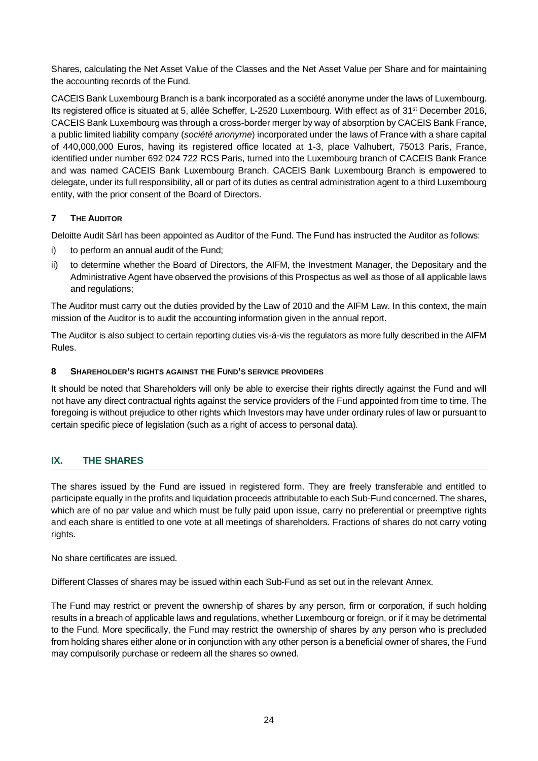Shares, calculating the Net Asset Value of the Classes and the Net Asset Value per Share and for maintaining the accounting records of the Fund.

CACEIS Bank Luxembourg Branch is a bank incorporated as a société anonyme under the laws of Luxembourg. Its registered office is situated at 5, allée Scheffer, L-2520 Luxembourg. With effect as of 31st December 2016, CACEIS Bank Luxembourg was through a cross-border merger by way of absorption by CACEIS Bank France, a public limited liability company (*société anonyme*) incorporated under the laws of France with a share capital of 440,000,000 Euros, having its registered office located at 1-3, place Valhubert, 75013 Paris, France, identified under number 692 024 722 RCS Paris, turned into the Luxembourg branch of CACEIS Bank France and was named CACEIS Bank Luxembourg Branch. CACEIS Bank Luxembourg Branch is empowered to delegate, under its full responsibility, all or part of its duties as central administration agent to a third Luxembourg entity, with the prior consent of the Board of Directors.

### 7 THE AUDITOR

Deloitte Audit Sàrl has been appointed as Auditor of the Fund. The Fund has instructed the Auditor as follows:

i) to perform an annual audit of the Fund;
ii) to determine whether the Board of Directors, the AIFM, the Investment Manager, the Depositary and the Administrative Agent have observed the provisions of this Prospectus as well as those of all applicable laws and regulations;

The Auditor must carry out the duties provided by the Law of 2010 and the AIFM Law. In this context, the main mission of the Auditor is to audit the accounting information given in the annual report.

The Auditor is also subject to certain reporting duties vis-à-vis the regulators as more fully described in the AIFM Rules.

### 8 SHAREHOLDER'S RIGHTS AGAINST THE FUND'S SERVICE PROVIDERS

It should be noted that Shareholders will only be able to exercise their rights directly against the Fund and will not have any direct contractual rights against the service providers of the Fund appointed from time to time. The foregoing is without prejudice to other rights which Investors may have under ordinary rules of law or pursuant to certain specific piece of legislation (such as a right of access to personal data).

## IX. THE SHARES

The shares issued by the Fund are issued in registered form. They are freely transferable and entitled to participate equally in the profits and liquidation proceeds attributable to each Sub-Fund concerned. The shares, which are of no par value and which must be fully paid upon issue, carry no preferential or preemptive rights and each share is entitled to one vote at all meetings of shareholders. Fractions of shares do not carry voting rights.

No share certificates are issued.

Different Classes of shares may be issued within each Sub-Fund as set out in the relevant Annex.

The Fund may restrict or prevent the ownership of shares by any person, firm or corporation, if such holding results in a breach of applicable laws and regulations, whether Luxembourg or foreign, or if it may be detrimental to the Fund. More specifically, the Fund may restrict the ownership of shares by any person who is precluded from holding shares either alone or in conjunction with any other person is a beneficial owner of shares, the Fund may compulsorily purchase or redeem all the shares so owned.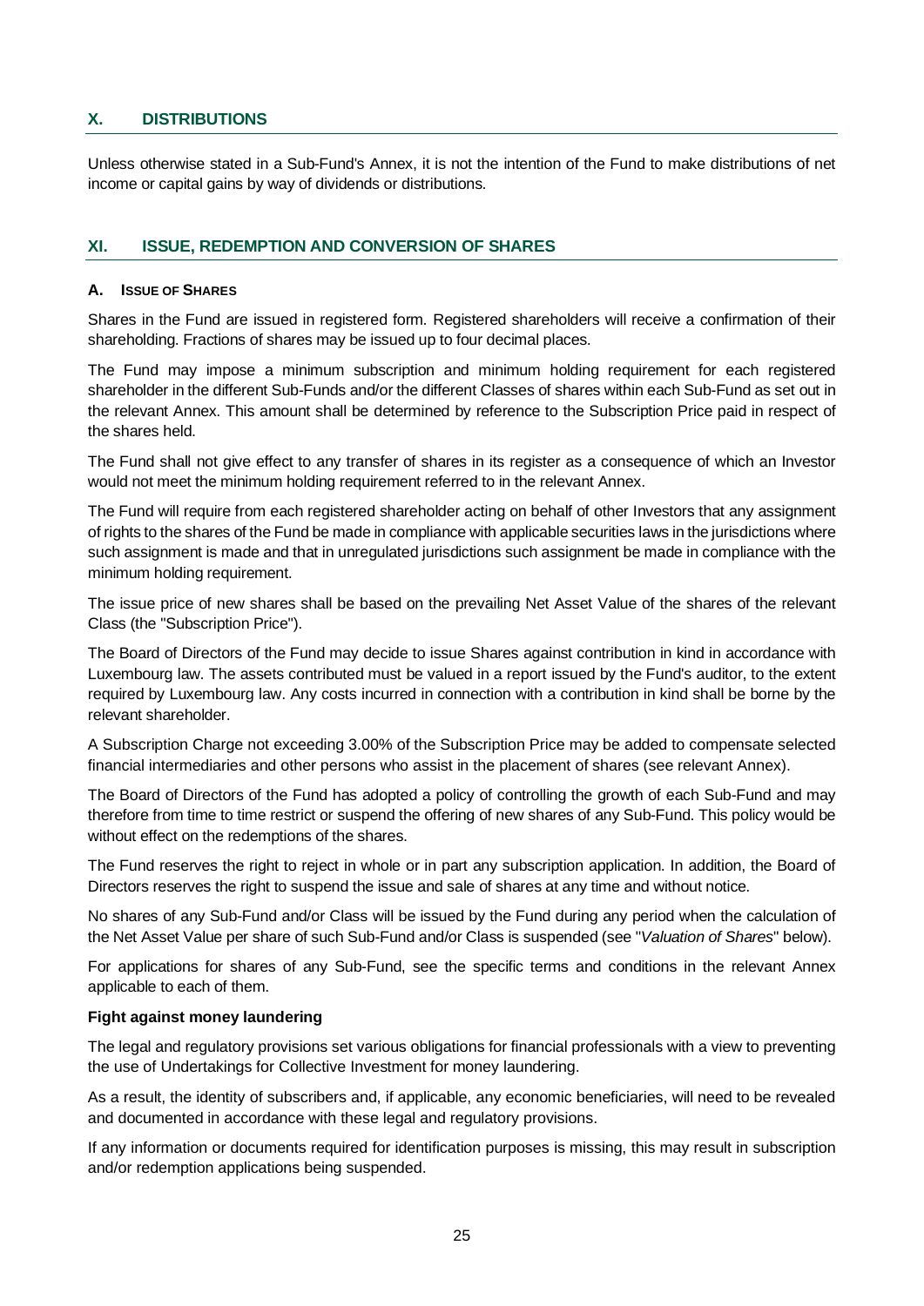## X. DISTRIBUTIONS

Unless otherwise stated in a Sub-Fund's Annex, it is not the intention of the Fund to make distributions of net income or capital gains by way of dividends or distributions.

## XI. ISSUE, REDEMPTION AND CONVERSION OF SHARES

### A. ISSUE OF SHARES

Shares in the Fund are issued in registered form. Registered shareholders will receive a confirmation of their shareholding. Fractions of shares may be issued up to four decimal places.

The Fund may impose a minimum subscription and minimum holding requirement for each registered shareholder in the different Sub-Funds and/or the different Classes of shares within each Sub-Fund as set out in the relevant Annex. This amount shall be determined by reference to the Subscription Price paid in respect of the shares held.

The Fund shall not give effect to any transfer of shares in its register as a consequence of which an Investor would not meet the minimum holding requirement referred to in the relevant Annex.

The Fund will require from each registered shareholder acting on behalf of other Investors that any assignment of rights to the shares of the Fund be made in compliance with applicable securities laws in the jurisdictions where such assignment is made and that in unregulated jurisdictions such assignment be made in compliance with the minimum holding requirement.

The issue price of new shares shall be based on the prevailing Net Asset Value of the shares of the relevant Class (the "Subscription Price").

The Board of Directors of the Fund may decide to issue Shares against contribution in kind in accordance with Luxembourg law. The assets contributed must be valued in a report issued by the Fund's auditor, to the extent required by Luxembourg law. Any costs incurred in connection with a contribution in kind shall be borne by the relevant shareholder.

A Subscription Charge not exceeding 3.00% of the Subscription Price may be added to compensate selected financial intermediaries and other persons who assist in the placement of shares (see relevant Annex).

The Board of Directors of the Fund has adopted a policy of controlling the growth of each Sub-Fund and may therefore from time to time restrict or suspend the offering of new shares of any Sub-Fund. This policy would be without effect on the redemptions of the shares.

The Fund reserves the right to reject in whole or in part any subscription application. In addition, the Board of Directors reserves the right to suspend the issue and sale of shares at any time and without notice.

No shares of any Sub-Fund and/or Class will be issued by the Fund during any period when the calculation of the Net Asset Value per share of such Sub-Fund and/or Class is suspended (see "*Valuation of Shares*" below).

For applications for shares of any Sub-Fund, see the specific terms and conditions in the relevant Annex applicable to each of them.

**Fight against money laundering**

The legal and regulatory provisions set various obligations for financial professionals with a view to preventing the use of Undertakings for Collective Investment for money laundering.

As a result, the identity of subscribers and, if applicable, any economic beneficiaries, will need to be revealed and documented in accordance with these legal and regulatory provisions.

If any information or documents required for identification purposes is missing, this may result in subscription and/or redemption applications being suspended.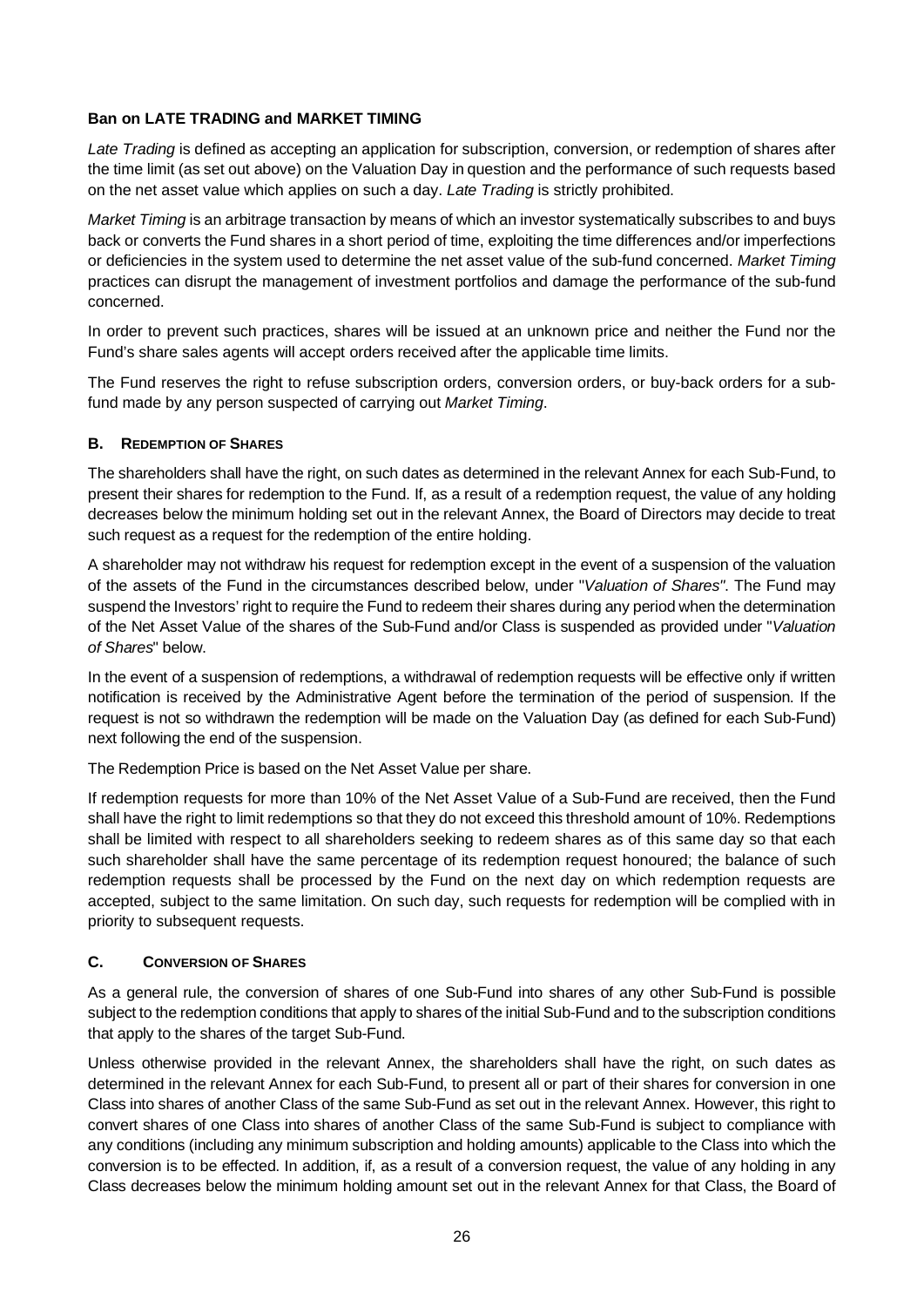**Ban on LATE TRADING and MARKET TIMING**

*Late Trading* is defined as accepting an application for subscription, conversion, or redemption of shares after the time limit (as set out above) on the Valuation Day in question and the performance of such requests based on the net asset value which applies on such a day. *Late Trading* is strictly prohibited.

*Market Timing* is an arbitrage transaction by means of which an investor systematically subscribes to and buys back or converts the Fund shares in a short period of time, exploiting the time differences and/or imperfections or deficiencies in the system used to determine the net asset value of the sub-fund concerned. *Market Timing* practices can disrupt the management of investment portfolios and damage the performance of the sub-fund concerned.

In order to prevent such practices, shares will be issued at an unknown price and neither the Fund nor the Fund's share sales agents will accept orders received after the applicable time limits.

The Fund reserves the right to refuse subscription orders, conversion orders, or buy-back orders for a sub-fund made by any person suspected of carrying out *Market Timing*.

### B. REDEMPTION OF SHARES

The shareholders shall have the right, on such dates as determined in the relevant Annex for each Sub-Fund, to present their shares for redemption to the Fund. If, as a result of a redemption request, the value of any holding decreases below the minimum holding set out in the relevant Annex, the Board of Directors may decide to treat such request as a request for the redemption of the entire holding.

A shareholder may not withdraw his request for redemption except in the event of a suspension of the valuation of the assets of the Fund in the circumstances described below, under "*Valuation of Shares"*. The Fund may suspend the Investors' right to require the Fund to redeem their shares during any period when the determination of the Net Asset Value of the shares of the Sub-Fund and/or Class is suspended as provided under "*Valuation of Shares*" below.

In the event of a suspension of redemptions, a withdrawal of redemption requests will be effective only if written notification is received by the Administrative Agent before the termination of the period of suspension. If the request is not so withdrawn the redemption will be made on the Valuation Day (as defined for each Sub-Fund) next following the end of the suspension.

The Redemption Price is based on the Net Asset Value per share.

If redemption requests for more than 10% of the Net Asset Value of a Sub-Fund are received, then the Fund shall have the right to limit redemptions so that they do not exceed this threshold amount of 10%. Redemptions shall be limited with respect to all shareholders seeking to redeem shares as of this same day so that each such shareholder shall have the same percentage of its redemption request honoured; the balance of such redemption requests shall be processed by the Fund on the next day on which redemption requests are accepted, subject to the same limitation. On such day, such requests for redemption will be complied with in priority to subsequent requests.

### C. CONVERSION OF SHARES

As a general rule, the conversion of shares of one Sub-Fund into shares of any other Sub-Fund is possible subject to the redemption conditions that apply to shares of the initial Sub-Fund and to the subscription conditions that apply to the shares of the target Sub-Fund.

Unless otherwise provided in the relevant Annex, the shareholders shall have the right, on such dates as determined in the relevant Annex for each Sub-Fund, to present all or part of their shares for conversion in one Class into shares of another Class of the same Sub-Fund as set out in the relevant Annex. However, this right to convert shares of one Class into shares of another Class of the same Sub-Fund is subject to compliance with any conditions (including any minimum subscription and holding amounts) applicable to the Class into which the conversion is to be effected. In addition, if, as a result of a conversion request, the value of any holding in any Class decreases below the minimum holding amount set out in the relevant Annex for that Class, the Board of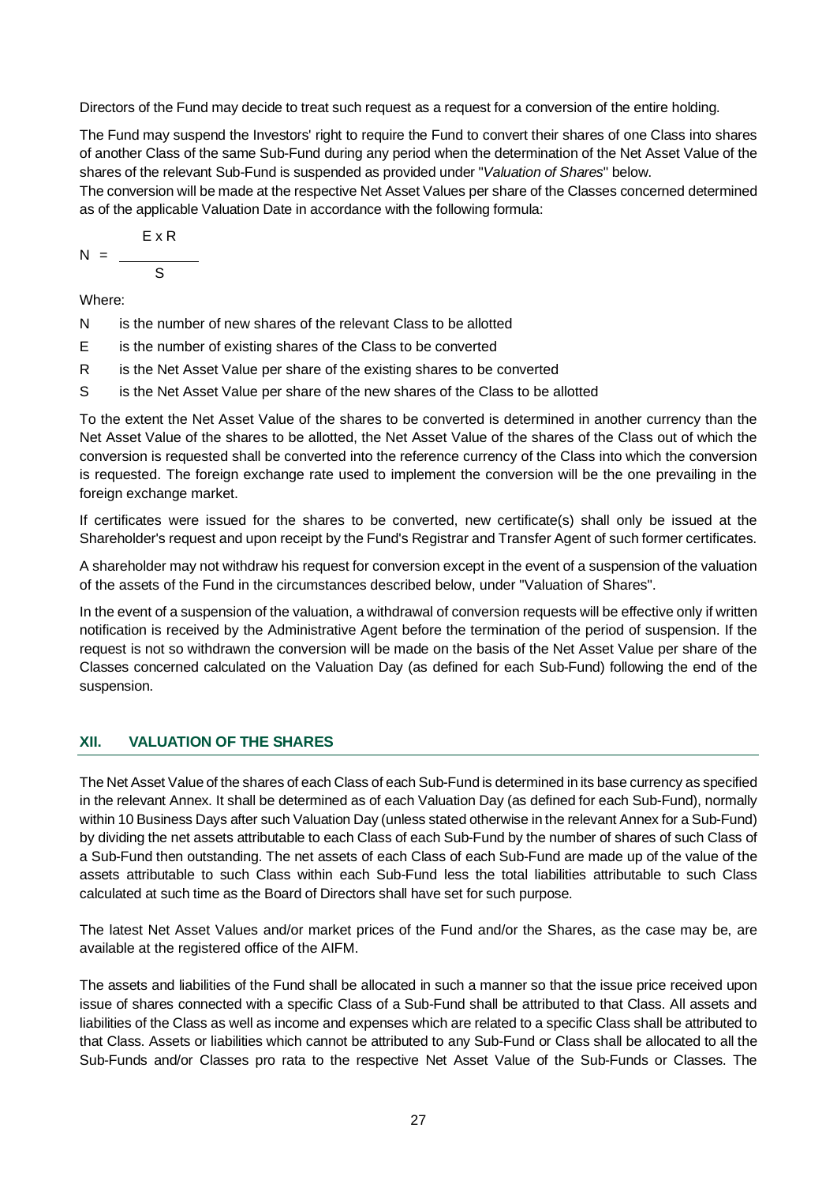Directors of the Fund may decide to treat such request as a request for a conversion of the entire holding.

The Fund may suspend the Investors' right to require the Fund to convert their shares of one Class into shares of another Class of the same Sub-Fund during any period when the determination of the Net Asset Value of the shares of the relevant Sub-Fund is suspended as provided under "*Valuation of Shares*" below.
The conversion will be made at the respective Net Asset Values per share of the Classes concerned determined as of the applicable Valuation Date in accordance with the following formula:

$$N = \frac{E \times R}{S}$$

Where:

N is the number of new shares of the relevant Class to be allotted

E is the number of existing shares of the Class to be converted

R is the Net Asset Value per share of the existing shares to be converted

S is the Net Asset Value per share of the new shares of the Class to be allotted

To the extent the Net Asset Value of the shares to be converted is determined in another currency than the Net Asset Value of the shares to be allotted, the Net Asset Value of the shares of the Class out of which the conversion is requested shall be converted into the reference currency of the Class into which the conversion is requested. The foreign exchange rate used to implement the conversion will be the one prevailing in the foreign exchange market.

If certificates were issued for the shares to be converted, new certificate(s) shall only be issued at the Shareholder's request and upon receipt by the Fund's Registrar and Transfer Agent of such former certificates.

A shareholder may not withdraw his request for conversion except in the event of a suspension of the valuation of the assets of the Fund in the circumstances described below, under "Valuation of Shares".

In the event of a suspension of the valuation, a withdrawal of conversion requests will be effective only if written notification is received by the Administrative Agent before the termination of the period of suspension. If the request is not so withdrawn the conversion will be made on the basis of the Net Asset Value per share of the Classes concerned calculated on the Valuation Day (as defined for each Sub-Fund) following the end of the suspension.

## XII. VALUATION OF THE SHARES

The Net Asset Value of the shares of each Class of each Sub-Fund is determined in its base currency as specified in the relevant Annex. It shall be determined as of each Valuation Day (as defined for each Sub-Fund), normally within 10 Business Days after such Valuation Day (unless stated otherwise in the relevant Annex for a Sub-Fund) by dividing the net assets attributable to each Class of each Sub-Fund by the number of shares of such Class of a Sub-Fund then outstanding. The net assets of each Class of each Sub-Fund are made up of the value of the assets attributable to such Class within each Sub-Fund less the total liabilities attributable to such Class calculated at such time as the Board of Directors shall have set for such purpose.

The latest Net Asset Values and/or market prices of the Fund and/or the Shares, as the case may be, are available at the registered office of the AIFM.

The assets and liabilities of the Fund shall be allocated in such a manner so that the issue price received upon issue of shares connected with a specific Class of a Sub-Fund shall be attributed to that Class. All assets and liabilities of the Class as well as income and expenses which are related to a specific Class shall be attributed to that Class. Assets or liabilities which cannot be attributed to any Sub-Fund or Class shall be allocated to all the Sub-Funds and/or Classes pro rata to the respective Net Asset Value of the Sub-Funds or Classes. The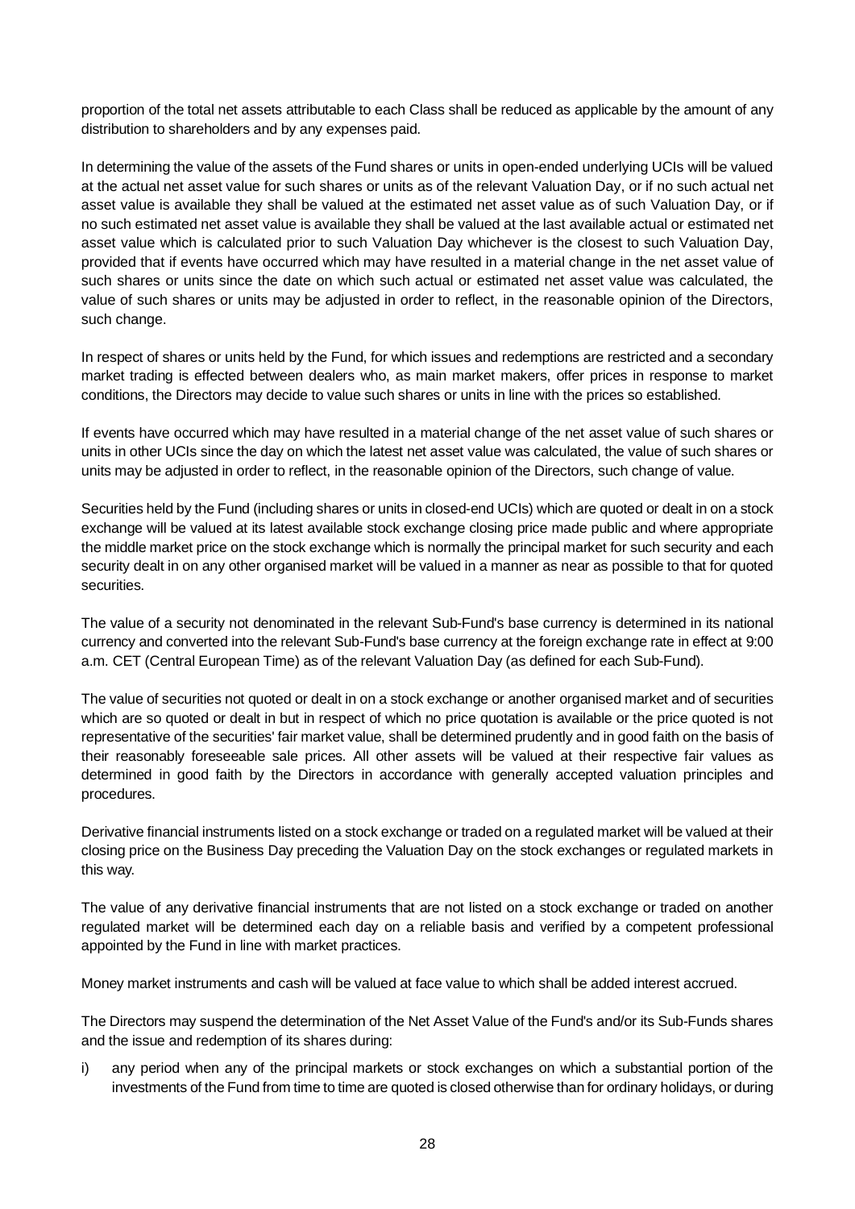proportion of the total net assets attributable to each Class shall be reduced as applicable by the amount of any distribution to shareholders and by any expenses paid.

In determining the value of the assets of the Fund shares or units in open-ended underlying UCIs will be valued at the actual net asset value for such shares or units as of the relevant Valuation Day, or if no such actual net asset value is available they shall be valued at the estimated net asset value as of such Valuation Day, or if no such estimated net asset value is available they shall be valued at the last available actual or estimated net asset value which is calculated prior to such Valuation Day whichever is the closest to such Valuation Day, provided that if events have occurred which may have resulted in a material change in the net asset value of such shares or units since the date on which such actual or estimated net asset value was calculated, the value of such shares or units may be adjusted in order to reflect, in the reasonable opinion of the Directors, such change.

In respect of shares or units held by the Fund, for which issues and redemptions are restricted and a secondary market trading is effected between dealers who, as main market makers, offer prices in response to market conditions, the Directors may decide to value such shares or units in line with the prices so established.

If events have occurred which may have resulted in a material change of the net asset value of such shares or units in other UCIs since the day on which the latest net asset value was calculated, the value of such shares or units may be adjusted in order to reflect, in the reasonable opinion of the Directors, such change of value.

Securities held by the Fund (including shares or units in closed-end UCIs) which are quoted or dealt in on a stock exchange will be valued at its latest available stock exchange closing price made public and where appropriate the middle market price on the stock exchange which is normally the principal market for such security and each security dealt in on any other organised market will be valued in a manner as near as possible to that for quoted securities.

The value of a security not denominated in the relevant Sub-Fund's base currency is determined in its national currency and converted into the relevant Sub-Fund's base currency at the foreign exchange rate in effect at 9:00 a.m. CET (Central European Time) as of the relevant Valuation Day (as defined for each Sub-Fund).

The value of securities not quoted or dealt in on a stock exchange or another organised market and of securities which are so quoted or dealt in but in respect of which no price quotation is available or the price quoted is not representative of the securities' fair market value, shall be determined prudently and in good faith on the basis of their reasonably foreseeable sale prices. All other assets will be valued at their respective fair values as determined in good faith by the Directors in accordance with generally accepted valuation principles and procedures.

Derivative financial instruments listed on a stock exchange or traded on a regulated market will be valued at their closing price on the Business Day preceding the Valuation Day on the stock exchanges or regulated markets in this way.

The value of any derivative financial instruments that are not listed on a stock exchange or traded on another regulated market will be determined each day on a reliable basis and verified by a competent professional appointed by the Fund in line with market practices.

Money market instruments and cash will be valued at face value to which shall be added interest accrued.

The Directors may suspend the determination of the Net Asset Value of the Fund's and/or its Sub-Funds shares and the issue and redemption of its shares during:

i) any period when any of the principal markets or stock exchanges on which a substantial portion of the investments of the Fund from time to time are quoted is closed otherwise than for ordinary holidays, or during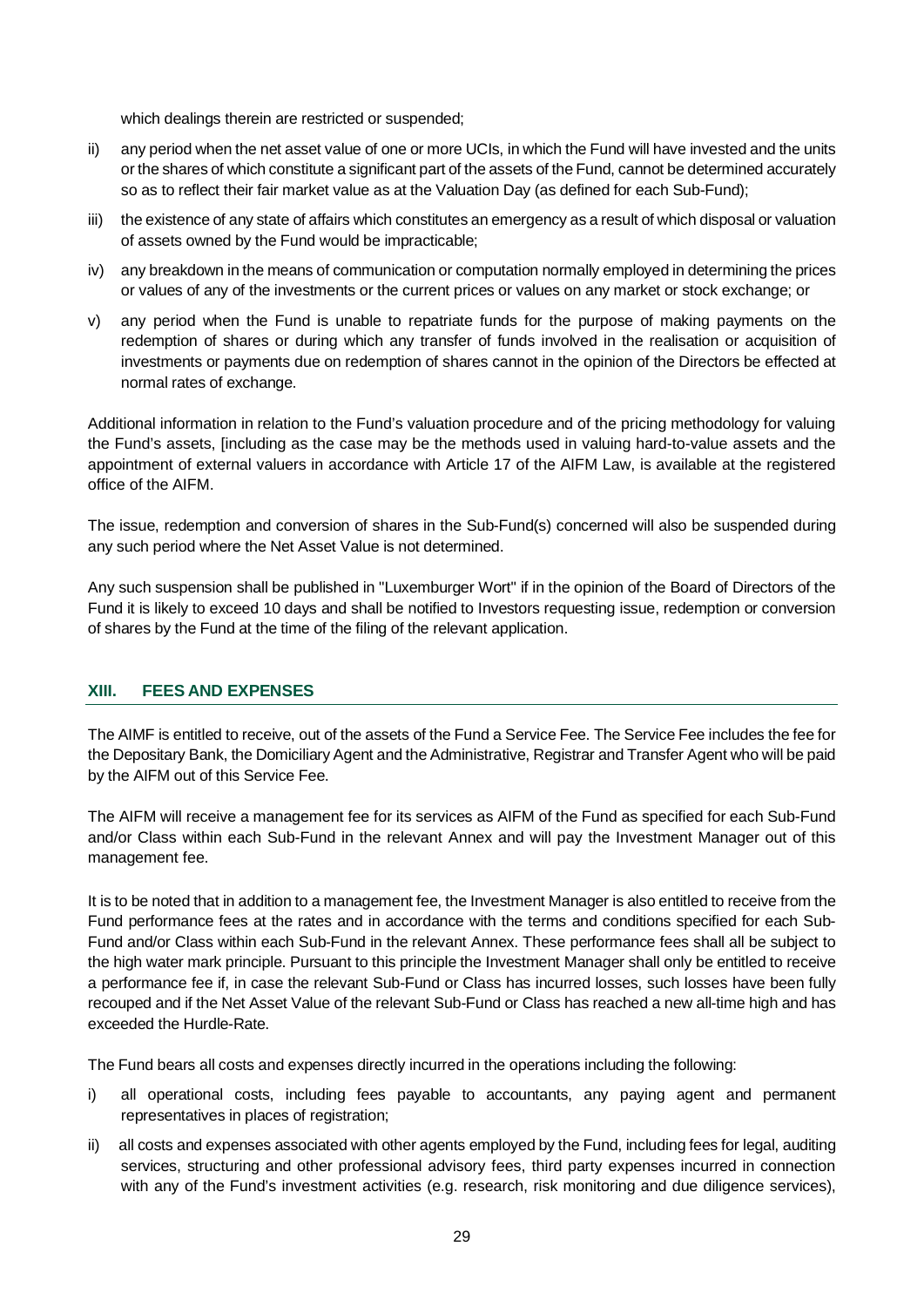which dealings therein are restricted or suspended;

ii) any period when the net asset value of one or more UCIs, in which the Fund will have invested and the units or the shares of which constitute a significant part of the assets of the Fund, cannot be determined accurately so as to reflect their fair market value as at the Valuation Day (as defined for each Sub-Fund);

iii) the existence of any state of affairs which constitutes an emergency as a result of which disposal or valuation of assets owned by the Fund would be impracticable;

iv) any breakdown in the means of communication or computation normally employed in determining the prices or values of any of the investments or the current prices or values on any market or stock exchange; or

v) any period when the Fund is unable to repatriate funds for the purpose of making payments on the redemption of shares or during which any transfer of funds involved in the realisation or acquisition of investments or payments due on redemption of shares cannot in the opinion of the Directors be effected at normal rates of exchange.

Additional information in relation to the Fund's valuation procedure and of the pricing methodology for valuing the Fund's assets, [including as the case may be the methods used in valuing hard-to-value assets and the appointment of external valuers in accordance with Article 17 of the AIFM Law, is available at the registered office of the AIFM.

The issue, redemption and conversion of shares in the Sub-Fund(s) concerned will also be suspended during any such period where the Net Asset Value is not determined.

Any such suspension shall be published in "Luxemburger Wort" if in the opinion of the Board of Directors of the Fund it is likely to exceed 10 days and shall be notified to Investors requesting issue, redemption or conversion of shares by the Fund at the time of the filing of the relevant application.

## XIII. FEES AND EXPENSES

The AIMF is entitled to receive, out of the assets of the Fund a Service Fee. The Service Fee includes the fee for the Depositary Bank, the Domiciliary Agent and the Administrative, Registrar and Transfer Agent who will be paid by the AIFM out of this Service Fee.

The AIFM will receive a management fee for its services as AIFM of the Fund as specified for each Sub-Fund and/or Class within each Sub-Fund in the relevant Annex and will pay the Investment Manager out of this management fee.

It is to be noted that in addition to a management fee, the Investment Manager is also entitled to receive from the Fund performance fees at the rates and in accordance with the terms and conditions specified for each Sub-Fund and/or Class within each Sub-Fund in the relevant Annex. These performance fees shall all be subject to the high water mark principle. Pursuant to this principle the Investment Manager shall only be entitled to receive a performance fee if, in case the relevant Sub-Fund or Class has incurred losses, such losses have been fully recouped and if the Net Asset Value of the relevant Sub-Fund or Class has reached a new all-time high and has exceeded the Hurdle-Rate.

The Fund bears all costs and expenses directly incurred in the operations including the following:

i) all operational costs, including fees payable to accountants, any paying agent and permanent representatives in places of registration;

ii) all costs and expenses associated with other agents employed by the Fund, including fees for legal, auditing services, structuring and other professional advisory fees, third party expenses incurred in connection with any of the Fund's investment activities (e.g. research, risk monitoring and due diligence services),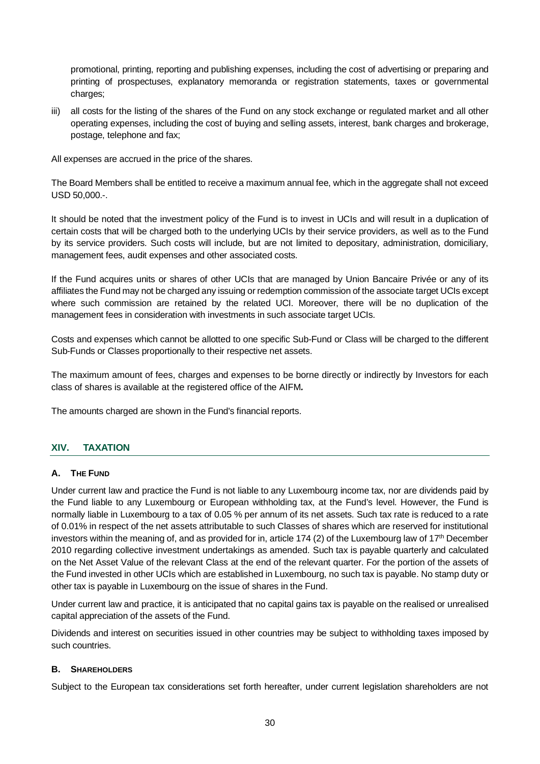promotional, printing, reporting and publishing expenses, including the cost of advertising or preparing and printing of prospectuses, explanatory memoranda or registration statements, taxes or governmental charges;

iii) all costs for the listing of the shares of the Fund on any stock exchange or regulated market and all other operating expenses, including the cost of buying and selling assets, interest, bank charges and brokerage, postage, telephone and fax;

All expenses are accrued in the price of the shares.

The Board Members shall be entitled to receive a maximum annual fee, which in the aggregate shall not exceed USD 50,000.-.

It should be noted that the investment policy of the Fund is to invest in UCIs and will result in a duplication of certain costs that will be charged both to the underlying UCIs by their service providers, as well as to the Fund by its service providers. Such costs will include, but are not limited to depositary, administration, domiciliary, management fees, audit expenses and other associated costs.

If the Fund acquires units or shares of other UCIs that are managed by Union Bancaire Privée or any of its affiliates the Fund may not be charged any issuing or redemption commission of the associate target UCIs except where such commission are retained by the related UCI. Moreover, there will be no duplication of the management fees in consideration with investments in such associate target UCIs.

Costs and expenses which cannot be allotted to one specific Sub-Fund or Class will be charged to the different Sub-Funds or Classes proportionally to their respective net assets.

The maximum amount of fees, charges and expenses to be borne directly or indirectly by Investors for each class of shares is available at the registered office of the AIFM**.**

The amounts charged are shown in the Fund's financial reports.

## XIV. TAXATION

### A. THE FUND

Under current law and practice the Fund is not liable to any Luxembourg income tax, nor are dividends paid by the Fund liable to any Luxembourg or European withholding tax, at the Fund's level. However, the Fund is normally liable in Luxembourg to a tax of 0.05 % per annum of its net assets. Such tax rate is reduced to a rate of 0.01% in respect of the net assets attributable to such Classes of shares which are reserved for institutional investors within the meaning of, and as provided for in, article 174 (2) of the Luxembourg law of 17th December 2010 regarding collective investment undertakings as amended. Such tax is payable quarterly and calculated on the Net Asset Value of the relevant Class at the end of the relevant quarter. For the portion of the assets of the Fund invested in other UCIs which are established in Luxembourg, no such tax is payable. No stamp duty or other tax is payable in Luxembourg on the issue of shares in the Fund.

Under current law and practice, it is anticipated that no capital gains tax is payable on the realised or unrealised capital appreciation of the assets of the Fund.

Dividends and interest on securities issued in other countries may be subject to withholding taxes imposed by such countries.

### B. SHAREHOLDERS

Subject to the European tax considerations set forth hereafter, under current legislation shareholders are not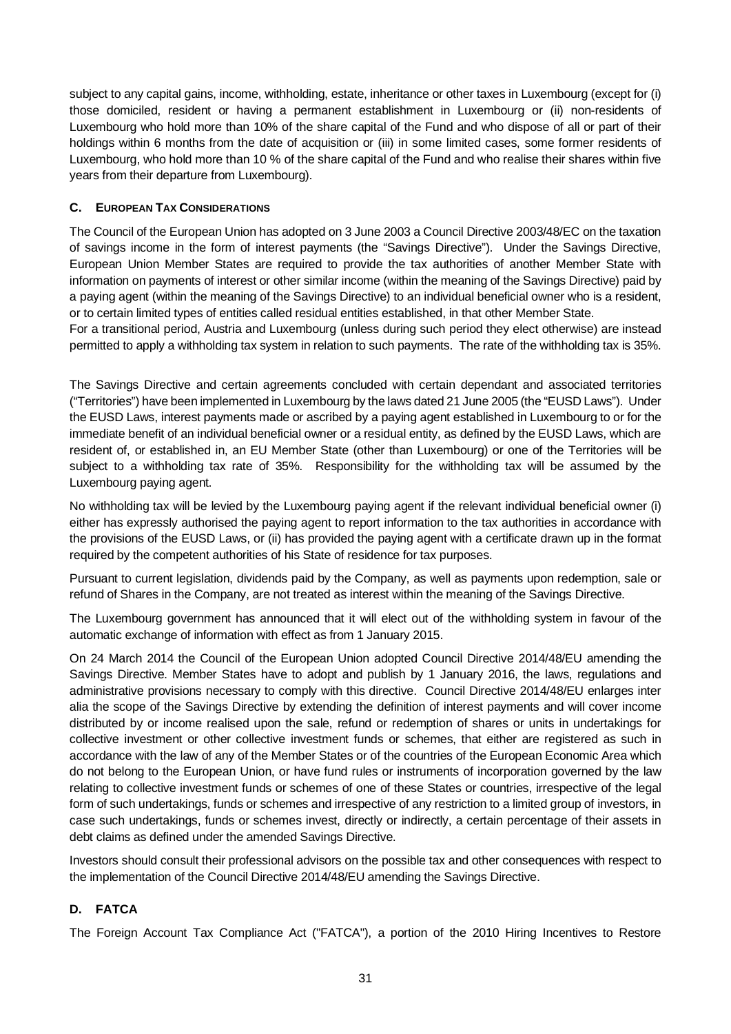subject to any capital gains, income, withholding, estate, inheritance or other taxes in Luxembourg (except for (i) those domiciled, resident or having a permanent establishment in Luxembourg or (ii) non-residents of Luxembourg who hold more than 10% of the share capital of the Fund and who dispose of all or part of their holdings within 6 months from the date of acquisition or (iii) in some limited cases, some former residents of Luxembourg, who hold more than 10 % of the share capital of the Fund and who realise their shares within five years from their departure from Luxembourg).

### C. EUROPEAN TAX CONSIDERATIONS

The Council of the European Union has adopted on 3 June 2003 a Council Directive 2003/48/EC on the taxation of savings income in the form of interest payments (the "Savings Directive"). Under the Savings Directive, European Union Member States are required to provide the tax authorities of another Member State with information on payments of interest or other similar income (within the meaning of the Savings Directive) paid by a paying agent (within the meaning of the Savings Directive) to an individual beneficial owner who is a resident, or to certain limited types of entities called residual entities established, in that other Member State.

For a transitional period, Austria and Luxembourg (unless during such period they elect otherwise) are instead permitted to apply a withholding tax system in relation to such payments. The rate of the withholding tax is 35%.

The Savings Directive and certain agreements concluded with certain dependant and associated territories ("Territories") have been implemented in Luxembourg by the laws dated 21 June 2005 (the "EUSD Laws"). Under the EUSD Laws, interest payments made or ascribed by a paying agent established in Luxembourg to or for the immediate benefit of an individual beneficial owner or a residual entity, as defined by the EUSD Laws, which are resident of, or established in, an EU Member State (other than Luxembourg) or one of the Territories will be subject to a withholding tax rate of 35%. Responsibility for the withholding tax will be assumed by the Luxembourg paying agent.

No withholding tax will be levied by the Luxembourg paying agent if the relevant individual beneficial owner (i) either has expressly authorised the paying agent to report information to the tax authorities in accordance with the provisions of the EUSD Laws, or (ii) has provided the paying agent with a certificate drawn up in the format required by the competent authorities of his State of residence for tax purposes.

Pursuant to current legislation, dividends paid by the Company, as well as payments upon redemption, sale or refund of Shares in the Company, are not treated as interest within the meaning of the Savings Directive.

The Luxembourg government has announced that it will elect out of the withholding system in favour of the automatic exchange of information with effect as from 1 January 2015.

On 24 March 2014 the Council of the European Union adopted Council Directive 2014/48/EU amending the Savings Directive. Member States have to adopt and publish by 1 January 2016, the laws, regulations and administrative provisions necessary to comply with this directive. Council Directive 2014/48/EU enlarges inter alia the scope of the Savings Directive by extending the definition of interest payments and will cover income distributed by or income realised upon the sale, refund or redemption of shares or units in undertakings for collective investment or other collective investment funds or schemes, that either are registered as such in accordance with the law of any of the Member States or of the countries of the European Economic Area which do not belong to the European Union, or have fund rules or instruments of incorporation governed by the law relating to collective investment funds or schemes of one of these States or countries, irrespective of the legal form of such undertakings, funds or schemes and irrespective of any restriction to a limited group of investors, in case such undertakings, funds or schemes invest, directly or indirectly, a certain percentage of their assets in debt claims as defined under the amended Savings Directive.

Investors should consult their professional advisors on the possible tax and other consequences with respect to the implementation of the Council Directive 2014/48/EU amending the Savings Directive.

### D. FATCA

The Foreign Account Tax Compliance Act ("FATCA"), a portion of the 2010 Hiring Incentives to Restore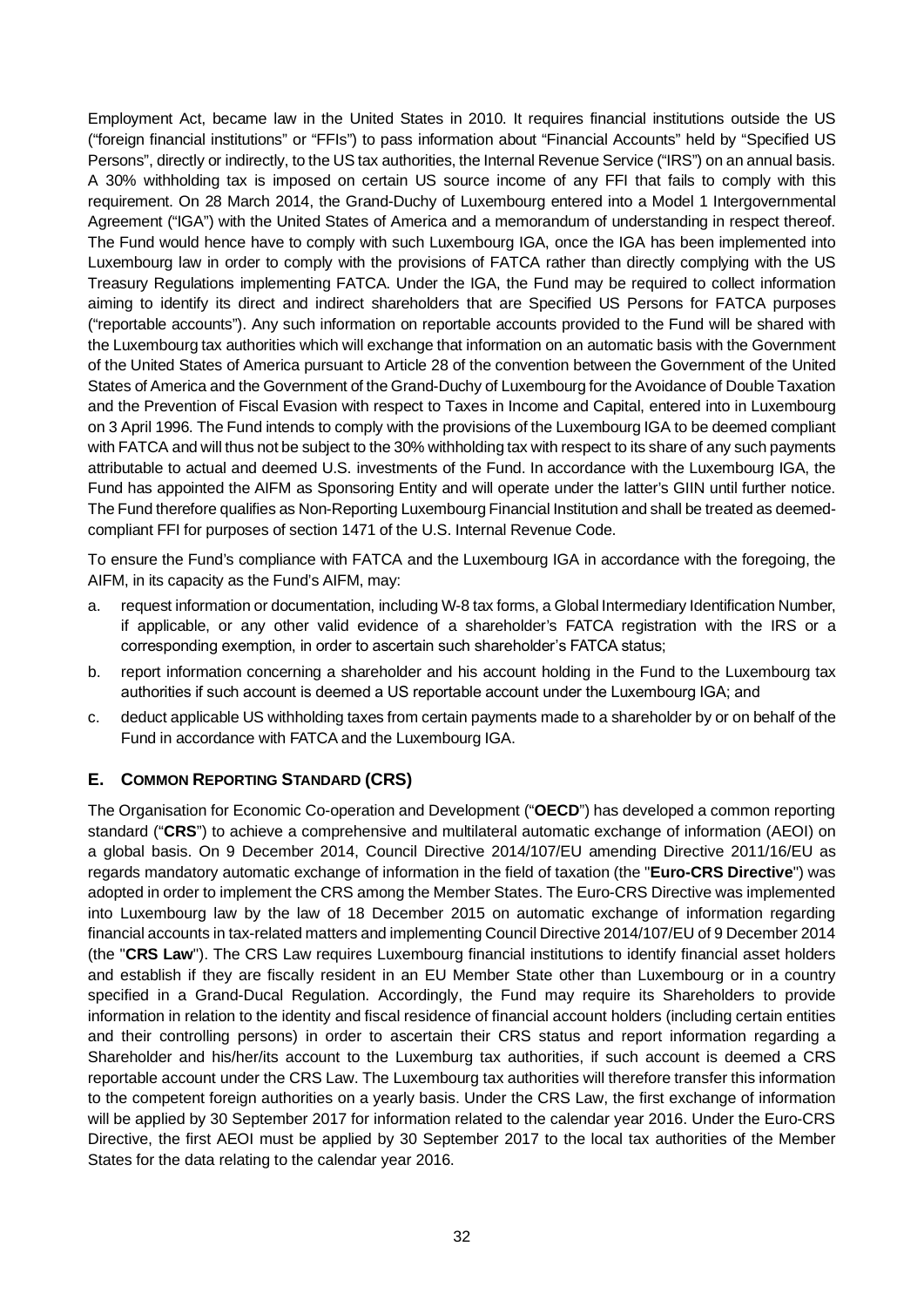Employment Act, became law in the United States in 2010. It requires financial institutions outside the US ("foreign financial institutions" or "FFIs") to pass information about "Financial Accounts" held by "Specified US Persons", directly or indirectly, to the US tax authorities, the Internal Revenue Service ("IRS") on an annual basis. A 30% withholding tax is imposed on certain US source income of any FFI that fails to comply with this requirement. On 28 March 2014, the Grand-Duchy of Luxembourg entered into a Model 1 Intergovernmental Agreement ("IGA") with the United States of America and a memorandum of understanding in respect thereof. The Fund would hence have to comply with such Luxembourg IGA, once the IGA has been implemented into Luxembourg law in order to comply with the provisions of FATCA rather than directly complying with the US Treasury Regulations implementing FATCA. Under the IGA, the Fund may be required to collect information aiming to identify its direct and indirect shareholders that are Specified US Persons for FATCA purposes ("reportable accounts"). Any such information on reportable accounts provided to the Fund will be shared with the Luxembourg tax authorities which will exchange that information on an automatic basis with the Government of the United States of America pursuant to Article 28 of the convention between the Government of the United States of America and the Government of the Grand-Duchy of Luxembourg for the Avoidance of Double Taxation and the Prevention of Fiscal Evasion with respect to Taxes in Income and Capital, entered into in Luxembourg on 3 April 1996. The Fund intends to comply with the provisions of the Luxembourg IGA to be deemed compliant with FATCA and will thus not be subject to the 30% withholding tax with respect to its share of any such payments attributable to actual and deemed U.S. investments of the Fund. In accordance with the Luxembourg IGA, the Fund has appointed the AIFM as Sponsoring Entity and will operate under the latter's GIIN until further notice. The Fund therefore qualifies as Non-Reporting Luxembourg Financial Institution and shall be treated as deemed-compliant FFI for purposes of section 1471 of the U.S. Internal Revenue Code.

To ensure the Fund's compliance with FATCA and the Luxembourg IGA in accordance with the foregoing, the AIFM, in its capacity as the Fund's AIFM, may:

a. request information or documentation, including W-8 tax forms, a Global Intermediary Identification Number, if applicable, or any other valid evidence of a shareholder's FATCA registration with the IRS or a corresponding exemption, in order to ascertain such shareholder's FATCA status;
b. report information concerning a shareholder and his account holding in the Fund to the Luxembourg tax authorities if such account is deemed a US reportable account under the Luxembourg IGA; and
c. deduct applicable US withholding taxes from certain payments made to a shareholder by or on behalf of the Fund in accordance with FATCA and the Luxembourg IGA.

## E. COMMON REPORTING STANDARD (CRS)

The Organisation for Economic Co-operation and Development ("**OECD**") has developed a common reporting standard ("**CRS**") to achieve a comprehensive and multilateral automatic exchange of information (AEOI) on a global basis. On 9 December 2014, Council Directive 2014/107/EU amending Directive 2011/16/EU as regards mandatory automatic exchange of information in the field of taxation (the "**Euro-CRS Directive**") was adopted in order to implement the CRS among the Member States. The Euro-CRS Directive was implemented into Luxembourg law by the law of 18 December 2015 on automatic exchange of information regarding financial accounts in tax-related matters and implementing Council Directive 2014/107/EU of 9 December 2014 (the "**CRS Law**"). The CRS Law requires Luxembourg financial institutions to identify financial asset holders and establish if they are fiscally resident in an EU Member State other than Luxembourg or in a country specified in a Grand-Ducal Regulation. Accordingly, the Fund may require its Shareholders to provide information in relation to the identity and fiscal residence of financial account holders (including certain entities and their controlling persons) in order to ascertain their CRS status and report information regarding a Shareholder and his/her/its account to the Luxemburg tax authorities, if such account is deemed a CRS reportable account under the CRS Law. The Luxembourg tax authorities will therefore transfer this information to the competent foreign authorities on a yearly basis. Under the CRS Law, the first exchange of information will be applied by 30 September 2017 for information related to the calendar year 2016. Under the Euro-CRS Directive, the first AEOI must be applied by 30 September 2017 to the local tax authorities of the Member States for the data relating to the calendar year 2016.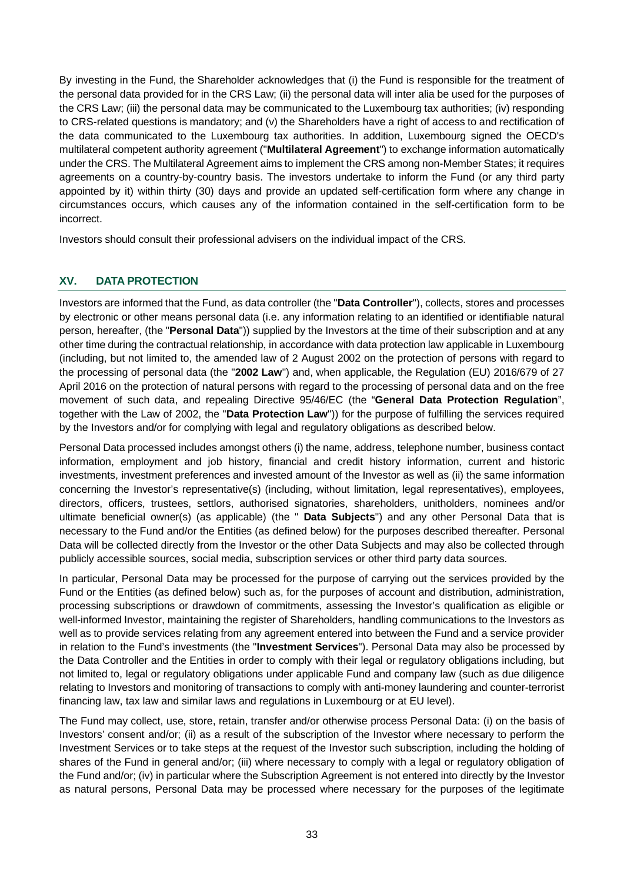By investing in the Fund, the Shareholder acknowledges that (i) the Fund is responsible for the treatment of the personal data provided for in the CRS Law; (ii) the personal data will inter alia be used for the purposes of the CRS Law; (iii) the personal data may be communicated to the Luxembourg tax authorities; (iv) responding to CRS-related questions is mandatory; and (v) the Shareholders have a right of access to and rectification of the data communicated to the Luxembourg tax authorities. In addition, Luxembourg signed the OECD's multilateral competent authority agreement ("**Multilateral Agreement**") to exchange information automatically under the CRS. The Multilateral Agreement aims to implement the CRS among non-Member States; it requires agreements on a country-by-country basis. The investors undertake to inform the Fund (or any third party appointed by it) within thirty (30) days and provide an updated self-certification form where any change in circumstances occurs, which causes any of the information contained in the self-certification form to be incorrect.

Investors should consult their professional advisers on the individual impact of the CRS.

## XV. DATA PROTECTION

Investors are informed that the Fund, as data controller (the "**Data Controller**"), collects, stores and processes by electronic or other means personal data (i.e. any information relating to an identified or identifiable natural person, hereafter, (the "**Personal Data**")) supplied by the Investors at the time of their subscription and at any other time during the contractual relationship, in accordance with data protection law applicable in Luxembourg (including, but not limited to, the amended law of 2 August 2002 on the protection of persons with regard to the processing of personal data (the "**2002 Law**") and, when applicable, the Regulation (EU) 2016/679 of 27 April 2016 on the protection of natural persons with regard to the processing of personal data and on the free movement of such data, and repealing Directive 95/46/EC (the "**General Data Protection Regulation**", together with the Law of 2002, the "**Data Protection Law**")) for the purpose of fulfilling the services required by the Investors and/or for complying with legal and regulatory obligations as described below.

Personal Data processed includes amongst others (i) the name, address, telephone number, business contact information, employment and job history, financial and credit history information, current and historic investments, investment preferences and invested amount of the Investor as well as (ii) the same information concerning the Investor's representative(s) (including, without limitation, legal representatives), employees, directors, officers, trustees, settlors, authorised signatories, shareholders, unitholders, nominees and/or ultimate beneficial owner(s) (as applicable) (the " **Data Subjects**") and any other Personal Data that is necessary to the Fund and/or the Entities (as defined below) for the purposes described thereafter. Personal Data will be collected directly from the Investor or the other Data Subjects and may also be collected through publicly accessible sources, social media, subscription services or other third party data sources.

In particular, Personal Data may be processed for the purpose of carrying out the services provided by the Fund or the Entities (as defined below) such as, for the purposes of account and distribution, administration, processing subscriptions or drawdown of commitments, assessing the Investor's qualification as eligible or well-informed Investor, maintaining the register of Shareholders, handling communications to the Investors as well as to provide services relating from any agreement entered into between the Fund and a service provider in relation to the Fund's investments (the "**Investment Services**"). Personal Data may also be processed by the Data Controller and the Entities in order to comply with their legal or regulatory obligations including, but not limited to, legal or regulatory obligations under applicable Fund and company law (such as due diligence relating to Investors and monitoring of transactions to comply with anti-money laundering and counter-terrorist financing law, tax law and similar laws and regulations in Luxembourg or at EU level).

The Fund may collect, use, store, retain, transfer and/or otherwise process Personal Data: (i) on the basis of Investors' consent and/or; (ii) as a result of the subscription of the Investor where necessary to perform the Investment Services or to take steps at the request of the Investor such subscription, including the holding of shares of the Fund in general and/or; (iii) where necessary to comply with a legal or regulatory obligation of the Fund and/or; (iv) in particular where the Subscription Agreement is not entered into directly by the Investor as natural persons, Personal Data may be processed where necessary for the purposes of the legitimate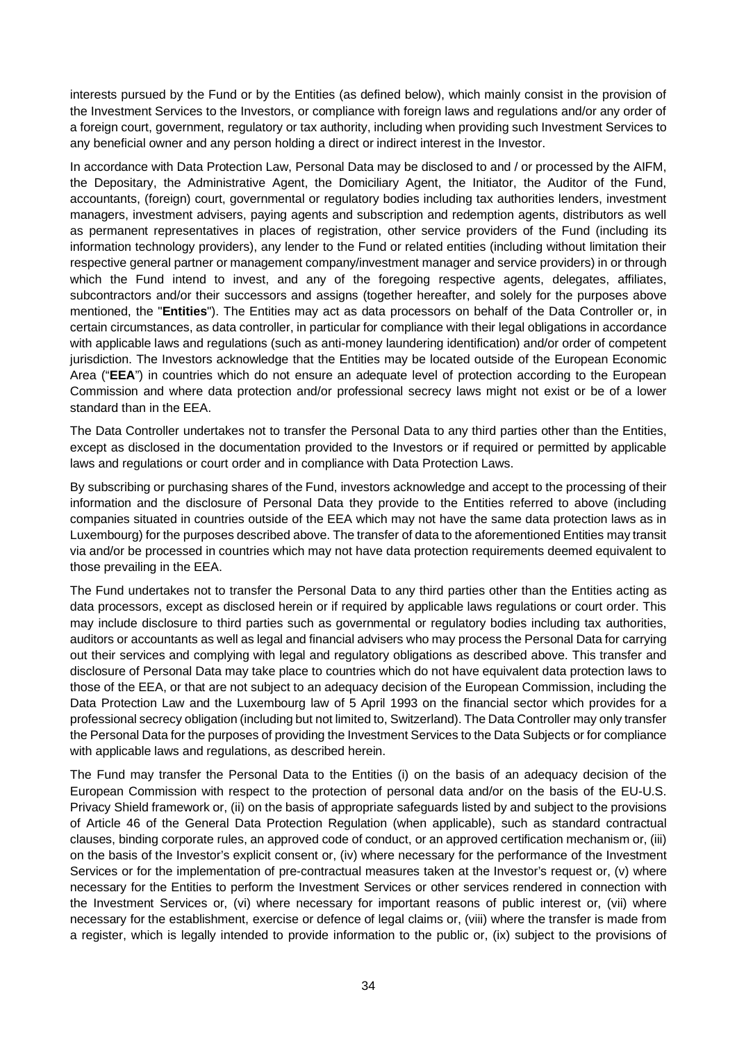interests pursued by the Fund or by the Entities (as defined below), which mainly consist in the provision of the Investment Services to the Investors, or compliance with foreign laws and regulations and/or any order of a foreign court, government, regulatory or tax authority, including when providing such Investment Services to any beneficial owner and any person holding a direct or indirect interest in the Investor.

In accordance with Data Protection Law, Personal Data may be disclosed to and / or processed by the AIFM, the Depositary, the Administrative Agent, the Domiciliary Agent, the Initiator, the Auditor of the Fund, accountants, (foreign) court, governmental or regulatory bodies including tax authorities lenders, investment managers, investment advisers, paying agents and subscription and redemption agents, distributors as well as permanent representatives in places of registration, other service providers of the Fund (including its information technology providers), any lender to the Fund or related entities (including without limitation their respective general partner or management company/investment manager and service providers) in or through which the Fund intend to invest, and any of the foregoing respective agents, delegates, affiliates, subcontractors and/or their successors and assigns (together hereafter, and solely for the purposes above mentioned, the "**Entities**"). The Entities may act as data processors on behalf of the Data Controller or, in certain circumstances, as data controller, in particular for compliance with their legal obligations in accordance with applicable laws and regulations (such as anti-money laundering identification) and/or order of competent jurisdiction. The Investors acknowledge that the Entities may be located outside of the European Economic Area ("**EEA**") in countries which do not ensure an adequate level of protection according to the European Commission and where data protection and/or professional secrecy laws might not exist or be of a lower standard than in the EEA.

The Data Controller undertakes not to transfer the Personal Data to any third parties other than the Entities, except as disclosed in the documentation provided to the Investors or if required or permitted by applicable laws and regulations or court order and in compliance with Data Protection Laws.

By subscribing or purchasing shares of the Fund, investors acknowledge and accept to the processing of their information and the disclosure of Personal Data they provide to the Entities referred to above (including companies situated in countries outside of the EEA which may not have the same data protection laws as in Luxembourg) for the purposes described above. The transfer of data to the aforementioned Entities may transit via and/or be processed in countries which may not have data protection requirements deemed equivalent to those prevailing in the EEA.

The Fund undertakes not to transfer the Personal Data to any third parties other than the Entities acting as data processors, except as disclosed herein or if required by applicable laws regulations or court order. This may include disclosure to third parties such as governmental or regulatory bodies including tax authorities, auditors or accountants as well as legal and financial advisers who may process the Personal Data for carrying out their services and complying with legal and regulatory obligations as described above. This transfer and disclosure of Personal Data may take place to countries which do not have equivalent data protection laws to those of the EEA, or that are not subject to an adequacy decision of the European Commission, including the Data Protection Law and the Luxembourg law of 5 April 1993 on the financial sector which provides for a professional secrecy obligation (including but not limited to, Switzerland). The Data Controller may only transfer the Personal Data for the purposes of providing the Investment Services to the Data Subjects or for compliance with applicable laws and regulations, as described herein.

The Fund may transfer the Personal Data to the Entities (i) on the basis of an adequacy decision of the European Commission with respect to the protection of personal data and/or on the basis of the EU-U.S. Privacy Shield framework or, (ii) on the basis of appropriate safeguards listed by and subject to the provisions of Article 46 of the General Data Protection Regulation (when applicable), such as standard contractual clauses, binding corporate rules, an approved code of conduct, or an approved certification mechanism or, (iii) on the basis of the Investor's explicit consent or, (iv) where necessary for the performance of the Investment Services or for the implementation of pre-contractual measures taken at the Investor's request or, (v) where necessary for the Entities to perform the Investment Services or other services rendered in connection with the Investment Services or, (vi) where necessary for important reasons of public interest or, (vii) where necessary for the establishment, exercise or defence of legal claims or, (viii) where the transfer is made from a register, which is legally intended to provide information to the public or, (ix) subject to the provisions of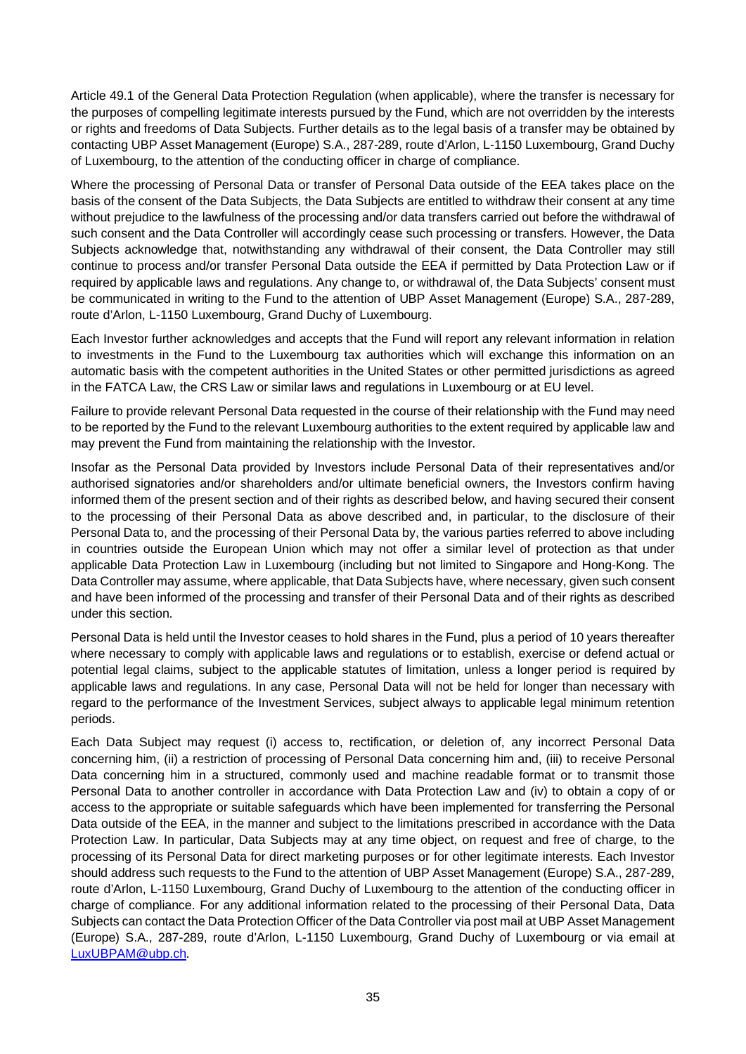Article 49.1 of the General Data Protection Regulation (when applicable), where the transfer is necessary for the purposes of compelling legitimate interests pursued by the Fund, which are not overridden by the interests or rights and freedoms of Data Subjects. Further details as to the legal basis of a transfer may be obtained by contacting UBP Asset Management (Europe) S.A., 287-289, route d'Arlon, L-1150 Luxembourg, Grand Duchy of Luxembourg, to the attention of the conducting officer in charge of compliance.

Where the processing of Personal Data or transfer of Personal Data outside of the EEA takes place on the basis of the consent of the Data Subjects, the Data Subjects are entitled to withdraw their consent at any time without prejudice to the lawfulness of the processing and/or data transfers carried out before the withdrawal of such consent and the Data Controller will accordingly cease such processing or transfers. However, the Data Subjects acknowledge that, notwithstanding any withdrawal of their consent, the Data Controller may still continue to process and/or transfer Personal Data outside the EEA if permitted by Data Protection Law or if required by applicable laws and regulations. Any change to, or withdrawal of, the Data Subjects' consent must be communicated in writing to the Fund to the attention of UBP Asset Management (Europe) S.A., 287-289, route d'Arlon, L-1150 Luxembourg, Grand Duchy of Luxembourg.

Each Investor further acknowledges and accepts that the Fund will report any relevant information in relation to investments in the Fund to the Luxembourg tax authorities which will exchange this information on an automatic basis with the competent authorities in the United States or other permitted jurisdictions as agreed in the FATCA Law, the CRS Law or similar laws and regulations in Luxembourg or at EU level.

Failure to provide relevant Personal Data requested in the course of their relationship with the Fund may need to be reported by the Fund to the relevant Luxembourg authorities to the extent required by applicable law and may prevent the Fund from maintaining the relationship with the Investor.

Insofar as the Personal Data provided by Investors include Personal Data of their representatives and/or authorised signatories and/or shareholders and/or ultimate beneficial owners, the Investors confirm having informed them of the present section and of their rights as described below, and having secured their consent to the processing of their Personal Data as above described and, in particular, to the disclosure of their Personal Data to, and the processing of their Personal Data by, the various parties referred to above including in countries outside the European Union which may not offer a similar level of protection as that under applicable Data Protection Law in Luxembourg (including but not limited to Singapore and Hong-Kong. The Data Controller may assume, where applicable, that Data Subjects have, where necessary, given such consent and have been informed of the processing and transfer of their Personal Data and of their rights as described under this section.

Personal Data is held until the Investor ceases to hold shares in the Fund, plus a period of 10 years thereafter where necessary to comply with applicable laws and regulations or to establish, exercise or defend actual or potential legal claims, subject to the applicable statutes of limitation, unless a longer period is required by applicable laws and regulations. In any case, Personal Data will not be held for longer than necessary with regard to the performance of the Investment Services, subject always to applicable legal minimum retention periods.

Each Data Subject may request (i) access to, rectification, or deletion of, any incorrect Personal Data concerning him, (ii) a restriction of processing of Personal Data concerning him and, (iii) to receive Personal Data concerning him in a structured, commonly used and machine readable format or to transmit those Personal Data to another controller in accordance with Data Protection Law and (iv) to obtain a copy of or access to the appropriate or suitable safeguards which have been implemented for transferring the Personal Data outside of the EEA, in the manner and subject to the limitations prescribed in accordance with the Data Protection Law. In particular, Data Subjects may at any time object, on request and free of charge, to the processing of its Personal Data for direct marketing purposes or for other legitimate interests. Each Investor should address such requests to the Fund to the attention of UBP Asset Management (Europe) S.A., 287-289, route d'Arlon, L-1150 Luxembourg, Grand Duchy of Luxembourg to the attention of the conducting officer in charge of compliance. For any additional information related to the processing of their Personal Data, Data Subjects can contact the Data Protection Officer of the Data Controller via post mail at UBP Asset Management (Europe) S.A., 287-289, route d'Arlon, L-1150 Luxembourg, Grand Duchy of Luxembourg or via email at LuxUBPAM@ubp.ch.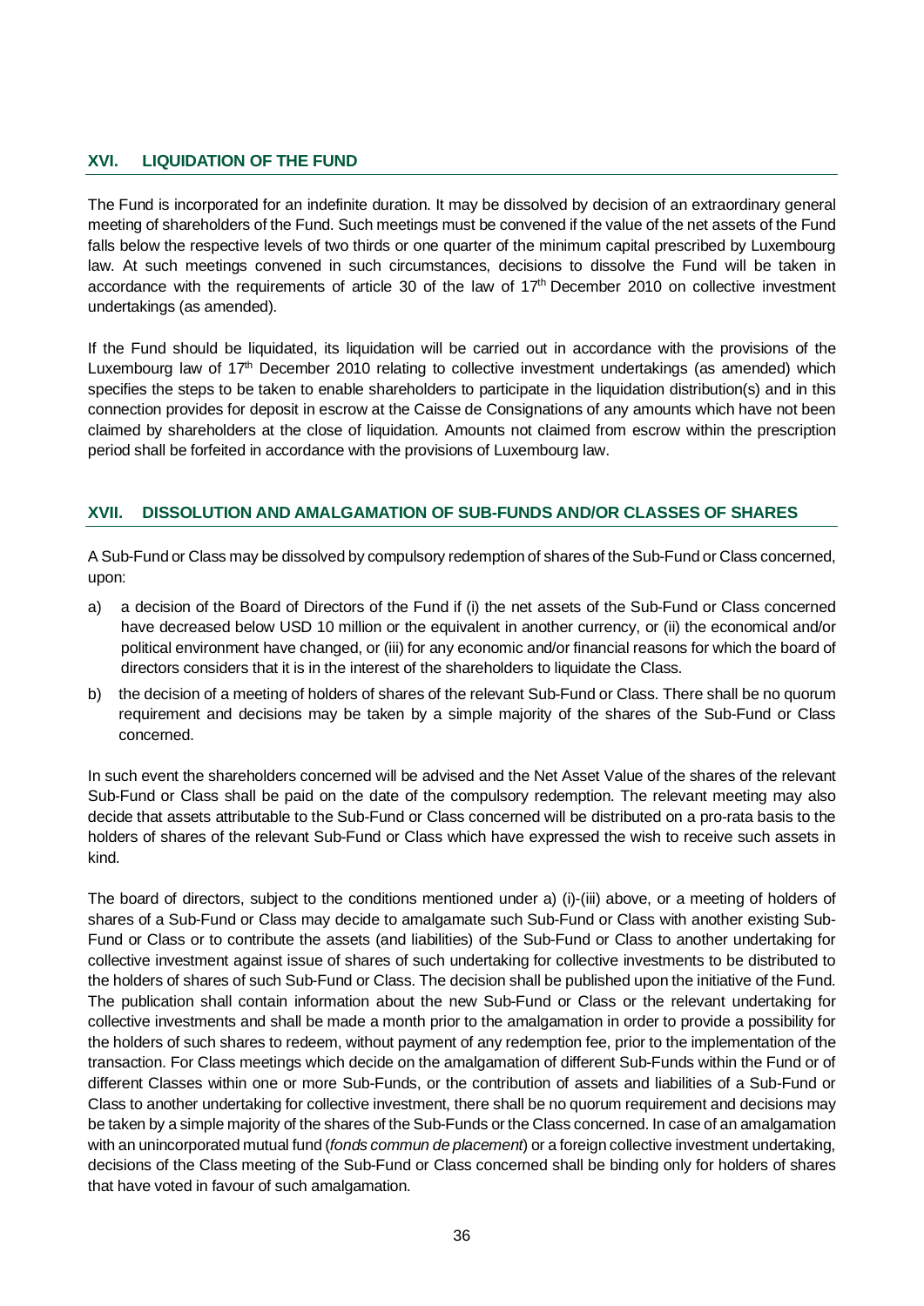## XVI. LIQUIDATION OF THE FUND

The Fund is incorporated for an indefinite duration. It may be dissolved by decision of an extraordinary general meeting of shareholders of the Fund. Such meetings must be convened if the value of the net assets of the Fund falls below the respective levels of two thirds or one quarter of the minimum capital prescribed by Luxembourg law. At such meetings convened in such circumstances, decisions to dissolve the Fund will be taken in accordance with the requirements of article 30 of the law of 17th December 2010 on collective investment undertakings (as amended).

If the Fund should be liquidated, its liquidation will be carried out in accordance with the provisions of the Luxembourg law of 17th December 2010 relating to collective investment undertakings (as amended) which specifies the steps to be taken to enable shareholders to participate in the liquidation distribution(s) and in this connection provides for deposit in escrow at the Caisse de Consignations of any amounts which have not been claimed by shareholders at the close of liquidation. Amounts not claimed from escrow within the prescription period shall be forfeited in accordance with the provisions of Luxembourg law.

## XVII. DISSOLUTION AND AMALGAMATION OF SUB-FUNDS AND/OR CLASSES OF SHARES

A Sub-Fund or Class may be dissolved by compulsory redemption of shares of the Sub-Fund or Class concerned, upon:

a) a decision of the Board of Directors of the Fund if (i) the net assets of the Sub-Fund or Class concerned have decreased below USD 10 million or the equivalent in another currency, or (ii) the economical and/or political environment have changed, or (iii) for any economic and/or financial reasons for which the board of directors considers that it is in the interest of the shareholders to liquidate the Class.

b) the decision of a meeting of holders of shares of the relevant Sub-Fund or Class. There shall be no quorum requirement and decisions may be taken by a simple majority of the shares of the Sub-Fund or Class concerned.

In such event the shareholders concerned will be advised and the Net Asset Value of the shares of the relevant Sub-Fund or Class shall be paid on the date of the compulsory redemption. The relevant meeting may also decide that assets attributable to the Sub-Fund or Class concerned will be distributed on a pro-rata basis to the holders of shares of the relevant Sub-Fund or Class which have expressed the wish to receive such assets in kind.

The board of directors, subject to the conditions mentioned under a) (i)-(iii) above, or a meeting of holders of shares of a Sub-Fund or Class may decide to amalgamate such Sub-Fund or Class with another existing Sub-Fund or Class or to contribute the assets (and liabilities) of the Sub-Fund or Class to another undertaking for collective investment against issue of shares of such undertaking for collective investments to be distributed to the holders of shares of such Sub-Fund or Class. The decision shall be published upon the initiative of the Fund. The publication shall contain information about the new Sub-Fund or Class or the relevant undertaking for collective investments and shall be made a month prior to the amalgamation in order to provide a possibility for the holders of such shares to redeem, without payment of any redemption fee, prior to the implementation of the transaction. For Class meetings which decide on the amalgamation of different Sub-Funds within the Fund or of different Classes within one or more Sub-Funds, or the contribution of assets and liabilities of a Sub-Fund or Class to another undertaking for collective investment, there shall be no quorum requirement and decisions may be taken by a simple majority of the shares of the Sub-Funds or the Class concerned. In case of an amalgamation with an unincorporated mutual fund (*fonds commun de placement*) or a foreign collective investment undertaking, decisions of the Class meeting of the Sub-Fund or Class concerned shall be binding only for holders of shares that have voted in favour of such amalgamation.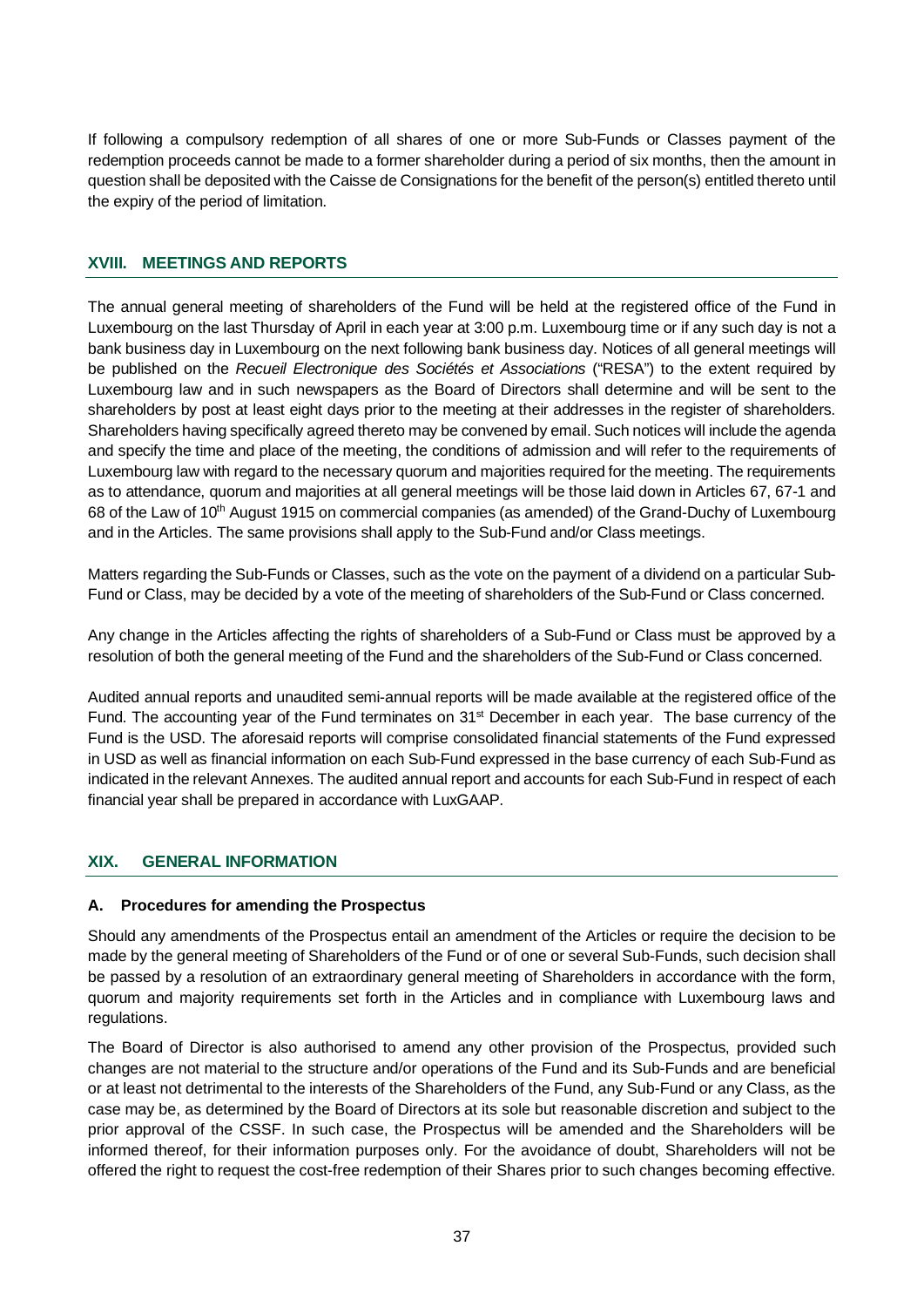If following a compulsory redemption of all shares of one or more Sub-Funds or Classes payment of the redemption proceeds cannot be made to a former shareholder during a period of six months, then the amount in question shall be deposited with the Caisse de Consignations for the benefit of the person(s) entitled thereto until the expiry of the period of limitation.

## XVIII. MEETINGS AND REPORTS

The annual general meeting of shareholders of the Fund will be held at the registered office of the Fund in Luxembourg on the last Thursday of April in each year at 3:00 p.m. Luxembourg time or if any such day is not a bank business day in Luxembourg on the next following bank business day. Notices of all general meetings will be published on the *Recueil Electronique des Sociétés et Associations* ("RESA") to the extent required by Luxembourg law and in such newspapers as the Board of Directors shall determine and will be sent to the shareholders by post at least eight days prior to the meeting at their addresses in the register of shareholders. Shareholders having specifically agreed thereto may be convened by email. Such notices will include the agenda and specify the time and place of the meeting, the conditions of admission and will refer to the requirements of Luxembourg law with regard to the necessary quorum and majorities required for the meeting. The requirements as to attendance, quorum and majorities at all general meetings will be those laid down in Articles 67, 67-1 and 68 of the Law of 10th August 1915 on commercial companies (as amended) of the Grand-Duchy of Luxembourg and in the Articles. The same provisions shall apply to the Sub-Fund and/or Class meetings.

Matters regarding the Sub-Funds or Classes, such as the vote on the payment of a dividend on a particular Sub-Fund or Class, may be decided by a vote of the meeting of shareholders of the Sub-Fund or Class concerned.

Any change in the Articles affecting the rights of shareholders of a Sub-Fund or Class must be approved by a resolution of both the general meeting of the Fund and the shareholders of the Sub-Fund or Class concerned.

Audited annual reports and unaudited semi-annual reports will be made available at the registered office of the Fund. The accounting year of the Fund terminates on 31st December in each year. The base currency of the Fund is the USD. The aforesaid reports will comprise consolidated financial statements of the Fund expressed in USD as well as financial information on each Sub-Fund expressed in the base currency of each Sub-Fund as indicated in the relevant Annexes. The audited annual report and accounts for each Sub-Fund in respect of each financial year shall be prepared in accordance with LuxGAAP.

## XIX. GENERAL INFORMATION

### A. Procedures for amending the Prospectus

Should any amendments of the Prospectus entail an amendment of the Articles or require the decision to be made by the general meeting of Shareholders of the Fund or of one or several Sub-Funds, such decision shall be passed by a resolution of an extraordinary general meeting of Shareholders in accordance with the form, quorum and majority requirements set forth in the Articles and in compliance with Luxembourg laws and regulations.

The Board of Director is also authorised to amend any other provision of the Prospectus, provided such changes are not material to the structure and/or operations of the Fund and its Sub-Funds and are beneficial or at least not detrimental to the interests of the Shareholders of the Fund, any Sub-Fund or any Class, as the case may be, as determined by the Board of Directors at its sole but reasonable discretion and subject to the prior approval of the CSSF. In such case, the Prospectus will be amended and the Shareholders will be informed thereof, for their information purposes only. For the avoidance of doubt, Shareholders will not be offered the right to request the cost-free redemption of their Shares prior to such changes becoming effective.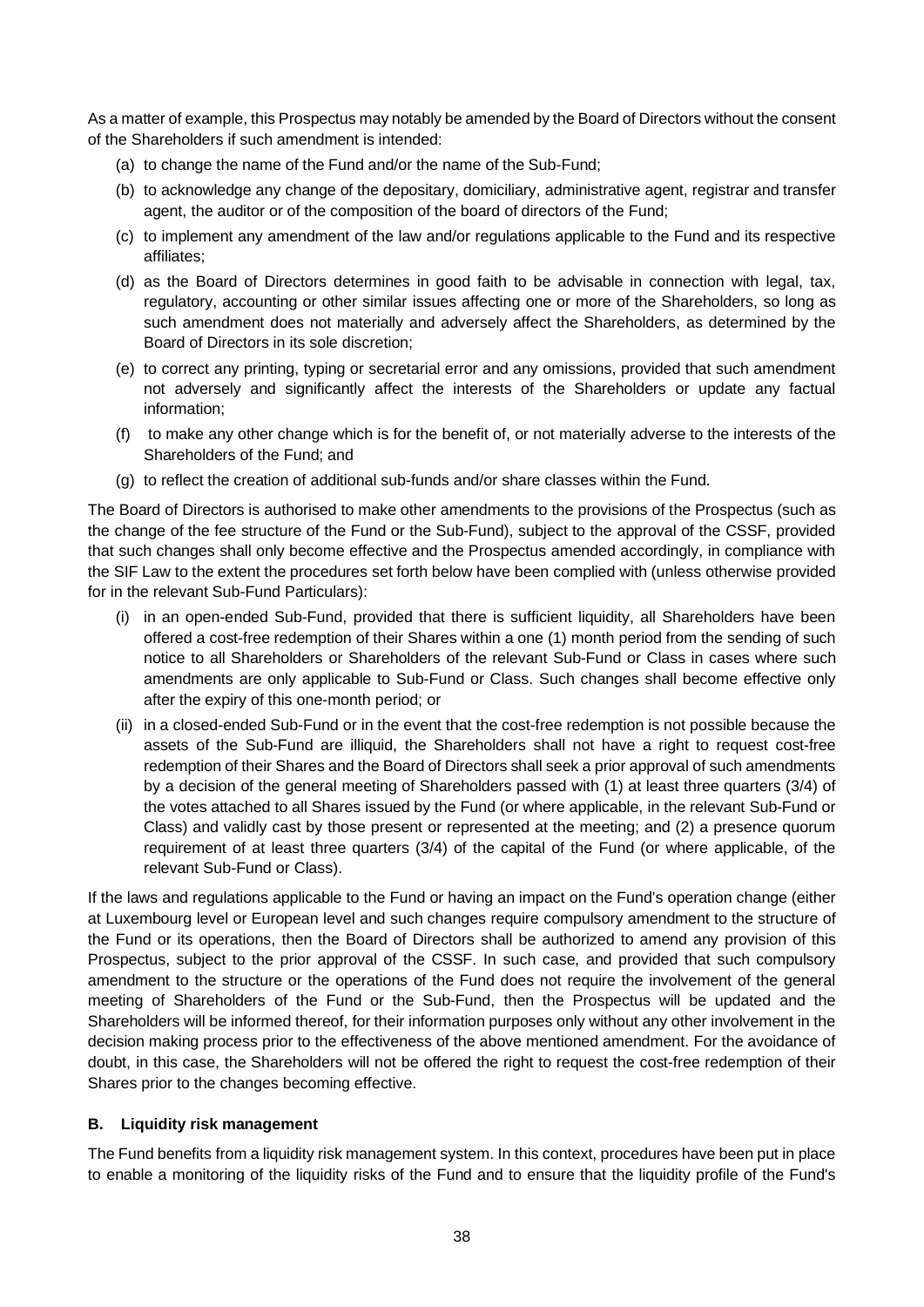As a matter of example, this Prospectus may notably be amended by the Board of Directors without the consent of the Shareholders if such amendment is intended:

(a) to change the name of the Fund and/or the name of the Sub-Fund;

(b) to acknowledge any change of the depositary, domiciliary, administrative agent, registrar and transfer agent, the auditor or of the composition of the board of directors of the Fund;

(c) to implement any amendment of the law and/or regulations applicable to the Fund and its respective affiliates;

(d) as the Board of Directors determines in good faith to be advisable in connection with legal, tax, regulatory, accounting or other similar issues affecting one or more of the Shareholders, so long as such amendment does not materially and adversely affect the Shareholders, as determined by the Board of Directors in its sole discretion;

(e) to correct any printing, typing or secretarial error and any omissions, provided that such amendment not adversely and significantly affect the interests of the Shareholders or update any factual information;

(f) to make any other change which is for the benefit of, or not materially adverse to the interests of the Shareholders of the Fund; and

(g) to reflect the creation of additional sub-funds and/or share classes within the Fund.

The Board of Directors is authorised to make other amendments to the provisions of the Prospectus (such as the change of the fee structure of the Fund or the Sub-Fund), subject to the approval of the CSSF, provided that such changes shall only become effective and the Prospectus amended accordingly, in compliance with the SIF Law to the extent the procedures set forth below have been complied with (unless otherwise provided for in the relevant Sub-Fund Particulars):

(i) in an open-ended Sub-Fund, provided that there is sufficient liquidity, all Shareholders have been offered a cost-free redemption of their Shares within a one (1) month period from the sending of such notice to all Shareholders or Shareholders of the relevant Sub-Fund or Class in cases where such amendments are only applicable to Sub-Fund or Class. Such changes shall become effective only after the expiry of this one-month period; or

(ii) in a closed-ended Sub-Fund or in the event that the cost-free redemption is not possible because the assets of the Sub-Fund are illiquid, the Shareholders shall not have a right to request cost-free redemption of their Shares and the Board of Directors shall seek a prior approval of such amendments by a decision of the general meeting of Shareholders passed with (1) at least three quarters (3/4) of the votes attached to all Shares issued by the Fund (or where applicable, in the relevant Sub-Fund or Class) and validly cast by those present or represented at the meeting; and (2) a presence quorum requirement of at least three quarters (3/4) of the capital of the Fund (or where applicable, of the relevant Sub-Fund or Class).

If the laws and regulations applicable to the Fund or having an impact on the Fund's operation change (either at Luxembourg level or European level and such changes require compulsory amendment to the structure of the Fund or its operations, then the Board of Directors shall be authorized to amend any provision of this Prospectus, subject to the prior approval of the CSSF. In such case, and provided that such compulsory amendment to the structure or the operations of the Fund does not require the involvement of the general meeting of Shareholders of the Fund or the Sub-Fund, then the Prospectus will be updated and the Shareholders will be informed thereof, for their information purposes only without any other involvement in the decision making process prior to the effectiveness of the above mentioned amendment. For the avoidance of doubt, in this case, the Shareholders will not be offered the right to request the cost-free redemption of their Shares prior to the changes becoming effective.

### B. Liquidity risk management

The Fund benefits from a liquidity risk management system. In this context, procedures have been put in place to enable a monitoring of the liquidity risks of the Fund and to ensure that the liquidity profile of the Fund's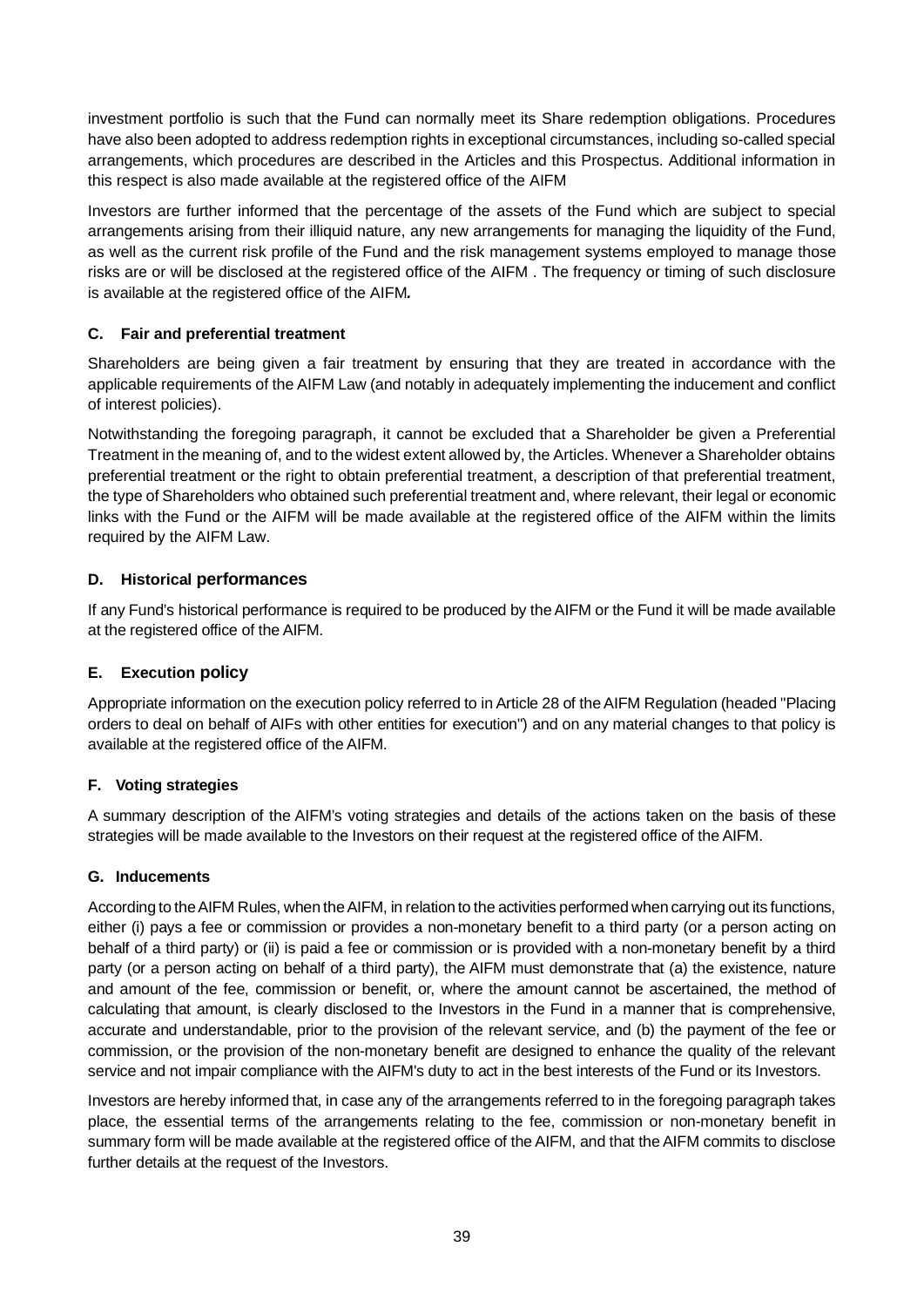investment portfolio is such that the Fund can normally meet its Share redemption obligations. Procedures have also been adopted to address redemption rights in exceptional circumstances, including so-called special arrangements, which procedures are described in the Articles and this Prospectus. Additional information in this respect is also made available at the registered office of the AIFM

Investors are further informed that the percentage of the assets of the Fund which are subject to special arrangements arising from their illiquid nature, any new arrangements for managing the liquidity of the Fund, as well as the current risk profile of the Fund and the risk management systems employed to manage those risks are or will be disclosed at the registered office of the AIFM . The frequency or timing of such disclosure is available at the registered office of the AIFM*.*

### C. Fair and preferential treatment

Shareholders are being given a fair treatment by ensuring that they are treated in accordance with the applicable requirements of the AIFM Law (and notably in adequately implementing the inducement and conflict of interest policies).

Notwithstanding the foregoing paragraph, it cannot be excluded that a Shareholder be given a Preferential Treatment in the meaning of, and to the widest extent allowed by, the Articles. Whenever a Shareholder obtains preferential treatment or the right to obtain preferential treatment, a description of that preferential treatment, the type of Shareholders who obtained such preferential treatment and, where relevant, their legal or economic links with the Fund or the AIFM will be made available at the registered office of the AIFM within the limits required by the AIFM Law.

### D. Historical performances

If any Fund's historical performance is required to be produced by the AIFM or the Fund it will be made available at the registered office of the AIFM.

### E. Execution policy

Appropriate information on the execution policy referred to in Article 28 of the AIFM Regulation (headed "Placing orders to deal on behalf of AIFs with other entities for execution") and on any material changes to that policy is available at the registered office of the AIFM.

### F. Voting strategies

A summary description of the AIFM's voting strategies and details of the actions taken on the basis of these strategies will be made available to the Investors on their request at the registered office of the AIFM.

### G. Inducements

According to the AIFM Rules, when the AIFM, in relation to the activities performed when carrying out its functions, either (i) pays a fee or commission or provides a non-monetary benefit to a third party (or a person acting on behalf of a third party) or (ii) is paid a fee or commission or is provided with a non-monetary benefit by a third party (or a person acting on behalf of a third party), the AIFM must demonstrate that (a) the existence, nature and amount of the fee, commission or benefit, or, where the amount cannot be ascertained, the method of calculating that amount, is clearly disclosed to the Investors in the Fund in a manner that is comprehensive, accurate and understandable, prior to the provision of the relevant service, and (b) the payment of the fee or commission, or the provision of the non-monetary benefit are designed to enhance the quality of the relevant service and not impair compliance with the AIFM's duty to act in the best interests of the Fund or its Investors.

Investors are hereby informed that, in case any of the arrangements referred to in the foregoing paragraph takes place, the essential terms of the arrangements relating to the fee, commission or non-monetary benefit in summary form will be made available at the registered office of the AIFM, and that the AIFM commits to disclose further details at the request of the Investors.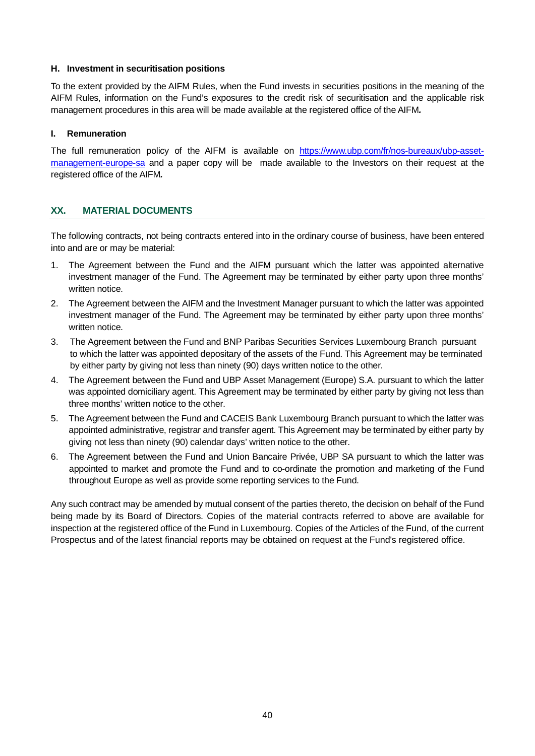### H. Investment in securitisation positions

To the extent provided by the AIFM Rules, when the Fund invests in securities positions in the meaning of the AIFM Rules, information on the Fund's exposures to the credit risk of securitisation and the applicable risk management procedures in this area will be made available at the registered office of the AIFM**.**

### I. Remuneration

The full remuneration policy of the AIFM is available on [https://www.ubp.com/fr/nos-bureaux/ubp-asset-management-europe-sa](https://www.ubp.com/fr/nos-bureaux/ubp-asset-management-europe-sa) and a paper copy will be made available to the Investors on their request at the registered office of the AIFM**.**

## XX. MATERIAL DOCUMENTS

The following contracts, not being contracts entered into in the ordinary course of business, have been entered into and are or may be material:

1. The Agreement between the Fund and the AIFM pursuant which the latter was appointed alternative investment manager of the Fund. The Agreement may be terminated by either party upon three months' written notice.
2. The Agreement between the AIFM and the Investment Manager pursuant to which the latter was appointed investment manager of the Fund. The Agreement may be terminated by either party upon three months' written notice.
3. The Agreement between the Fund and BNP Paribas Securities Services Luxembourg Branch pursuant to which the latter was appointed depositary of the assets of the Fund. This Agreement may be terminated by either party by giving not less than ninety (90) days written notice to the other.
4. The Agreement between the Fund and UBP Asset Management (Europe) S.A. pursuant to which the latter was appointed domiciliary agent. This Agreement may be terminated by either party by giving not less than three months' written notice to the other.
5. The Agreement between the Fund and CACEIS Bank Luxembourg Branch pursuant to which the latter was appointed administrative, registrar and transfer agent. This Agreement may be terminated by either party by giving not less than ninety (90) calendar days' written notice to the other.
6. The Agreement between the Fund and Union Bancaire Privée, UBP SA pursuant to which the latter was appointed to market and promote the Fund and to co-ordinate the promotion and marketing of the Fund throughout Europe as well as provide some reporting services to the Fund.

Any such contract may be amended by mutual consent of the parties thereto, the decision on behalf of the Fund being made by its Board of Directors. Copies of the material contracts referred to above are available for inspection at the registered office of the Fund in Luxembourg. Copies of the Articles of the Fund, of the current Prospectus and of the latest financial reports may be obtained on request at the Fund's registered office.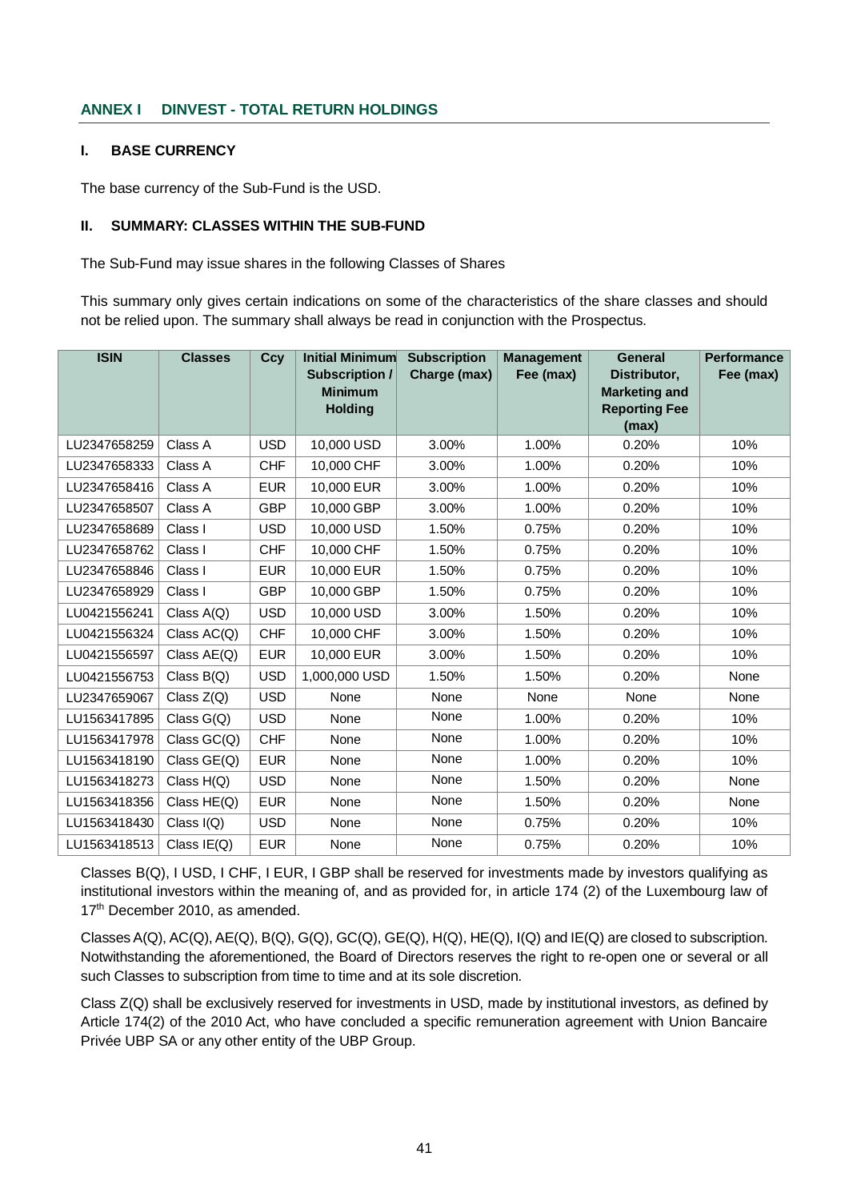## ANNEX I DINVEST - TOTAL RETURN HOLDINGS

### I. BASE CURRENCY

The base currency of the Sub-Fund is the USD.

### II. SUMMARY: CLASSES WITHIN THE SUB-FUND

The Sub-Fund may issue shares in the following Classes of Shares

This summary only gives certain indications on some of the characteristics of the share classes and should not be relied upon. The summary shall always be read in conjunction with the Prospectus.

| ISIN | Classes | Ccy | Initial Minimum Subscription / Minimum Holding | Subscription Charge (max) | Management Fee (max) | General Distributor, Marketing and Reporting Fee (max) | Performance Fee (max) |
|---|---|---|---|---|---|---|---|
| LU2347658259 | Class A | USD | 10,000 USD | 3.00% | 1.00% | 0.20% | 10% |
| LU2347658333 | Class A | CHF | 10,000 CHF | 3.00% | 1.00% | 0.20% | 10% |
| LU2347658416 | Class A | EUR | 10,000 EUR | 3.00% | 1.00% | 0.20% | 10% |
| LU2347658507 | Class A | GBP | 10,000 GBP | 3.00% | 1.00% | 0.20% | 10% |
| LU2347658689 | Class I | USD | 10,000 USD | 1.50% | 0.75% | 0.20% | 10% |
| LU2347658762 | Class I | CHF | 10,000 CHF | 1.50% | 0.75% | 0.20% | 10% |
| LU2347658846 | Class I | EUR | 10,000 EUR | 1.50% | 0.75% | 0.20% | 10% |
| LU2347658929 | Class I | GBP | 10,000 GBP | 1.50% | 0.75% | 0.20% | 10% |
| LU0421556241 | Class A(Q) | USD | 10,000 USD | 3.00% | 1.50% | 0.20% | 10% |
| LU0421556324 | Class AC(Q) | CHF | 10,000 CHF | 3.00% | 1.50% | 0.20% | 10% |
| LU0421556597 | Class AE(Q) | EUR | 10,000 EUR | 3.00% | 1.50% | 0.20% | 10% |
| LU0421556753 | Class B(Q) | USD | 1,000,000 USD | 1.50% | 1.50% | 0.20% | None |
| LU2347659067 | Class Z(Q) | USD | None | None | None | None | None |
| LU1563417895 | Class G(Q) | USD | None | None | 1.00% | 0.20% | 10% |
| LU1563417978 | Class GC(Q) | CHF | None | None | 1.00% | 0.20% | 10% |
| LU1563418190 | Class GE(Q) | EUR | None | None | 1.00% | 0.20% | 10% |
| LU1563418273 | Class H(Q) | USD | None | None | 1.50% | 0.20% | None |
| LU1563418356 | Class HE(Q) | EUR | None | None | 1.50% | 0.20% | None |
| LU1563418430 | Class I(Q) | USD | None | None | 0.75% | 0.20% | 10% |
| LU1563418513 | Class IE(Q) | EUR | None | None | 0.75% | 0.20% | 10% |

Classes B(Q), I USD, I CHF, I EUR, I GBP shall be reserved for investments made by investors qualifying as institutional investors within the meaning of, and as provided for, in article 174 (2) of the Luxembourg law of 17th December 2010, as amended.

Classes A(Q), AC(Q), AE(Q), B(Q), G(Q), GC(Q), GE(Q), H(Q), HE(Q), I(Q) and IE(Q) are closed to subscription. Notwithstanding the aforementioned, the Board of Directors reserves the right to re-open one or several or all such Classes to subscription from time to time and at its sole discretion.

Class Z(Q) shall be exclusively reserved for investments in USD, made by institutional investors, as defined by Article 174(2) of the 2010 Act, who have concluded a specific remuneration agreement with Union Bancaire Privée UBP SA or any other entity of the UBP Group.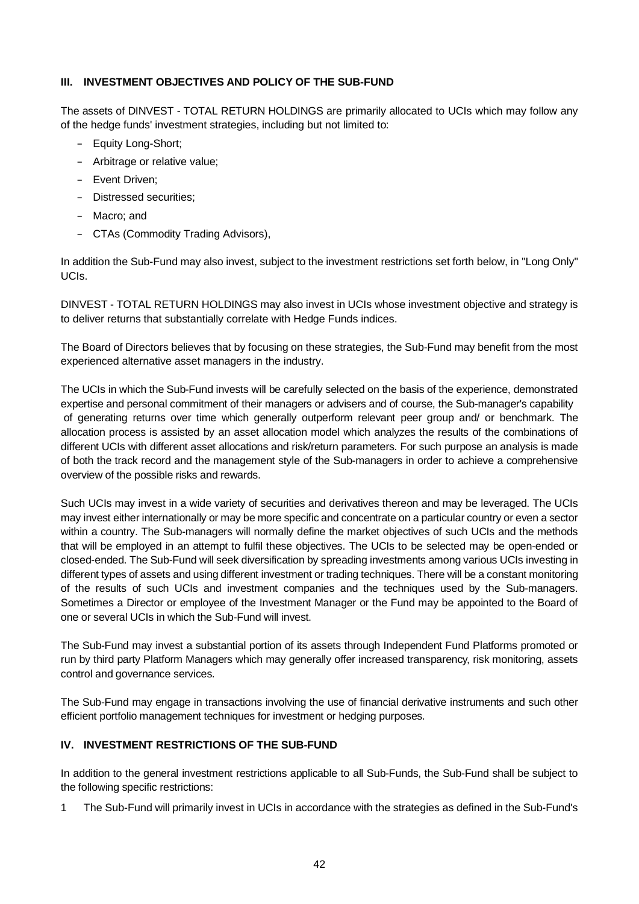## III. INVESTMENT OBJECTIVES AND POLICY OF THE SUB-FUND

The assets of DINVEST - TOTAL RETURN HOLDINGS are primarily allocated to UCIs which may follow any of the hedge funds' investment strategies, including but not limited to:

- Equity Long-Short;
- Arbitrage or relative value;
- Event Driven;
- Distressed securities;
- Macro; and
- CTAs (Commodity Trading Advisors),

In addition the Sub-Fund may also invest, subject to the investment restrictions set forth below, in "Long Only" UCIs.

DINVEST - TOTAL RETURN HOLDINGS may also invest in UCIs whose investment objective and strategy is to deliver returns that substantially correlate with Hedge Funds indices.

The Board of Directors believes that by focusing on these strategies, the Sub-Fund may benefit from the most experienced alternative asset managers in the industry.

The UCIs in which the Sub-Fund invests will be carefully selected on the basis of the experience, demonstrated expertise and personal commitment of their managers or advisers and of course, the Sub-manager's capability of generating returns over time which generally outperform relevant peer group and/ or benchmark. The allocation process is assisted by an asset allocation model which analyzes the results of the combinations of different UCIs with different asset allocations and risk/return parameters. For such purpose an analysis is made of both the track record and the management style of the Sub-managers in order to achieve a comprehensive overview of the possible risks and rewards.

Such UCIs may invest in a wide variety of securities and derivatives thereon and may be leveraged. The UCIs may invest either internationally or may be more specific and concentrate on a particular country or even a sector within a country. The Sub-managers will normally define the market objectives of such UCIs and the methods that will be employed in an attempt to fulfil these objectives. The UCIs to be selected may be open-ended or closed-ended. The Sub-Fund will seek diversification by spreading investments among various UCIs investing in different types of assets and using different investment or trading techniques. There will be a constant monitoring of the results of such UCIs and investment companies and the techniques used by the Sub-managers. Sometimes a Director or employee of the Investment Manager or the Fund may be appointed to the Board of one or several UCIs in which the Sub-Fund will invest.

The Sub-Fund may invest a substantial portion of its assets through Independent Fund Platforms promoted or run by third party Platform Managers which may generally offer increased transparency, risk monitoring, assets control and governance services.

The Sub-Fund may engage in transactions involving the use of financial derivative instruments and such other efficient portfolio management techniques for investment or hedging purposes.

## IV. INVESTMENT RESTRICTIONS OF THE SUB-FUND

In addition to the general investment restrictions applicable to all Sub-Funds, the Sub-Fund shall be subject to the following specific restrictions:

1 The Sub-Fund will primarily invest in UCIs in accordance with the strategies as defined in the Sub-Fund's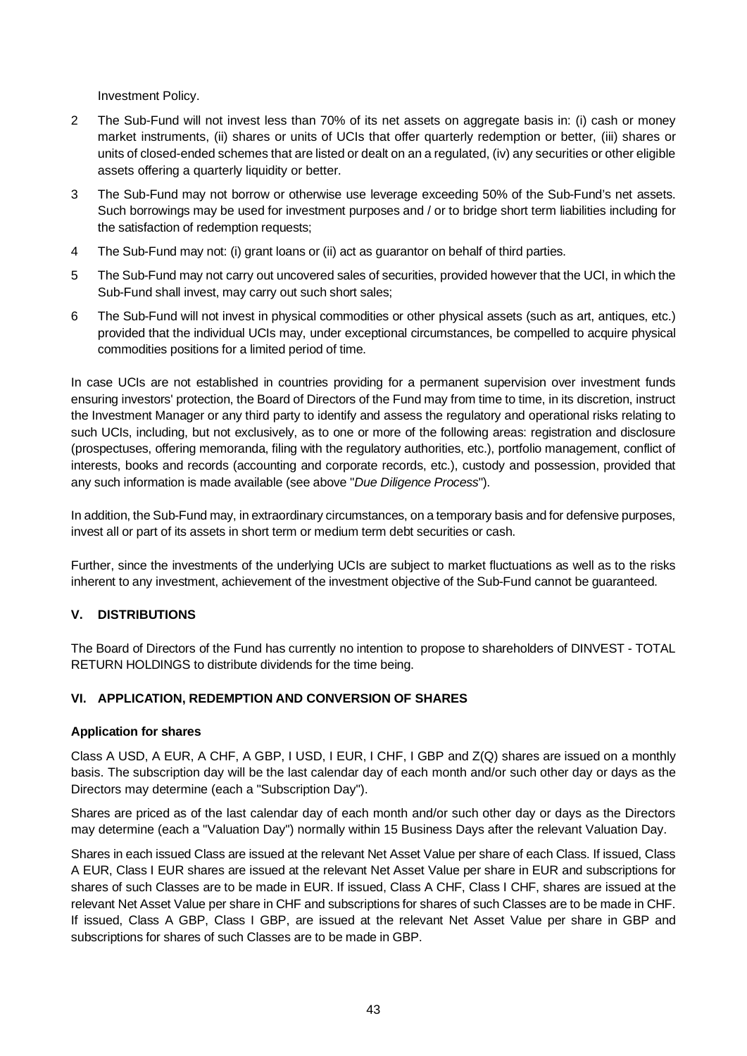Investment Policy.

2 The Sub-Fund will not invest less than 70% of its net assets on aggregate basis in: (i) cash or money market instruments, (ii) shares or units of UCIs that offer quarterly redemption or better, (iii) shares or units of closed-ended schemes that are listed or dealt on an a regulated, (iv) any securities or other eligible assets offering a quarterly liquidity or better.

3 The Sub-Fund may not borrow or otherwise use leverage exceeding 50% of the Sub-Fund's net assets. Such borrowings may be used for investment purposes and / or to bridge short term liabilities including for the satisfaction of redemption requests;

4 The Sub-Fund may not: (i) grant loans or (ii) act as guarantor on behalf of third parties.

5 The Sub-Fund may not carry out uncovered sales of securities, provided however that the UCI, in which the Sub-Fund shall invest, may carry out such short sales;

6 The Sub-Fund will not invest in physical commodities or other physical assets (such as art, antiques, etc.) provided that the individual UCIs may, under exceptional circumstances, be compelled to acquire physical commodities positions for a limited period of time.

In case UCIs are not established in countries providing for a permanent supervision over investment funds ensuring investors' protection, the Board of Directors of the Fund may from time to time, in its discretion, instruct the Investment Manager or any third party to identify and assess the regulatory and operational risks relating to such UCIs, including, but not exclusively, as to one or more of the following areas: registration and disclosure (prospectuses, offering memoranda, filing with the regulatory authorities, etc.), portfolio management, conflict of interests, books and records (accounting and corporate records, etc.), custody and possession, provided that any such information is made available (see above "*Due Diligence Process*").

In addition, the Sub-Fund may, in extraordinary circumstances, on a temporary basis and for defensive purposes, invest all or part of its assets in short term or medium term debt securities or cash.

Further, since the investments of the underlying UCIs are subject to market fluctuations as well as to the risks inherent to any investment, achievement of the investment objective of the Sub-Fund cannot be guaranteed.

## V. DISTRIBUTIONS

The Board of Directors of the Fund has currently no intention to propose to shareholders of DINVEST - TOTAL RETURN HOLDINGS to distribute dividends for the time being.

## VI. APPLICATION, REDEMPTION AND CONVERSION OF SHARES

### Application for shares

Class A USD, A EUR, A CHF, A GBP, I USD, I EUR, I CHF, I GBP and Z(Q) shares are issued on a monthly basis. The subscription day will be the last calendar day of each month and/or such other day or days as the Directors may determine (each a "Subscription Day").

Shares are priced as of the last calendar day of each month and/or such other day or days as the Directors may determine (each a "Valuation Day") normally within 15 Business Days after the relevant Valuation Day.

Shares in each issued Class are issued at the relevant Net Asset Value per share of each Class. If issued, Class A EUR, Class I EUR shares are issued at the relevant Net Asset Value per share in EUR and subscriptions for shares of such Classes are to be made in EUR. If issued, Class A CHF, Class I CHF, shares are issued at the relevant Net Asset Value per share in CHF and subscriptions for shares of such Classes are to be made in CHF. If issued, Class A GBP, Class I GBP, are issued at the relevant Net Asset Value per share in GBP and subscriptions for shares of such Classes are to be made in GBP.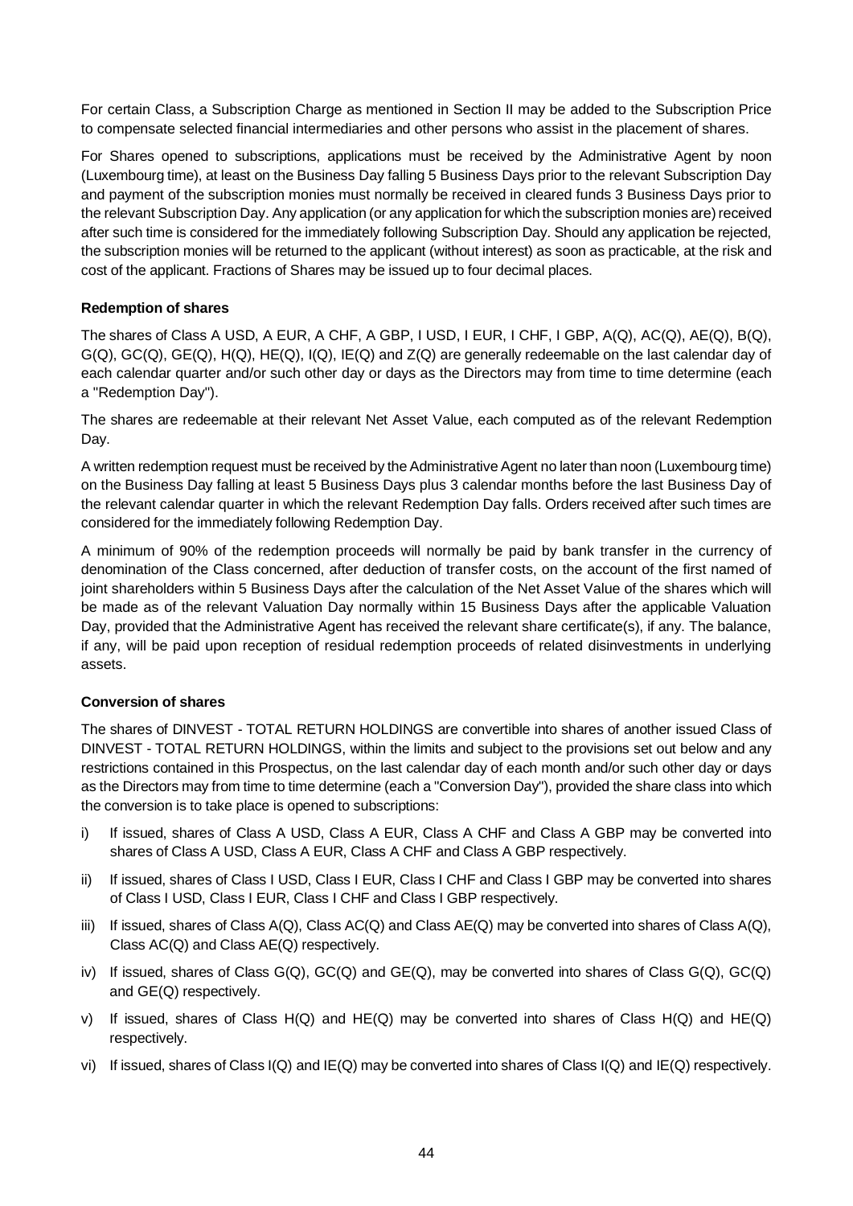For certain Class, a Subscription Charge as mentioned in Section II may be added to the Subscription Price to compensate selected financial intermediaries and other persons who assist in the placement of shares.

For Shares opened to subscriptions, applications must be received by the Administrative Agent by noon (Luxembourg time), at least on the Business Day falling 5 Business Days prior to the relevant Subscription Day and payment of the subscription monies must normally be received in cleared funds 3 Business Days prior to the relevant Subscription Day. Any application (or any application for which the subscription monies are) received after such time is considered for the immediately following Subscription Day. Should any application be rejected, the subscription monies will be returned to the applicant (without interest) as soon as practicable, at the risk and cost of the applicant. Fractions of Shares may be issued up to four decimal places.

**Redemption of shares**

The shares of Class A USD, A EUR, A CHF, A GBP, I USD, I EUR, I CHF, I GBP, A(Q), AC(Q), AE(Q), B(Q), G(Q), GC(Q), GE(Q), H(Q), HE(Q), I(Q), IE(Q) and Z(Q) are generally redeemable on the last calendar day of each calendar quarter and/or such other day or days as the Directors may from time to time determine (each a "Redemption Day").

The shares are redeemable at their relevant Net Asset Value, each computed as of the relevant Redemption Day.

A written redemption request must be received by the Administrative Agent no later than noon (Luxembourg time) on the Business Day falling at least 5 Business Days plus 3 calendar months before the last Business Day of the relevant calendar quarter in which the relevant Redemption Day falls. Orders received after such times are considered for the immediately following Redemption Day.

A minimum of 90% of the redemption proceeds will normally be paid by bank transfer in the currency of denomination of the Class concerned, after deduction of transfer costs, on the account of the first named of joint shareholders within 5 Business Days after the calculation of the Net Asset Value of the shares which will be made as of the relevant Valuation Day normally within 15 Business Days after the applicable Valuation Day, provided that the Administrative Agent has received the relevant share certificate(s), if any. The balance, if any, will be paid upon reception of residual redemption proceeds of related disinvestments in underlying assets.

**Conversion of shares**

The shares of DINVEST - TOTAL RETURN HOLDINGS are convertible into shares of another issued Class of DINVEST - TOTAL RETURN HOLDINGS, within the limits and subject to the provisions set out below and any restrictions contained in this Prospectus, on the last calendar day of each month and/or such other day or days as the Directors may from time to time determine (each a "Conversion Day"), provided the share class into which the conversion is to take place is opened to subscriptions:

i) If issued, shares of Class A USD, Class A EUR, Class A CHF and Class A GBP may be converted into shares of Class A USD, Class A EUR, Class A CHF and Class A GBP respectively.

ii) If issued, shares of Class I USD, Class I EUR, Class I CHF and Class I GBP may be converted into shares of Class I USD, Class I EUR, Class I CHF and Class I GBP respectively.

iii) If issued, shares of Class A(Q), Class AC(Q) and Class AE(Q) may be converted into shares of Class A(Q), Class AC(Q) and Class AE(Q) respectively.

iv) If issued, shares of Class G(Q), GC(Q) and GE(Q), may be converted into shares of Class G(Q), GC(Q) and GE(Q) respectively.

v) If issued, shares of Class H(Q) and HE(Q) may be converted into shares of Class H(Q) and HE(Q) respectively.

vi) If issued, shares of Class I(Q) and IE(Q) may be converted into shares of Class I(Q) and IE(Q) respectively.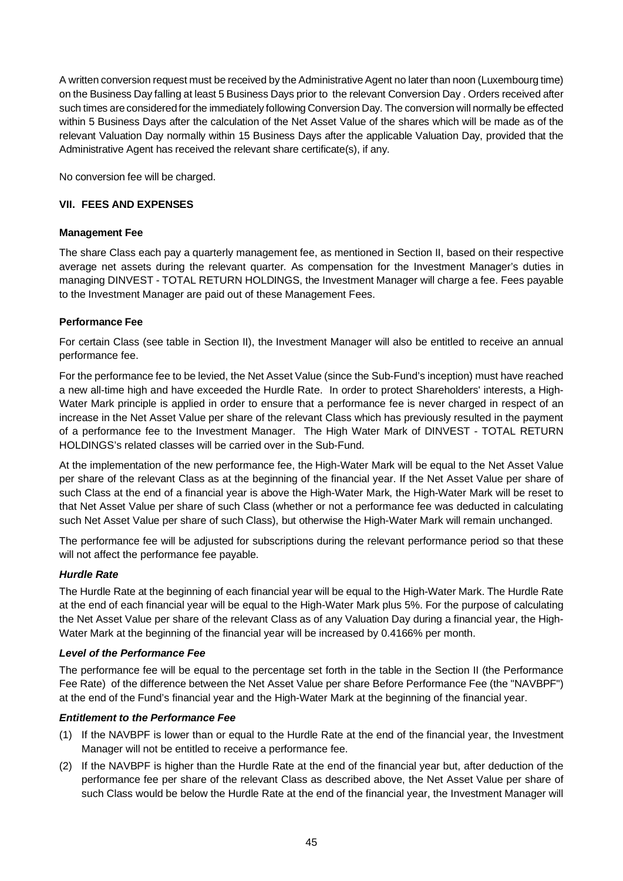A written conversion request must be received by the Administrative Agent no later than noon (Luxembourg time) on the Business Day falling at least 5 Business Days prior to the relevant Conversion Day . Orders received after such times are considered for the immediately following Conversion Day. The conversion will normally be effected within 5 Business Days after the calculation of the Net Asset Value of the shares which will be made as of the relevant Valuation Day normally within 15 Business Days after the applicable Valuation Day, provided that the Administrative Agent has received the relevant share certificate(s), if any.

No conversion fee will be charged.

## VII. FEES AND EXPENSES

### Management Fee

The share Class each pay a quarterly management fee, as mentioned in Section II, based on their respective average net assets during the relevant quarter. As compensation for the Investment Manager's duties in managing DINVEST - TOTAL RETURN HOLDINGS, the Investment Manager will charge a fee. Fees payable to the Investment Manager are paid out of these Management Fees.

### Performance Fee

For certain Class (see table in Section II), the Investment Manager will also be entitled to receive an annual performance fee.

For the performance fee to be levied, the Net Asset Value (since the Sub-Fund's inception) must have reached a new all-time high and have exceeded the Hurdle Rate. In order to protect Shareholders' interests, a High-Water Mark principle is applied in order to ensure that a performance fee is never charged in respect of an increase in the Net Asset Value per share of the relevant Class which has previously resulted in the payment of a performance fee to the Investment Manager. The High Water Mark of DINVEST - TOTAL RETURN HOLDINGS's related classes will be carried over in the Sub-Fund.

At the implementation of the new performance fee, the High-Water Mark will be equal to the Net Asset Value per share of the relevant Class as at the beginning of the financial year. If the Net Asset Value per share of such Class at the end of a financial year is above the High-Water Mark, the High-Water Mark will be reset to that Net Asset Value per share of such Class (whether or not a performance fee was deducted in calculating such Net Asset Value per share of such Class), but otherwise the High-Water Mark will remain unchanged.

The performance fee will be adjusted for subscriptions during the relevant performance period so that these will not affect the performance fee payable.

#### *Hurdle Rate*

The Hurdle Rate at the beginning of each financial year will be equal to the High-Water Mark. The Hurdle Rate at the end of each financial year will be equal to the High-Water Mark plus 5%. For the purpose of calculating the Net Asset Value per share of the relevant Class as of any Valuation Day during a financial year, the High-Water Mark at the beginning of the financial year will be increased by 0.4166% per month.

#### *Level of the Performance Fee*

The performance fee will be equal to the percentage set forth in the table in the Section II (the Performance Fee Rate) of the difference between the Net Asset Value per share Before Performance Fee (the "NAVBPF") at the end of the Fund's financial year and the High-Water Mark at the beginning of the financial year.

#### *Entitlement to the Performance Fee*

(1) If the NAVBPF is lower than or equal to the Hurdle Rate at the end of the financial year, the Investment Manager will not be entitled to receive a performance fee.

(2) If the NAVBPF is higher than the Hurdle Rate at the end of the financial year but, after deduction of the performance fee per share of the relevant Class as described above, the Net Asset Value per share of such Class would be below the Hurdle Rate at the end of the financial year, the Investment Manager will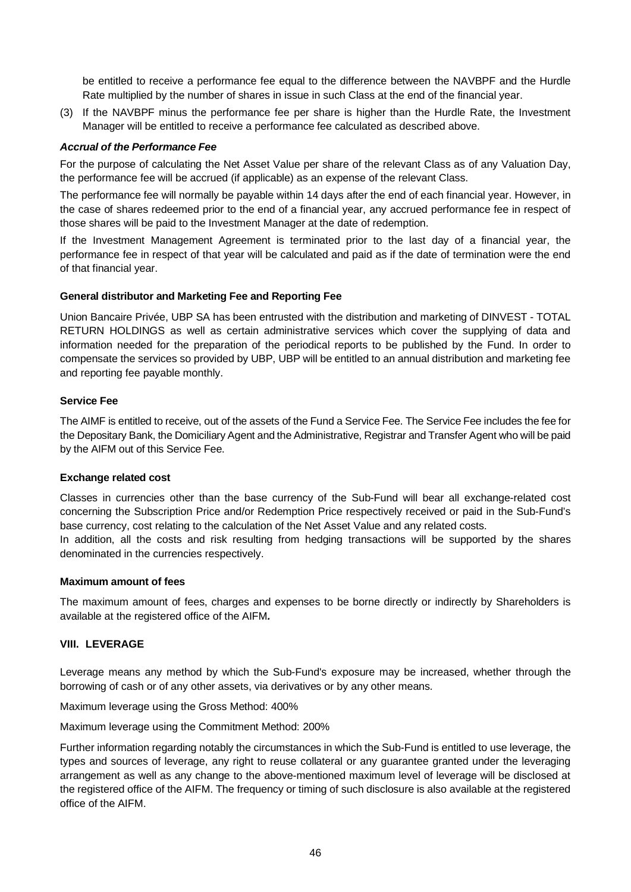be entitled to receive a performance fee equal to the difference between the NAVBPF and the Hurdle Rate multiplied by the number of shares in issue in such Class at the end of the financial year.

(3) If the NAVBPF minus the performance fee per share is higher than the Hurdle Rate, the Investment Manager will be entitled to receive a performance fee calculated as described above.

***Accrual of the Performance Fee***

For the purpose of calculating the Net Asset Value per share of the relevant Class as of any Valuation Day, the performance fee will be accrued (if applicable) as an expense of the relevant Class.

The performance fee will normally be payable within 14 days after the end of each financial year. However, in the case of shares redeemed prior to the end of a financial year, any accrued performance fee in respect of those shares will be paid to the Investment Manager at the date of redemption.

If the Investment Management Agreement is terminated prior to the last day of a financial year, the performance fee in respect of that year will be calculated and paid as if the date of termination were the end of that financial year.

**General distributor and Marketing Fee and Reporting Fee**

Union Bancaire Privée, UBP SA has been entrusted with the distribution and marketing of DINVEST - TOTAL RETURN HOLDINGS as well as certain administrative services which cover the supplying of data and information needed for the preparation of the periodical reports to be published by the Fund. In order to compensate the services so provided by UBP, UBP will be entitled to an annual distribution and marketing fee and reporting fee payable monthly.

**Service Fee**

The AIMF is entitled to receive, out of the assets of the Fund a Service Fee. The Service Fee includes the fee for the Depositary Bank, the Domiciliary Agent and the Administrative, Registrar and Transfer Agent who will be paid by the AIFM out of this Service Fee.

**Exchange related cost**

Classes in currencies other than the base currency of the Sub-Fund will bear all exchange-related cost concerning the Subscription Price and/or Redemption Price respectively received or paid in the Sub-Fund's base currency, cost relating to the calculation of the Net Asset Value and any related costs.
In addition, all the costs and risk resulting from hedging transactions will be supported by the shares denominated in the currencies respectively.

**Maximum amount of fees**

The maximum amount of fees, charges and expenses to be borne directly or indirectly by Shareholders is available at the registered office of the AIFM***.***

## VIII. LEVERAGE

Leverage means any method by which the Sub-Fund's exposure may be increased, whether through the borrowing of cash or of any other assets, via derivatives or by any other means.

Maximum leverage using the Gross Method: 400%

Maximum leverage using the Commitment Method: 200%

Further information regarding notably the circumstances in which the Sub-Fund is entitled to use leverage, the types and sources of leverage, any right to reuse collateral or any guarantee granted under the leveraging arrangement as well as any change to the above-mentioned maximum level of leverage will be disclosed at the registered office of the AIFM. The frequency or timing of such disclosure is also available at the registered office of the AIFM.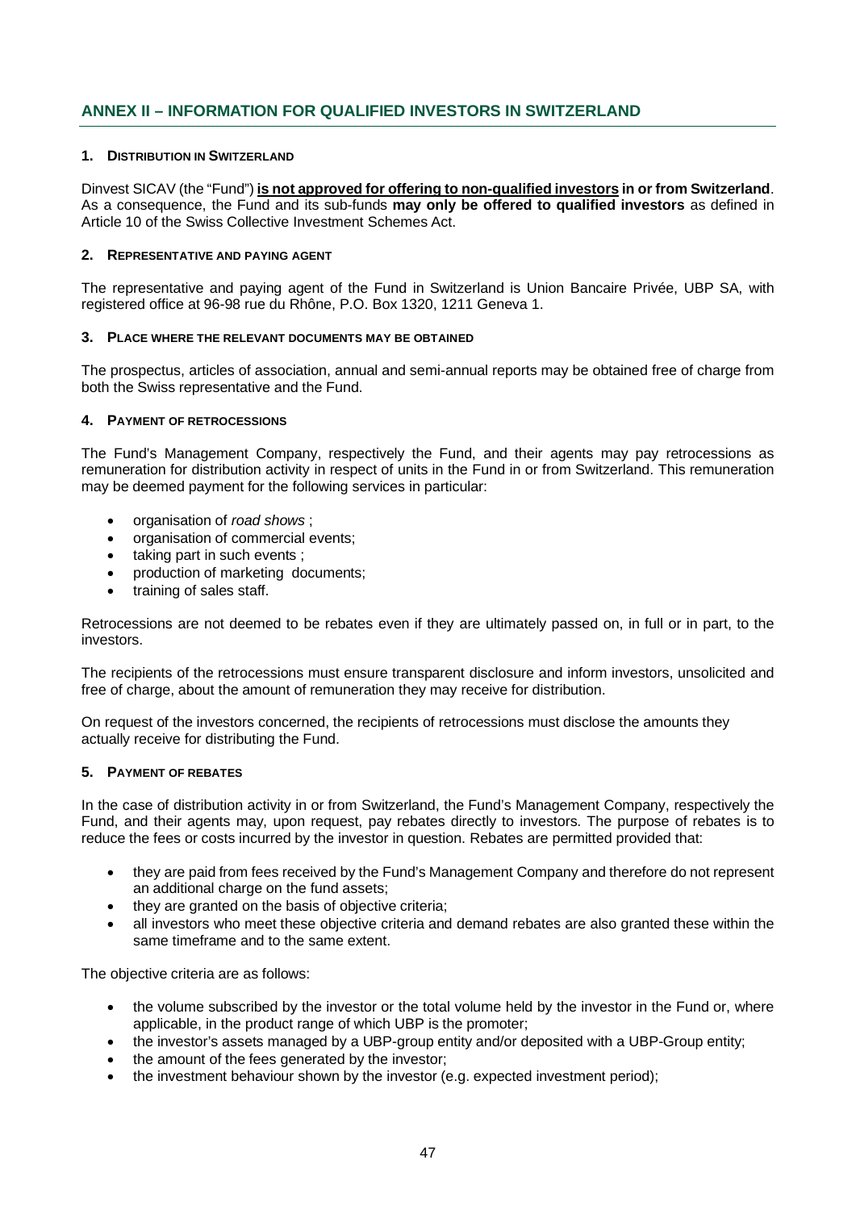## ANNEX II – INFORMATION FOR QUALIFIED INVESTORS IN SWITZERLAND

### 1. DISTRIBUTION IN SWITZERLAND

Dinvest SICAV (the "Fund") **is not approved for offering to non-qualified investors in or from Switzerland**. As a consequence, the Fund and its sub-funds **may only be offered to qualified investors** as defined in Article 10 of the Swiss Collective Investment Schemes Act.

### 2. REPRESENTATIVE AND PAYING AGENT

The representative and paying agent of the Fund in Switzerland is Union Bancaire Privée, UBP SA, with registered office at 96-98 rue du Rhône, P.O. Box 1320, 1211 Geneva 1.

### 3. PLACE WHERE THE RELEVANT DOCUMENTS MAY BE OBTAINED

The prospectus, articles of association, annual and semi-annual reports may be obtained free of charge from both the Swiss representative and the Fund.

### 4. PAYMENT OF RETROCESSIONS

The Fund's Management Company, respectively the Fund, and their agents may pay retrocessions as remuneration for distribution activity in respect of units in the Fund in or from Switzerland. This remuneration may be deemed payment for the following services in particular:

- organisation of *road shows* ;
- organisation of commercial events;
- taking part in such events ;
- production of marketing documents;
- training of sales staff.

Retrocessions are not deemed to be rebates even if they are ultimately passed on, in full or in part, to the investors.

The recipients of the retrocessions must ensure transparent disclosure and inform investors, unsolicited and free of charge, about the amount of remuneration they may receive for distribution.

On request of the investors concerned, the recipients of retrocessions must disclose the amounts they actually receive for distributing the Fund.

### 5. PAYMENT OF REBATES

In the case of distribution activity in or from Switzerland, the Fund's Management Company, respectively the Fund, and their agents may, upon request, pay rebates directly to investors. The purpose of rebates is to reduce the fees or costs incurred by the investor in question. Rebates are permitted provided that:

- they are paid from fees received by the Fund's Management Company and therefore do not represent an additional charge on the fund assets;
- they are granted on the basis of objective criteria;
- all investors who meet these objective criteria and demand rebates are also granted these within the same timeframe and to the same extent.

The objective criteria are as follows:

- the volume subscribed by the investor or the total volume held by the investor in the Fund or, where applicable, in the product range of which UBP is the promoter;
- the investor's assets managed by a UBP-group entity and/or deposited with a UBP-Group entity;
- the amount of the fees generated by the investor;
- the investment behaviour shown by the investor (e.g. expected investment period);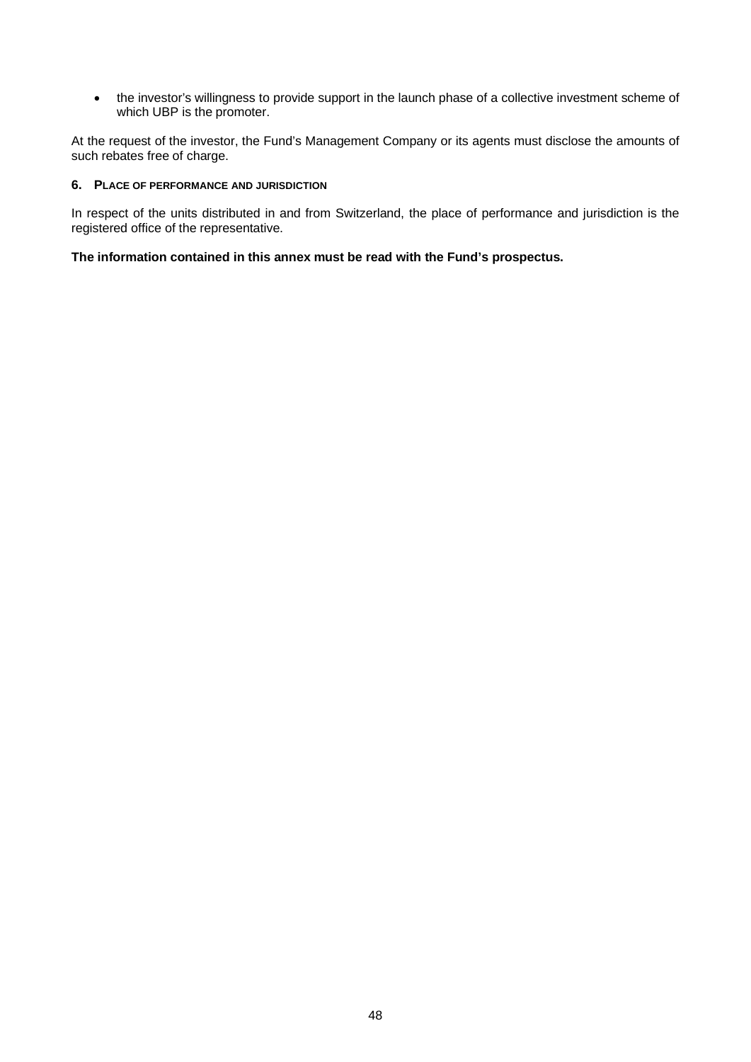- the investor's willingness to provide support in the launch phase of a collective investment scheme of which UBP is the promoter.

At the request of the investor, the Fund's Management Company or its agents must disclose the amounts of such rebates free of charge.

### 6. PLACE OF PERFORMANCE AND JURISDICTION

In respect of the units distributed in and from Switzerland, the place of performance and jurisdiction is the registered office of the representative.

**The information contained in this annex must be read with the Fund's prospectus.**